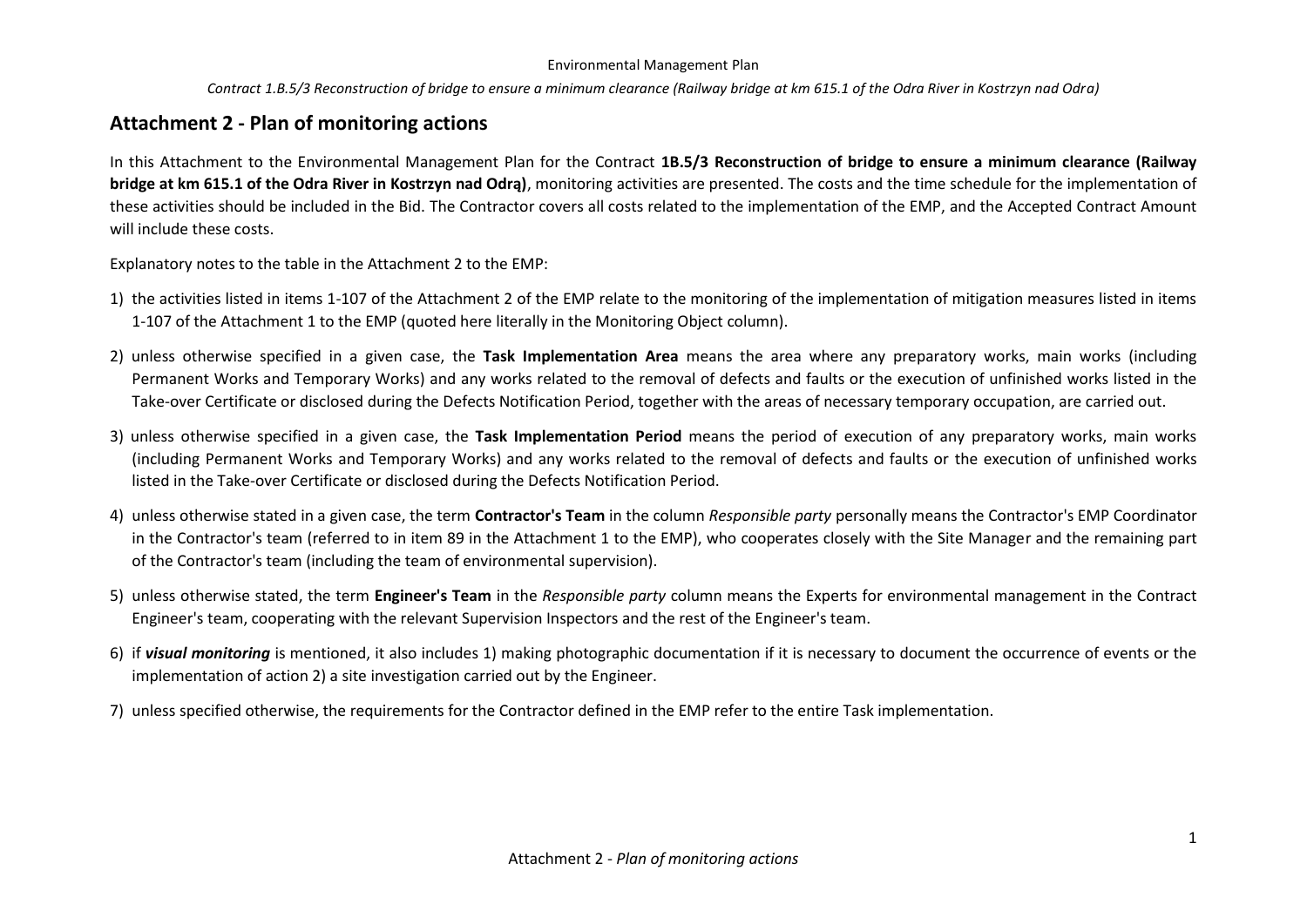## Attachment 2 - Plan of monitoring actions

In this Attachment to the Environmental Management Plan for the Contract **1B.5/3 Reconstruction of bridge to ensure a minimum clearance (Railway bridge at km 615.1 of the Odra River in Kostrzyn nad Odrą)**, monitoring activities are presented. The costs and the time schedule for the implementation of these activities should be included in the Bid. The Contractor covers all costs related to the implementation of the EMP, and the Accepted Contract Amount will include these costs.

Explanatory notes to the table in the Attachment 2 to the EMP:

1) the activities listed in items 1-107 of the Attachment 2 of the EMP relate to the monitoring of the implementation of mitigation measures listed in items 1-107 of the Attachment 1 to the EMP (quoted here literally in the Monitoring Object column).
2) unless otherwise specified in a given case, the **Task Implementation Area** means the area where any preparatory works, main works (including Permanent Works and Temporary Works) and any works related to the removal of defects and faults or the execution of unfinished works listed in the Take-over Certificate or disclosed during the Defects Notification Period, together with the areas of necessary temporary occupation, are carried out.
3) unless otherwise specified in a given case, the **Task Implementation Period** means the period of execution of any preparatory works, main works (including Permanent Works and Temporary Works) and any works related to the removal of defects and faults or the execution of unfinished works listed in the Take-over Certificate or disclosed during the Defects Notification Period.
4) unless otherwise stated in a given case, the term **Contractor's Team** in the column *Responsible party* personally means the Contractor's EMP Coordinator in the Contractor's team (referred to in item 89 in the Attachment 1 to the EMP), who cooperates closely with the Site Manager and the remaining part of the Contractor's team (including the team of environmental supervision).
5) unless otherwise stated, the term **Engineer's Team** in the *Responsible party* column means the Experts for environmental management in the Contract Engineer's team, cooperating with the relevant Supervision Inspectors and the rest of the Engineer's team.
6) if ***visual monitoring*** is mentioned, it also includes 1) making photographic documentation if it is necessary to document the occurrence of events or the implementation of action 2) a site investigation carried out by the Engineer.
7) unless specified otherwise, the requirements for the Contractor defined in the EMP refer to the entire Task implementation.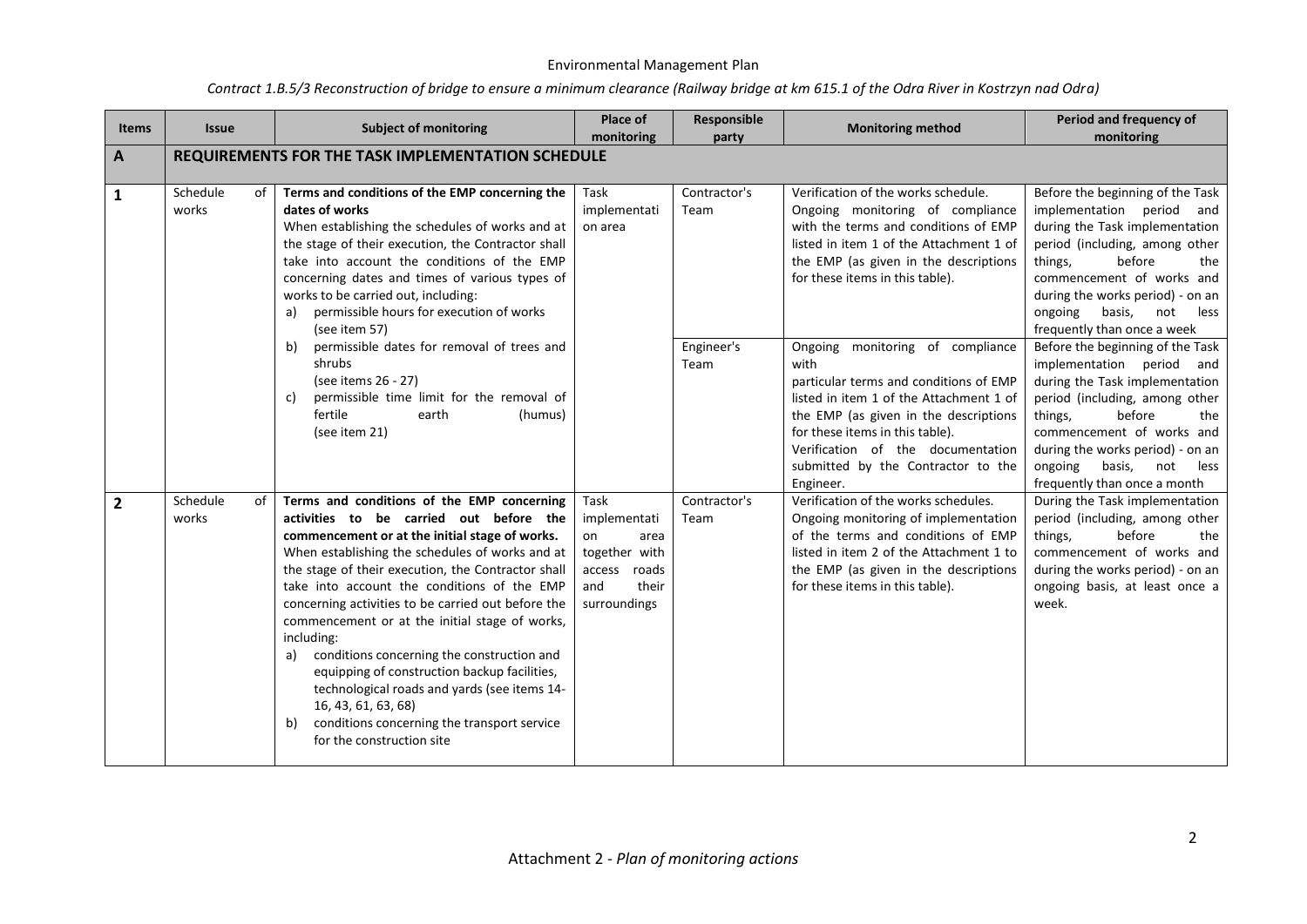Environmental Management Plan

*Contract 1.B.5/3 Reconstruction of bridge to ensure a minimum clearance (Railway bridge at km 615.1 of the Odra River in Kostrzyn nad Odra)*

| Items | Issue | Subject of monitoring | Place of monitoring | Responsible party | Monitoring method | Period and frequency of monitoring |
|---|---|---|---|---|---|---|
| **A** | **REQUIREMENTS FOR THE TASK IMPLEMENTATION SCHEDULE** | | | | | |
| **1** | Schedule of works | **Terms and conditions of the EMP concerning the dates of works**<br>When establishing the schedules of works and at the stage of their execution, the Contractor shall take into account the conditions of the EMP concerning dates and times of various types of works to be carried out, including:<br>a) permissible hours for execution of works (see item 57)<br>b) permissible dates for removal of trees and shrubs (see items 26 - 27)<br>c) permissible time limit for the removal of fertile earth (humus) (see item 21) | Task implementation area | Contractor's Team | Verification of the works schedule. Ongoing monitoring of compliance with the terms and conditions of EMP listed in item 1 of the Attachment 1 of the EMP (as given in the descriptions for these items in this table). | Before the beginning of the Task implementation period and during the Task implementation period (including, among other things, before the commencement of works and during the works period) - on an ongoing basis, not less frequently than once a week |
| | | | | Engineer's Team | Ongoing monitoring of compliance with particular terms and conditions of EMP listed in item 1 of the Attachment 1 of the EMP (as given in the descriptions for these items in this table). Verification of the documentation submitted by the Contractor to the Engineer. | Before the beginning of the Task implementation period and during the Task implementation period (including, among other things, before the commencement of works and during the works period) - on an ongoing basis, not less frequently than once a month |
| **2** | Schedule of works | **Terms and conditions of the EMP concerning activities to be carried out before the commencement or at the initial stage of works.**<br>When establishing the schedules of works and at the stage of their execution, the Contractor shall take into account the conditions of the EMP concerning activities to be carried out before the commencement or at the initial stage of works, including:<br>a) conditions concerning the construction and equipping of construction backup facilities, technological roads and yards (see items 14-16, 43, 61, 63, 68)<br>b) conditions concerning the transport service for the construction site | Task implementation on area together with access roads and their surroundings | Contractor's Team | Verification of the works schedules. Ongoing monitoring of implementation of the terms and conditions of EMP listed in item 2 of the Attachment 1 to the EMP (as given in the descriptions for these items in this table). | During the Task implementation period (including, among other things, before the commencement of works and during the works period) - on an ongoing basis, at least once a week. |

Attachment 2 - *Plan of monitoring actions*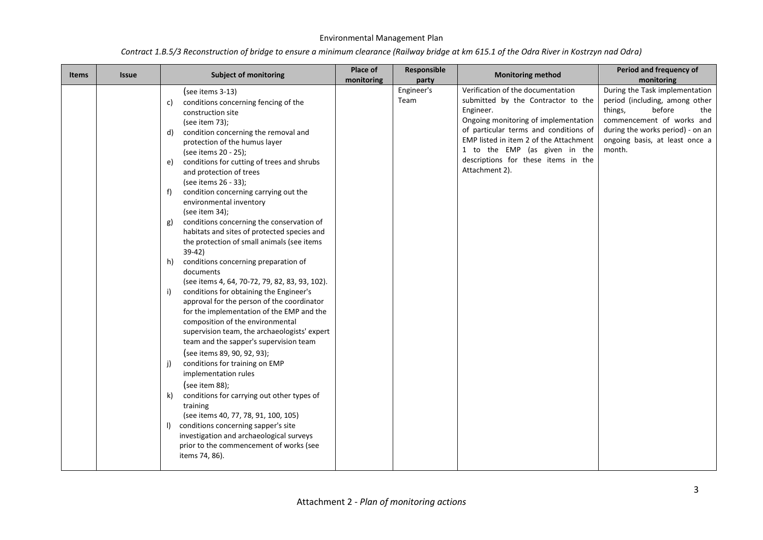| Items | Issue | Subject of monitoring | Place of monitoring | Responsible party | Monitoring method | Period and frequency of monitoring |
|---|---|---|---|---|---|---|
| | | (see items 3-13)<br>c) conditions concerning fencing of the construction site (see item 73);<br>d) condition concerning the removal and protection of the humus layer (see items 20 - 25);<br>e) conditions for cutting of trees and shrubs and protection of trees (see items 26 - 33);<br>f) condition concerning carrying out the environmental inventory (see item 34);<br>g) conditions concerning the conservation of habitats and sites of protected species and the protection of small animals (see items 39-42)<br>h) conditions concerning preparation of documents (see items 4, 64, 70-72, 79, 82, 83, 93, 102).<br>i) conditions for obtaining the Engineer's approval for the person of the coordinator for the implementation of the EMP and the composition of the environmental supervision team, the archaeologists' expert team and the sapper's supervision team (see items 89, 90, 92, 93);<br>j) conditions for training on EMP implementation rules (see item 88);<br>k) conditions for carrying out other types of training (see items 40, 77, 78, 91, 100, 105)<br>l) conditions concerning sapper's site investigation and archaeological surveys prior to the commencement of works (see items 74, 86). | | Engineer's Team | Verification of the documentation submitted by the Contractor to the Engineer.<br>Ongoing monitoring of implementation of particular terms and conditions of EMP listed in item 2 of the Attachment 1 to the EMP (as given in the descriptions for these items in the Attachment 2). | During the Task implementation period (including, among other things, before the commencement of works and during the works period) - on an ongoing basis, at least once a month. |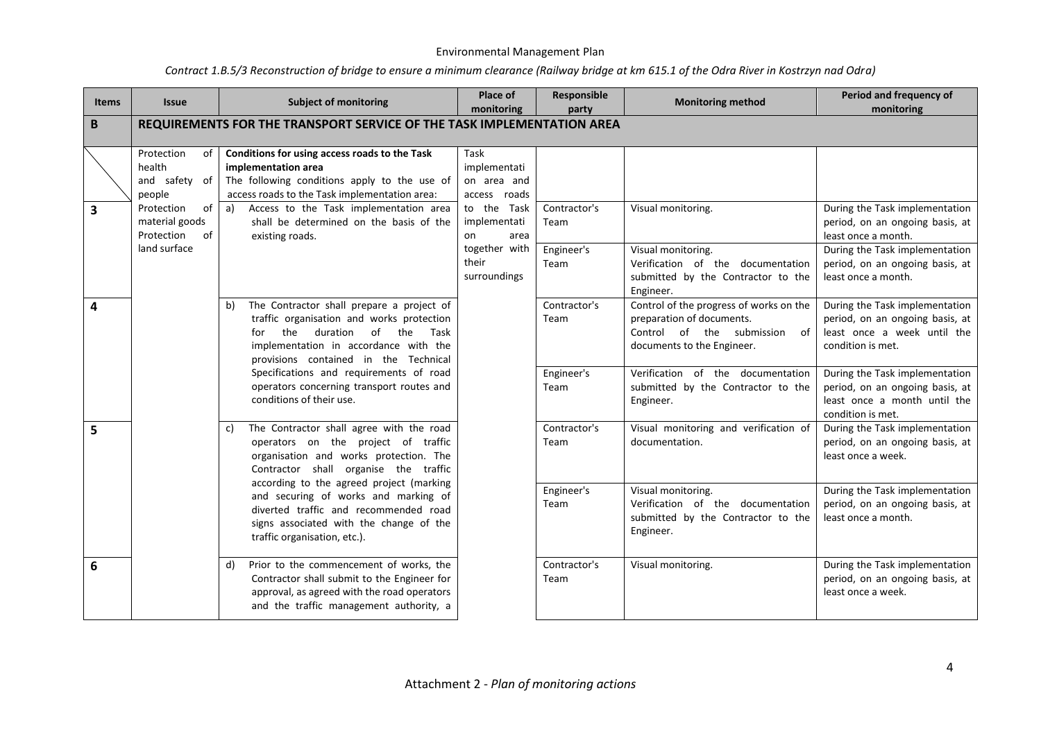| Items | Issue | Subject of monitoring | Place of monitoring | Responsible party | Monitoring method | Period and frequency of monitoring |
|---|---|---|---|---|---|---|
| **B** | **REQUIREMENTS FOR THE TRANSPORT SERVICE OF THE TASK IMPLEMENTATION AREA** | | | | | |
| | Protection of health and safety of people<br>Protection of material goods<br>Protection of land surface | **Conditions for using access roads to the Task implementation area**<br>The following conditions apply to the use of access roads to the Task implementation area: | Task implementation area and access roads to the Task implementation area together with their surroundings | | | |
| **3** | | a) Access to the Task implementation area shall be determined on the basis of the existing roads. | | Contractor's Team | Visual monitoring. | During the Task implementation period, on an ongoing basis, at least once a month. |
| | | | | Engineer's Team | Visual monitoring.<br>Verification of the documentation submitted by the Contractor to the Engineer. | During the Task implementation period, on an ongoing basis, at least once a month. |
| **4** | | b) The Contractor shall prepare a project of traffic organisation and works protection for the duration of the Task implementation in accordance with the provisions contained in the Technical Specifications and requirements of road operators concerning transport routes and conditions of their use. | | Contractor's Team | Control of the progress of works on the preparation of documents.<br>Control of the submission of documents to the Engineer. | During the Task implementation period, on an ongoing basis, at least once a week until the condition is met. |
| | | | | Engineer's Team | Verification of the documentation submitted by the Contractor to the Engineer. | During the Task implementation period, on an ongoing basis, at least once a month until the condition is met. |
| **5** | | c) The Contractor shall agree with the road operators on the project of traffic organisation and works protection. The Contractor shall organise the traffic according to the agreed project (marking and securing of works and marking of diverted traffic and recommended road signs associated with the change of the traffic organisation, etc.). | | Contractor's Team | Visual monitoring and verification of documentation. | During the Task implementation period, on an ongoing basis, at least once a week. |
| | | | | Engineer's Team | Visual monitoring.<br>Verification of the documentation submitted by the Contractor to the Engineer. | During the Task implementation period, on an ongoing basis, at least once a month. |
| **6** | | d) Prior to the commencement of works, the Contractor shall submit to the Engineer for approval, as agreed with the road operators and the traffic management authority, a | | Contractor's Team | Visual monitoring. | During the Task implementation period, on an ongoing basis, at least once a week. |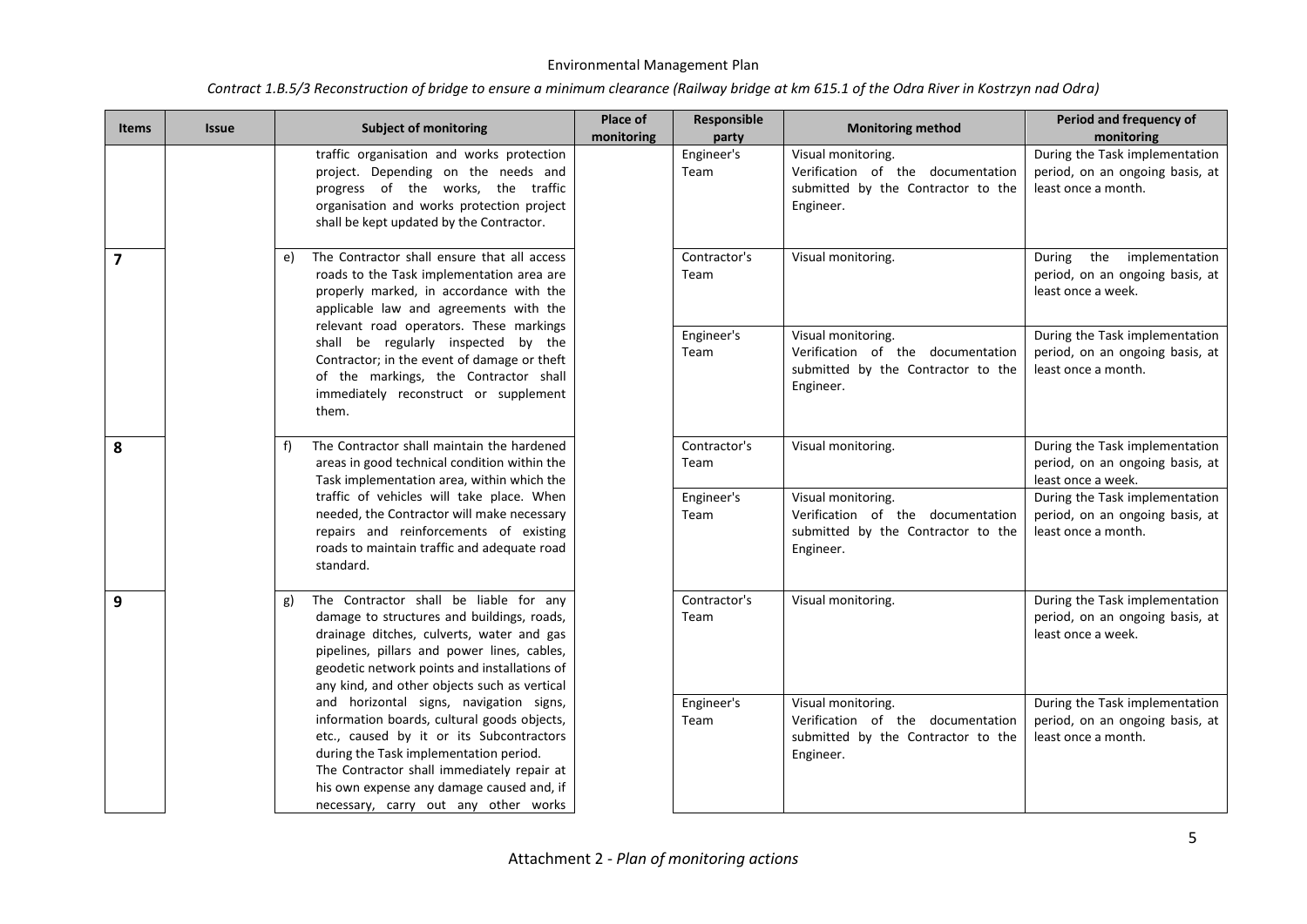| Items | Issue | Subject of monitoring | Place of monitoring | Responsible party | Monitoring method | Period and frequency of monitoring |
|---|---|---|---|---|---|---|
| | | traffic organisation and works protection project. Depending on the needs and progress of the works, the traffic organisation and works protection project shall be kept updated by the Contractor. | | Engineer's Team | Visual monitoring. Verification of the documentation submitted by the Contractor to the Engineer. | During the Task implementation period, on an ongoing basis, at least once a month. |
| **7** | | e) The Contractor shall ensure that all access roads to the Task implementation area are properly marked, in accordance with the applicable law and agreements with the relevant road operators. These markings shall be regularly inspected by the Contractor; in the event of damage or theft of the markings, the Contractor shall immediately reconstruct or supplement them. | | Contractor's Team | Visual monitoring. | During the implementation period, on an ongoing basis, at least once a week. |
| | | | | Engineer's Team | Visual monitoring. Verification of the documentation submitted by the Contractor to the Engineer. | During the Task implementation period, on an ongoing basis, at least once a month. |
| **8** | | f) The Contractor shall maintain the hardened areas in good technical condition within the Task implementation area, within which the traffic of vehicles will take place. When needed, the Contractor will make necessary repairs and reinforcements of existing roads to maintain traffic and adequate road standard. | | Contractor's Team | Visual monitoring. | During the Task implementation period, on an ongoing basis, at least once a week. |
| | | | | Engineer's Team | Visual monitoring. Verification of the documentation submitted by the Contractor to the Engineer. | During the Task implementation period, on an ongoing basis, at least once a month. |
| **9** | | g) The Contractor shall be liable for any damage to structures and buildings, roads, drainage ditches, culverts, water and gas pipelines, pillars and power lines, cables, geodetic network points and installations of any kind, and other objects such as vertical and horizontal signs, navigation signs, information boards, cultural goods objects, etc., caused by it or its Subcontractors during the Task implementation period. The Contractor shall immediately repair at his own expense any damage caused and, if necessary, carry out any other works | | Contractor's Team | Visual monitoring. | During the Task implementation period, on an ongoing basis, at least once a week. |
| | | | | Engineer's Team | Visual monitoring. Verification of the documentation submitted by the Contractor to the Engineer. | During the Task implementation period, on an ongoing basis, at least once a month. |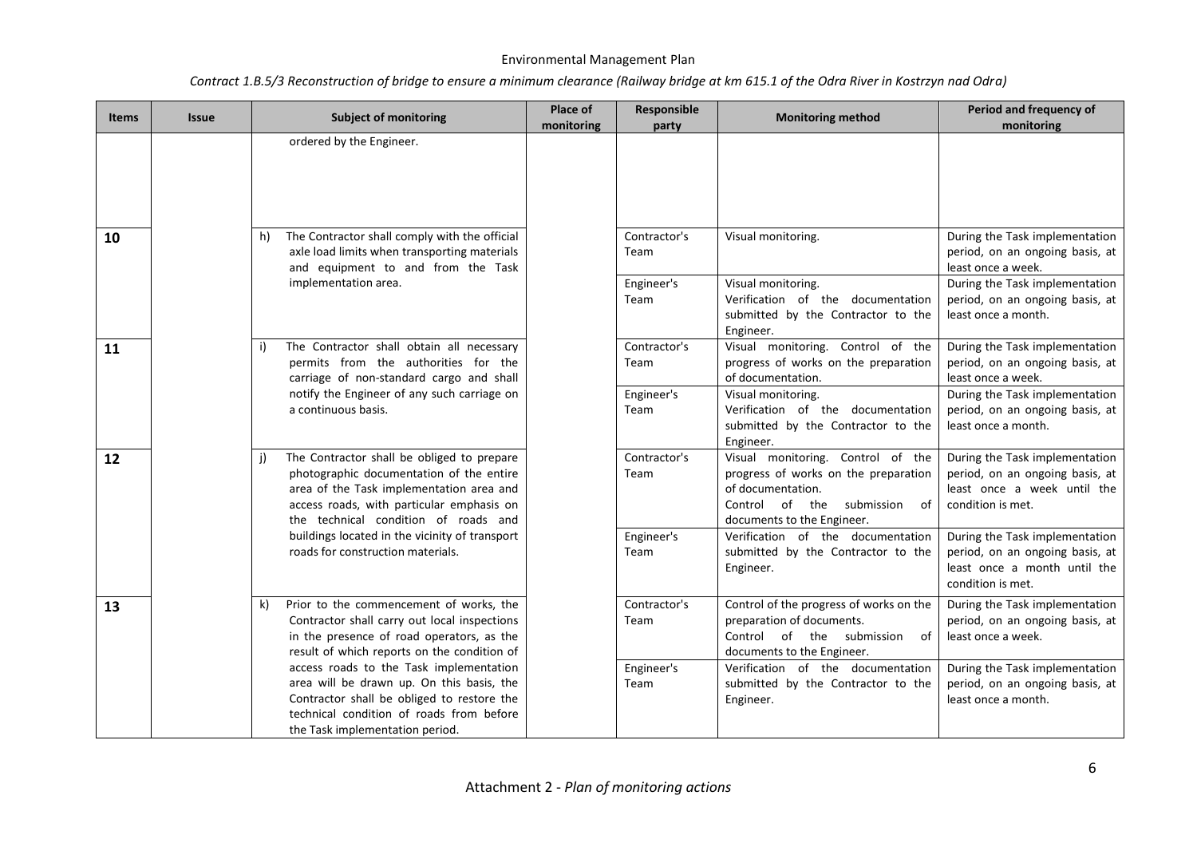| Items | Issue | Subject of monitoring | Place of monitoring | Responsible party | Monitoring method | Period and frequency of monitoring |
|---|---|---|---|---|---|---|
| | | ordered by the Engineer. | | | | |
| 10 | | h) The Contractor shall comply with the official axle load limits when transporting materials and equipment to and from the Task implementation area. | | Contractor's Team | Visual monitoring. | During the Task implementation period, on an ongoing basis, at least once a week. |
| | | | | Engineer's Team | Visual monitoring. Verification of the documentation submitted by the Contractor to the Engineer. | During the Task implementation period, on an ongoing basis, at least once a month. |
| 11 | | i) The Contractor shall obtain all necessary permits from the authorities for the carriage of non-standard cargo and shall notify the Engineer of any such carriage on a continuous basis. | | Contractor's Team | Visual monitoring. Control of the progress of works on the preparation of documentation. | During the Task implementation period, on an ongoing basis, at least once a week. |
| | | | | Engineer's Team | Visual monitoring. Verification of the documentation submitted by the Contractor to the Engineer. | During the Task implementation period, on an ongoing basis, at least once a month. |
| 12 | | j) The Contractor shall be obliged to prepare photographic documentation of the entire area of the Task implementation area and access roads, with particular emphasis on the technical condition of roads and buildings located in the vicinity of transport roads for construction materials. | | Contractor's Team | Visual monitoring. Control of the progress of works on the preparation of documentation. Control of the submission of documents to the Engineer. | During the Task implementation period, on an ongoing basis, at least once a week until the condition is met. |
| | | | | Engineer's Team | Verification of the documentation submitted by the Contractor to the Engineer. | During the Task implementation period, on an ongoing basis, at least once a month until the condition is met. |
| 13 | | k) Prior to the commencement of works, the Contractor shall carry out local inspections in the presence of road operators, as the result of which reports on the condition of access roads to the Task implementation area will be drawn up. On this basis, the Contractor shall be obliged to restore the technical condition of roads from before the Task implementation period. | | Contractor's Team | Control of the progress of works on the preparation of documents. Control of the submission of documents to the Engineer. | During the Task implementation period, on an ongoing basis, at least once a week. |
| | | | | Engineer's Team | Verification of the documentation submitted by the Contractor to the Engineer. | During the Task implementation period, on an ongoing basis, at least once a month. |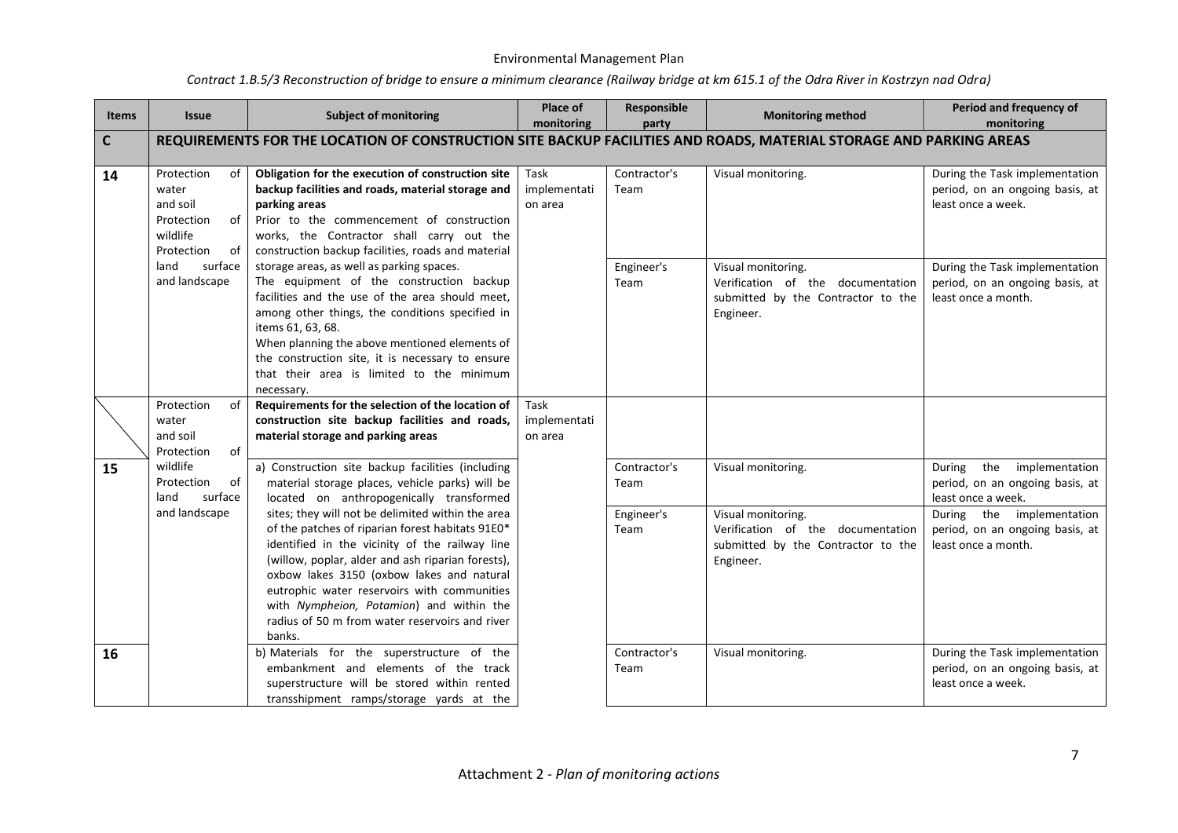| Items | Issue | Subject of monitoring | Place of monitoring | Responsible party | Monitoring method | Period and frequency of monitoring |
|---|---|---|---|---|---|---|
| **C** | **REQUIREMENTS FOR THE LOCATION OF CONSTRUCTION SITE BACKUP FACILITIES AND ROADS, MATERIAL STORAGE AND PARKING AREAS** | | | | | |
| **14** | Protection of water and soil Protection of wildlife Protection of land surface and landscape | **Obligation for the execution of construction site backup facilities and roads, material storage and parking areas** Prior to the commencement of construction works, the Contractor shall carry out the construction backup facilities, roads and material storage areas, as well as parking spaces. The equipment of the construction backup facilities and the use of the area should meet, among other things, the conditions specified in items 61, 63, 68. When planning the above mentioned elements of the construction site, it is necessary to ensure that their area is limited to the minimum necessary. | Task implementation area | Contractor's Team | Visual monitoring. | During the Task implementation period, on an ongoing basis, at least once a week. |
| | | | | Engineer's Team | Visual monitoring. Verification of the documentation submitted by the Contractor to the Engineer. | During the Task implementation period, on an ongoing basis, at least once a month. |
| | Protection of water and soil Protection of wildlife Protection of land surface and landscape | **Requirements for the selection of the location of construction site backup facilities and roads, material storage and parking areas** | Task implementation area | | | |
| **15** | | a) Construction site backup facilities (including material storage places, vehicle parks) will be located on anthropogenically transformed sites; they will not be delimited within the area of the patches of riparian forest habitats 91E0* identified in the vicinity of the railway line (willow, poplar, alder and ash riparian forests), oxbow lakes 3150 (oxbow lakes and natural eutrophic water reservoirs with communities with *Nympheion, Potamion*) and within the radius of 50 m from water reservoirs and river banks. | | Contractor's Team | Visual monitoring. | During the implementation period, on an ongoing basis, at least once a week. |
| | | | | Engineer's Team | Visual monitoring. Verification of the documentation submitted by the Contractor to the Engineer. | During the implementation period, on an ongoing basis, at least once a month. |
| **16** | | b) Materials for the superstructure of the embankment and elements of the track superstructure will be stored within rented transshipment ramps/storage yards at the | | Contractor's Team | Visual monitoring. | During the Task implementation period, on an ongoing basis, at least once a week. |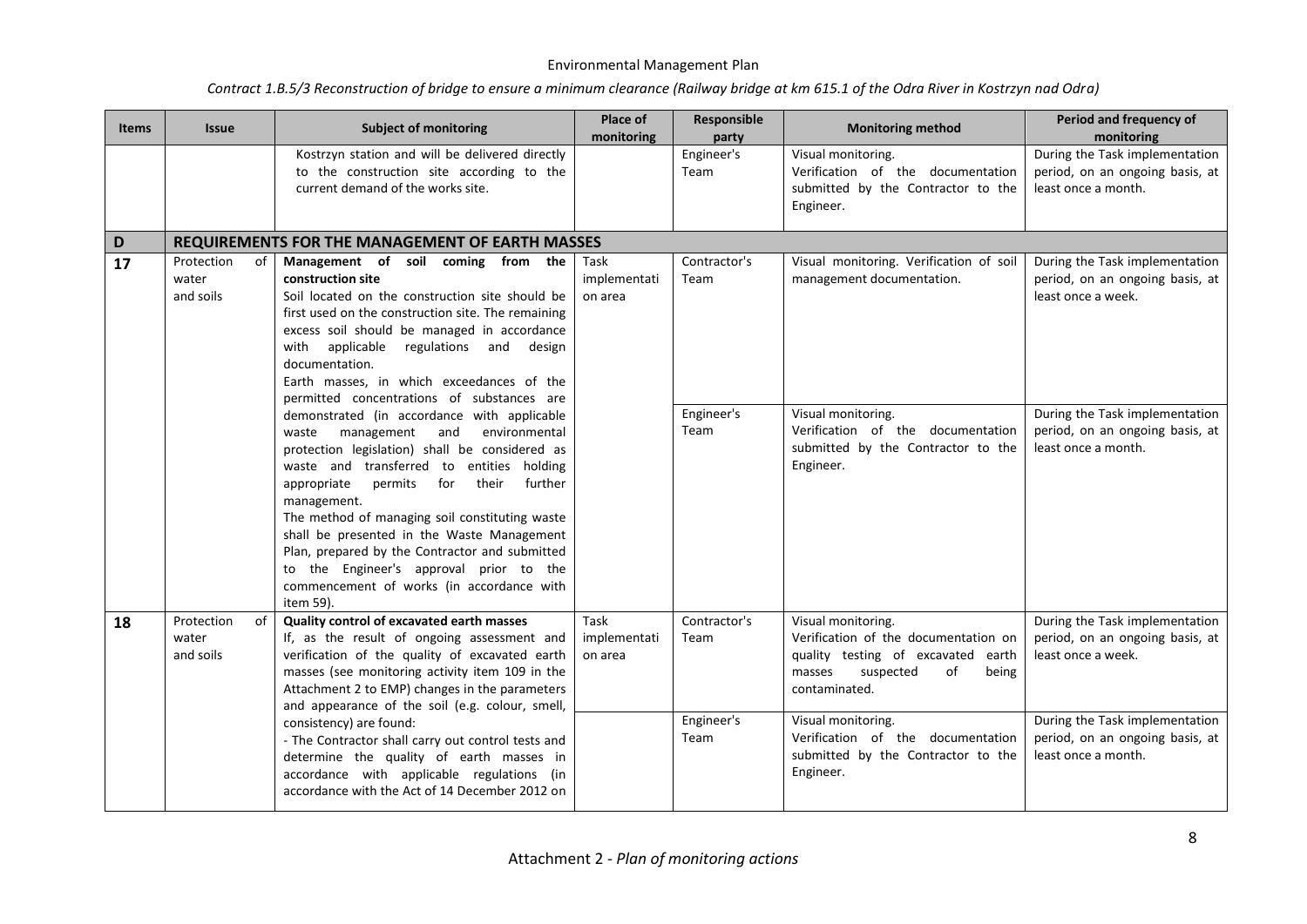| Items | Issue | Subject of monitoring | Place of monitoring | Responsible party | Monitoring method | Period and frequency of monitoring |
|---|---|---|---|---|---|---|
| | | Kostrzyn station and will be delivered directly to the construction site according to the current demand of the works site. | | Engineer's Team | Visual monitoring. Verification of the documentation submitted by the Contractor to the Engineer. | During the Task implementation period, on an ongoing basis, at least once a month. |
| **D** | **REQUIREMENTS FOR THE MANAGEMENT OF EARTH MASSES** | | | | | |
| **17** | Protection of water and soils | **Management of soil coming from the construction site**<br>Soil located on the construction site should be first used on the construction site. The remaining excess soil should be managed in accordance with applicable regulations and design documentation.<br>Earth masses, in which exceedances of the permitted concentrations of substances are demonstrated (in accordance with applicable waste management and environmental protection legislation) shall be considered as waste and transferred to entities holding appropriate permits for their further management.<br>The method of managing soil constituting waste shall be presented in the Waste Management Plan, prepared by the Contractor and submitted to the Engineer's approval prior to the commencement of works (in accordance with item 59). | Task implementation area | Contractor's Team | Visual monitoring. Verification of soil management documentation. | During the Task implementation period, on an ongoing basis, at least once a week. |
| | | | | Engineer's Team | Visual monitoring. Verification of the documentation submitted by the Contractor to the Engineer. | During the Task implementation period, on an ongoing basis, at least once a month. |
| **18** | Protection of water and soils | **Quality control of excavated earth masses**<br>If, as the result of ongoing assessment and verification of the quality of excavated earth masses (see monitoring activity item 109 in the Attachment 2 to EMP) changes in the parameters and appearance of the soil (e.g. colour, smell, consistency) are found:<br>- The Contractor shall carry out control tests and determine the quality of earth masses in accordance with applicable regulations (in accordance with the Act of 14 December 2012 on | Task implementation area | Contractor's Team | Visual monitoring. Verification of the documentation on quality testing of excavated earth masses suspected of being contaminated. | During the Task implementation period, on an ongoing basis, at least once a week. |
| | | | | Engineer's Team | Visual monitoring. Verification of the documentation submitted by the Contractor to the Engineer. | During the Task implementation period, on an ongoing basis, at least once a month. |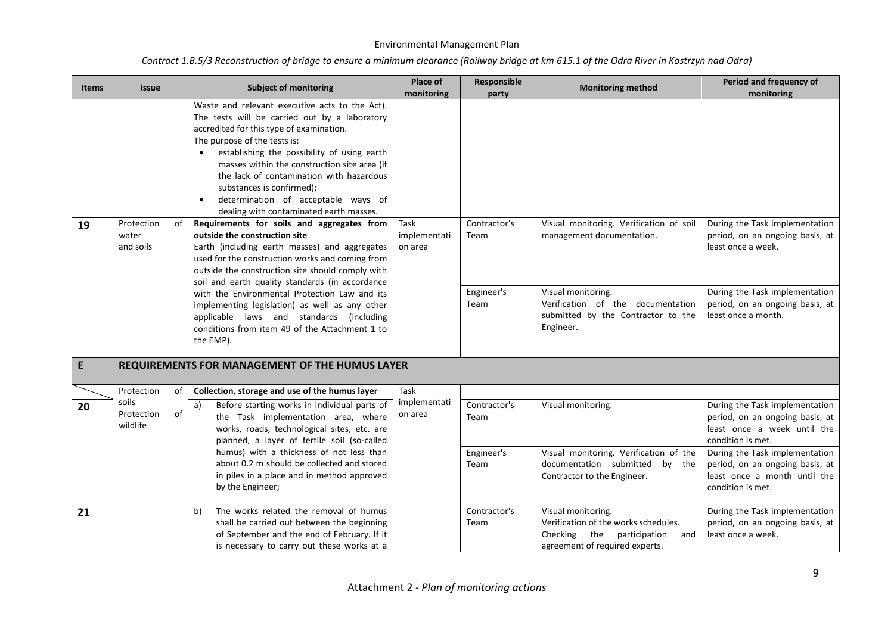| Items | Issue | Subject of monitoring | Place of monitoring | Responsible party | Monitoring method | Period and frequency of monitoring |
|---|---|---|---|---|---|---|
| | | Waste and relevant executive acts to the Act). The tests will be carried out by a laboratory accredited for this type of examination. The purpose of the tests is: • establishing the possibility of using earth masses within the construction site area (if the lack of contamination with hazardous substances is confirmed); • determination of acceptable ways of dealing with contaminated earth masses. | | | | |
| 19 | Protection of water and soils | **Requirements for soils and aggregates from outside the construction site** Earth (including earth masses) and aggregates used for the construction works and coming from outside the construction site should comply with soil and earth quality standards (in accordance with the Environmental Protection Law and its implementing legislation) as well as any other applicable laws and standards (including conditions from item 49 of the Attachment 1 to the EMP). | Task implementation area | Contractor's Team | Visual monitoring. Verification of soil management documentation. | During the Task implementation period, on an ongoing basis, at least once a week. |
| | | | | Engineer's Team | Visual monitoring. Verification of the documentation submitted by the Contractor to the Engineer. | During the Task implementation period, on an ongoing basis, at least once a month. |
| **E** | **REQUIREMENTS FOR MANAGEMENT OF THE HUMUS LAYER** | | | | | |
| | Protection of soils Protection of wildlife | **Collection, storage and use of the humus layer** | Task implementation area | | | |
| 20 | | a) Before starting works in individual parts of the Task implementation area, where works, roads, technological sites, etc. are planned, a layer of fertile soil (so-called humus) with a thickness of not less than about 0.2 m should be collected and stored in piles in a place and in method approved by the Engineer; | | Contractor's Team | Visual monitoring. | During the Task implementation period, on an ongoing basis, at least once a week until the condition is met. |
| | | | | Engineer's Team | Visual monitoring. Verification of the documentation submitted by the Contractor to the Engineer. | During the Task implementation period, on an ongoing basis, at least once a month until the condition is met. |
| 21 | | b) The works related the removal of humus shall be carried out between the beginning of September and the end of February. If it is necessary to carry out these works at a | | Contractor's Team | Visual monitoring. Verification of the works schedules. Checking the participation and agreement of required experts. | During the Task implementation period, on an ongoing basis, at least once a week. |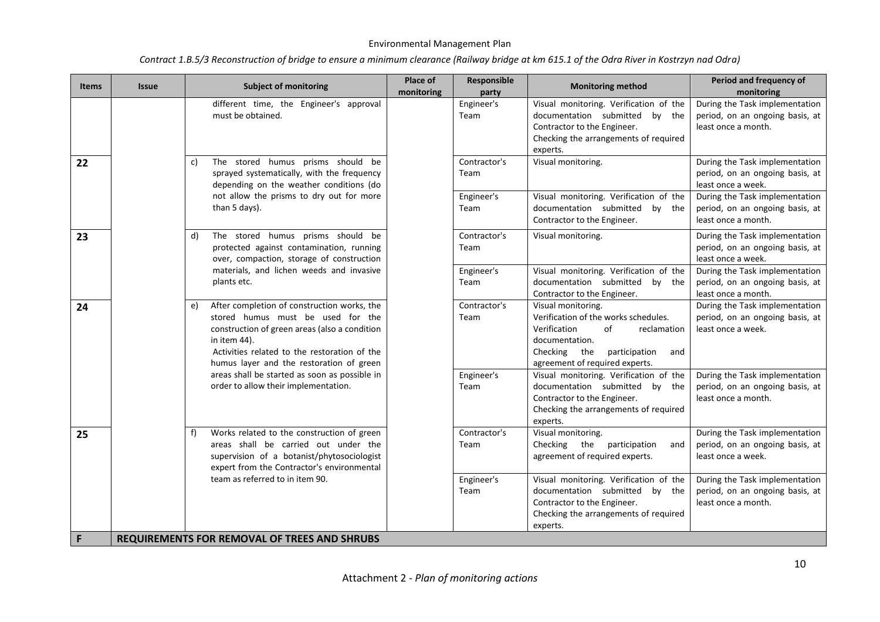| Items | Issue | Subject of monitoring | Place of monitoring | Responsible party | Monitoring method | Period and frequency of monitoring |
|---|---|---|---|---|---|---|
| | | different time, the Engineer's approval must be obtained. | | Engineer's Team | Visual monitoring. Verification of the documentation submitted by the Contractor to the Engineer. Checking the arrangements of required experts. | During the Task implementation period, on an ongoing basis, at least once a month. |
| 22 | | c) The stored humus prisms should be sprayed systematically, with the frequency depending on the weather conditions (do not allow the prisms to dry out for more than 5 days). | | Contractor's Team | Visual monitoring. | During the Task implementation period, on an ongoing basis, at least once a week. |
| | | | | Engineer's Team | Visual monitoring. Verification of the documentation submitted by the Contractor to the Engineer. | During the Task implementation period, on an ongoing basis, at least once a month. |
| 23 | | d) The stored humus prisms should be protected against contamination, running over, compaction, storage of construction materials, and lichen weeds and invasive plants etc. | | Contractor's Team | Visual monitoring. | During the Task implementation period, on an ongoing basis, at least once a week. |
| | | | | Engineer's Team | Visual monitoring. Verification of the documentation submitted by the Contractor to the Engineer. | During the Task implementation period, on an ongoing basis, at least once a month. |
| 24 | | e) After completion of construction works, the stored humus must be used for the construction of green areas (also a condition in item 44). Activities related to the restoration of the humus layer and the restoration of green areas shall be started as soon as possible in order to allow their implementation. | | Contractor's Team | Visual monitoring. Verification of the works schedules. Verification of reclamation documentation. Checking the participation and agreement of required experts. | During the Task implementation period, on an ongoing basis, at least once a week. |
| | | | | Engineer's Team | Visual monitoring. Verification of the documentation submitted by the Contractor to the Engineer. Checking the arrangements of required experts. | During the Task implementation period, on an ongoing basis, at least once a month. |
| 25 | | f) Works related to the construction of green areas shall be carried out under the supervision of a botanist/phytosociologist expert from the Contractor's environmental team as referred to in item 90. | | Contractor's Team | Visual monitoring. Checking the participation and agreement of required experts. | During the Task implementation period, on an ongoing basis, at least once a week. |
| | | | | Engineer's Team | Visual monitoring. Verification of the documentation submitted by the Contractor to the Engineer. Checking the arrangements of required experts. | During the Task implementation period, on an ongoing basis, at least once a month. |
| **F** | **REQUIREMENTS FOR REMOVAL OF TREES AND SHRUBS** | | | | | |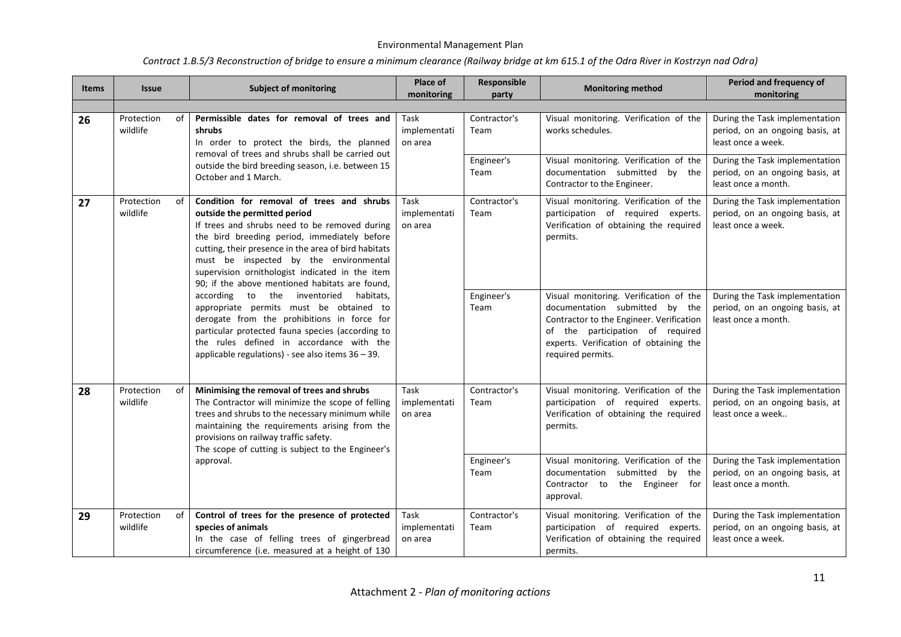Environmental Management Plan

*Contract 1.B.5/3 Reconstruction of bridge to ensure a minimum clearance (Railway bridge at km 615.1 of the Odra River in Kostrzyn nad Odra)*

| Items | Issue | Subject of monitoring | Place of monitoring | Responsible party | Monitoring method | Period and frequency of monitoring |
|---|---|---|---|---|---|---|
| | | | | | | |
| 26 | Protection of wildlife | **Permissible dates for removal of trees and shrubs** In order to protect the birds, the planned removal of trees and shrubs shall be carried out outside the bird breeding season, i.e. between 15 October and 1 March. | Task implementation area | Contractor's Team | Visual monitoring. Verification of the works schedules. | During the Task implementation period, on an ongoing basis, at least once a week. |
| | | | | Engineer's Team | Visual monitoring. Verification of the documentation submitted by the Contractor to the Engineer. | During the Task implementation period, on an ongoing basis, at least once a month. |
| 27 | Protection of wildlife | **Condition for removal of trees and shrubs outside the permitted period** If trees and shrubs need to be removed during the bird breeding period, immediately before cutting, their presence in the area of bird habitats must be inspected by the environmental supervision ornithologist indicated in the item 90; if the above mentioned habitats are found, according to the inventoried habitats, appropriate permits must be obtained to derogate from the prohibitions in force for particular protected fauna species (according to the rules defined in accordance with the applicable regulations) - see also items 36 – 39. | Task implementation area | Contractor's Team | Visual monitoring. Verification of the participation of required experts. Verification of obtaining the required permits. | During the Task implementation period, on an ongoing basis, at least once a week. |
| | | | | Engineer's Team | Visual monitoring. Verification of the documentation submitted by the Contractor to the Engineer. Verification of the participation of required experts. Verification of obtaining the required permits. | During the Task implementation period, on an ongoing basis, at least once a month. |
| 28 | Protection of wildlife | **Minimising the removal of trees and shrubs** The Contractor will minimize the scope of felling trees and shrubs to the necessary minimum while maintaining the requirements arising from the provisions on railway traffic safety. The scope of cutting is subject to the Engineer's approval. | Task implementation area | Contractor's Team | Visual monitoring. Verification of the participation of required experts. Verification of obtaining the required permits. | During the Task implementation period, on an ongoing basis, at least once a week.. |
| | | | | Engineer's Team | Visual monitoring. Verification of the documentation submitted by the Contractor to the Engineer for approval. | During the Task implementation period, on an ongoing basis, at least once a month. |
| 29 | Protection of wildlife | **Control of trees for the presence of protected species of animals** In the case of felling trees of gingerbread circumference (i.e. measured at a height of 130 | Task implementation area | Contractor's Team | Visual monitoring. Verification of the participation of required experts. Verification of obtaining the required permits. | During the Task implementation period, on an ongoing basis, at least once a week. |

Attachment 2 - *Plan of monitoring actions*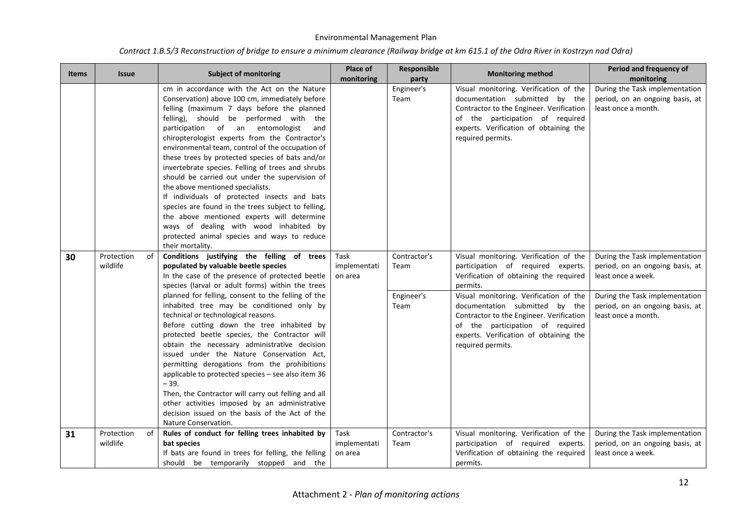| Items | Issue | Subject of monitoring | Place of monitoring | Responsible party | Monitoring method | Period and frequency of monitoring |
|---|---|---|---|---|---|---|
| | | cm in accordance with the Act on the Nature Conservation) above 100 cm, immediately before felling (maximum 7 days before the planned felling), should be performed with the participation of an entomologist and chiropterologist experts from the Contractor's environmental team, control of the occupation of these trees by protected species of bats and/or invertebrate species. Felling of trees and shrubs should be carried out under the supervision of the above mentioned specialists.<br>If individuals of protected insects and bats species are found in the trees subject to felling, the above mentioned experts will determine ways of dealing with wood inhabited by protected animal species and ways to reduce their mortality. | | Engineer's Team | Visual monitoring. Verification of the documentation submitted by the Contractor to the Engineer. Verification of the participation of required experts. Verification of obtaining the required permits. | During the Task implementation period, on an ongoing basis, at least once a month. |
| **30** | Protection of wildlife | **Conditions justifying the felling of trees populated by valuable beetle species**<br>In the case of the presence of protected beetle species (larval or adult forms) within the trees planned for felling, consent to the felling of the inhabited tree may be conditioned only by technical or technological reasons.<br>Before cutting down the tree inhabited by protected beetle species, the Contractor will obtain the necessary administrative decision issued under the Nature Conservation Act, permitting derogations from the prohibitions applicable to protected species – see also item 36 – 39.<br>Then, the Contractor will carry out felling and all other activities imposed by an administrative decision issued on the basis of the Act of the Nature Conservation. | Task implementation area | Contractor's Team | Visual monitoring. Verification of the participation of required experts. Verification of obtaining the required permits. | During the Task implementation period, on an ongoing basis, at least once a week. |
| | | | | Engineer's Team | Visual monitoring. Verification of the documentation submitted by the Contractor to the Engineer. Verification of the participation of required experts. Verification of obtaining the required permits. | During the Task implementation period, on an ongoing basis, at least once a month. |
| **31** | Protection of wildlife | **Rules of conduct for felling trees inhabited by bat species**<br>If bats are found in trees for felling, the felling should be temporarily stopped and the | Task implementation area | Contractor's Team | Visual monitoring. Verification of the participation of required experts. Verification of obtaining the required permits. | During the Task implementation period, on an ongoing basis, at least once a week. |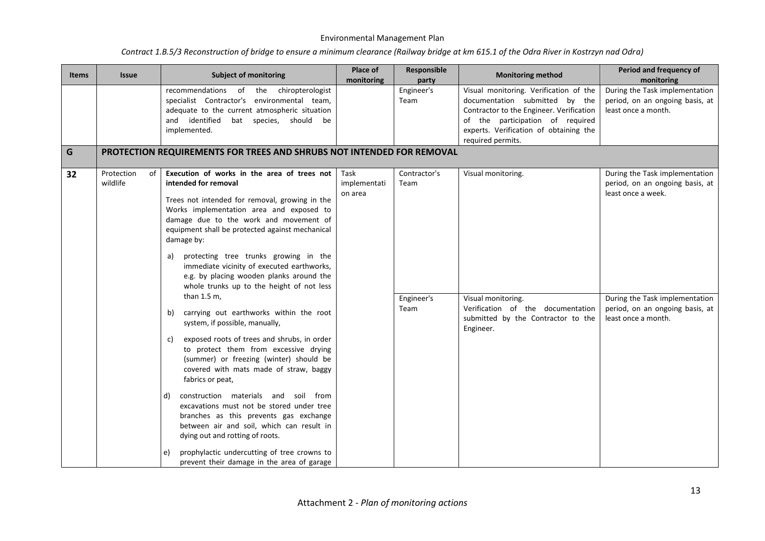| Items | Issue | Subject of monitoring | Place of monitoring | Responsible party | Monitoring method | Period and frequency of monitoring |
|---|---|---|---|---|---|---|
| | | recommendations of the chiropterologist specialist Contractor's environmental team, adequate to the current atmospheric situation and identified bat species, should be implemented. | | Engineer's Team | Visual monitoring. Verification of the documentation submitted by the Contractor to the Engineer. Verification of the participation of required experts. Verification of obtaining the required permits. | During the Task implementation period, on an ongoing basis, at least once a month. |
| **G** | **PROTECTION REQUIREMENTS FOR TREES AND SHRUBS NOT INTENDED FOR REMOVAL** | | | | | |
| **32** | Protection of wildlife | **Execution of works in the area of trees not intended for removal**<br><br>Trees not intended for removal, growing in the Works implementation area and exposed to damage due to the work and movement of equipment shall be protected against mechanical damage by:<br><br>a) protecting tree trunks growing in the immediate vicinity of executed earthworks, e.g. by placing wooden planks around the whole trunks up to the height of not less than 1.5 m,<br><br>b) carrying out earthworks within the root system, if possible, manually,<br><br>c) exposed roots of trees and shrubs, in order to protect them from excessive drying (summer) or freezing (winter) should be covered with mats made of straw, baggy fabrics or peat,<br><br>d) construction materials and soil from excavations must not be stored under tree branches as this prevents gas exchange between air and soil, which can result in dying out and rotting of roots.<br><br>e) prophylactic undercutting of tree crowns to prevent their damage in the area of garage | Task implementation area | Contractor's Team<br><br>Engineer's Team | Visual monitoring.<br><br>Visual monitoring. Verification of the documentation submitted by the Contractor to the Engineer. | During the Task implementation period, on an ongoing basis, at least once a week.<br><br>During the Task implementation period, on an ongoing basis, at least once a month. |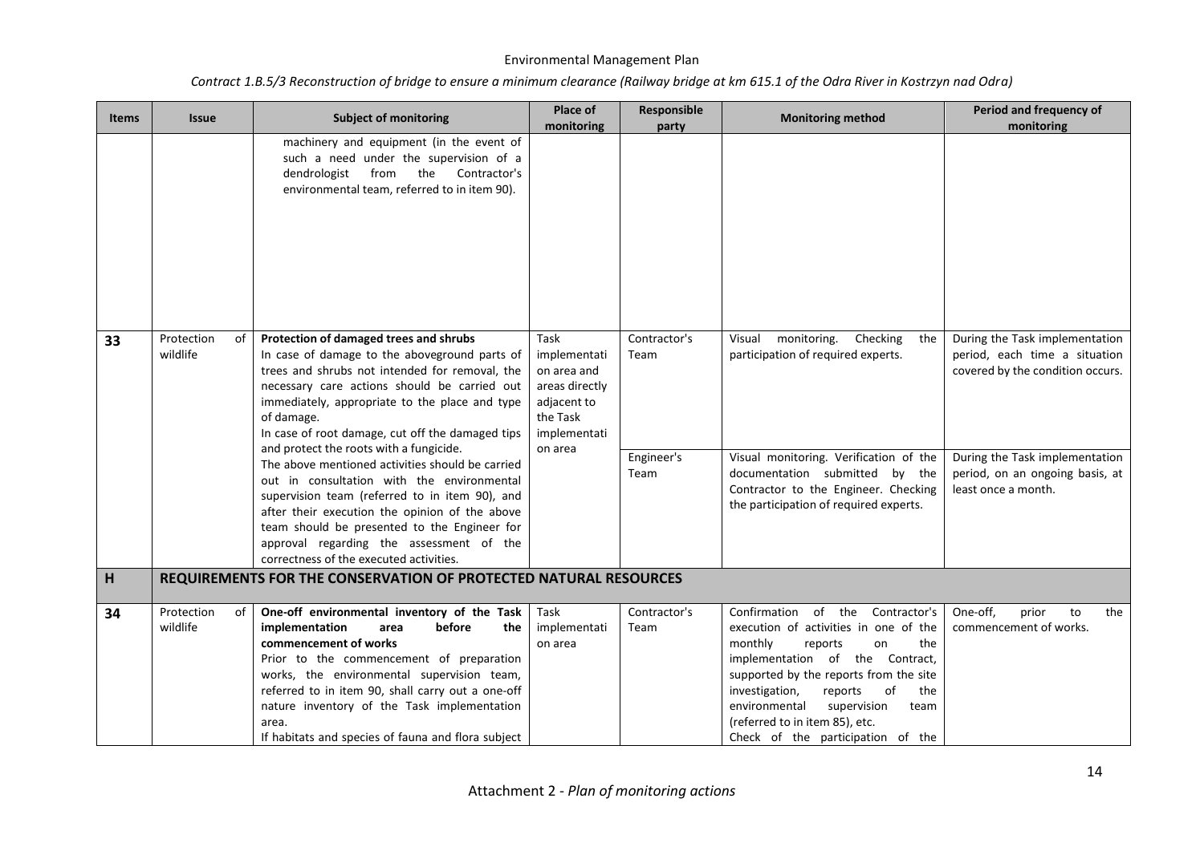| Items | Issue | Subject of monitoring | Place of monitoring | Responsible party | Monitoring method | Period and frequency of monitoring |
|---|---|---|---|---|---|---|
| | | machinery and equipment (in the event of such a need under the supervision of a dendrologist from the Contractor's environmental team, referred to in item 90). | | | | |
| 33 | Protection of wildlife | **Protection of damaged trees and shrubs**<br>In case of damage to the aboveground parts of trees and shrubs not intended for removal, the necessary care actions should be carried out immediately, appropriate to the place and type of damage.<br>In case of root damage, cut off the damaged tips and protect the roots with a fungicide.<br>The above mentioned activities should be carried out in consultation with the environmental supervision team (referred to in item 90), and after their execution the opinion of the above team should be presented to the Engineer for approval regarding the assessment of the correctness of the executed activities. | Task implementation area and areas directly adjacent to the Task implementation area | Contractor's Team | Visual monitoring. Checking the participation of required experts. | During the Task implementation period, each time a situation covered by the condition occurs. |
| | | | | Engineer's Team | Visual monitoring. Verification of the documentation submitted by the Contractor to the Engineer. Checking the participation of required experts. | During the Task implementation period, on an ongoing basis, at least once a month. |
| **H** | **REQUIREMENTS FOR THE CONSERVATION OF PROTECTED NATURAL RESOURCES** | | | | | |
| 34 | Protection of wildlife | **One-off environmental inventory of the Task implementation area before the commencement of works**<br>Prior to the commencement of preparation works, the environmental supervision team, referred to in item 90, shall carry out a one-off nature inventory of the Task implementation area.<br>If habitats and species of fauna and flora subject | Task implementation area | Contractor's Team | Confirmation of the Contractor's execution of activities in one of the monthly reports on the implementation of the Contract, supported by the reports from the site investigation, reports of the environmental supervision team (referred to in item 85), etc.<br>Check of the participation of the | One-off, prior to the commencement of works. |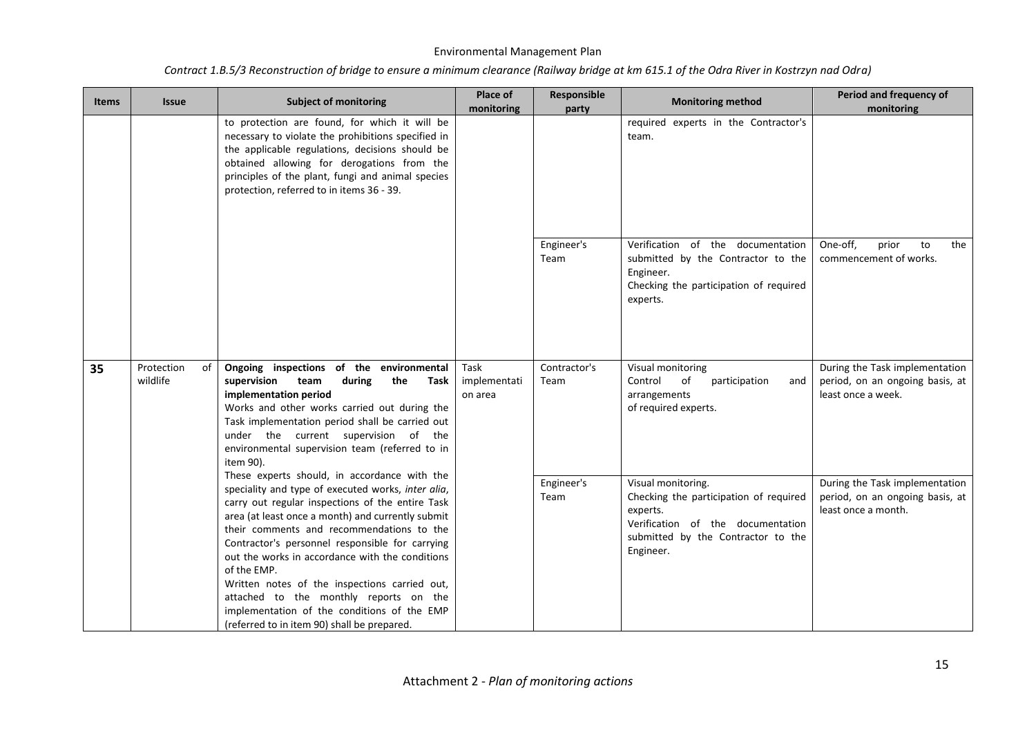| Items | Issue | Subject of monitoring | Place of monitoring | Responsible party | Monitoring method | Period and frequency of monitoring |
|---|---|---|---|---|---|---|
| | | to protection are found, for which it will be necessary to violate the prohibitions specified in the applicable regulations, decisions should be obtained allowing for derogations from the principles of the plant, fungi and animal species protection, referred to in items 36 - 39. | | | required experts in the Contractor's team. | |
| | | | | Engineer's Team | Verification of the documentation submitted by the Contractor to the Engineer.<br>Checking the participation of required experts. | One-off, prior to the commencement of works. |
| **35** | Protection of wildlife | **Ongoing inspections of the environmental supervision team during the Task implementation period**<br>Works and other works carried out during the Task implementation period shall be carried out under the current supervision of the environmental supervision team (referred to in item 90).<br>These experts should, in accordance with the speciality and type of executed works, *inter alia*, carry out regular inspections of the entire Task area (at least once a month) and currently submit their comments and recommendations to the Contractor's personnel responsible for carrying out the works in accordance with the conditions of the EMP.<br>Written notes of the inspections carried out, attached to the monthly reports on the implementation of the conditions of the EMP (referred to in item 90) shall be prepared. | Task implementation area | Contractor's Team | Visual monitoring<br>Control of participation and arrangements of required experts. | During the Task implementation period, on an ongoing basis, at least once a week. |
| | | | | Engineer's Team | Visual monitoring.<br>Checking the participation of required experts.<br>Verification of the documentation submitted by the Contractor to the Engineer. | During the Task implementation period, on an ongoing basis, at least once a month. |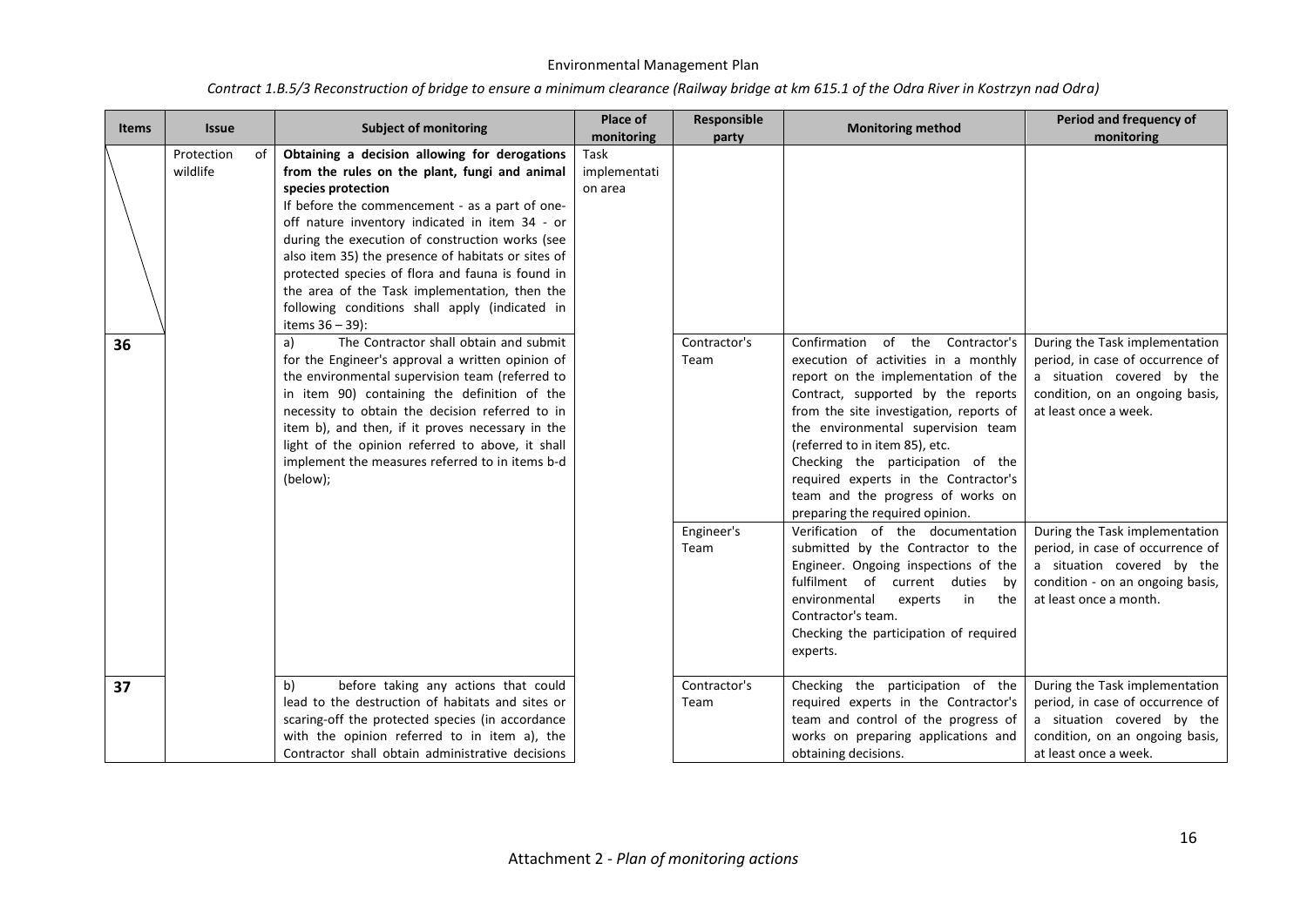| Items | Issue | Subject of monitoring | Place of monitoring | Responsible party | Monitoring method | Period and frequency of monitoring |
|---|---|---|---|---|---|---|
| | Protection of wildlife | **Obtaining a decision allowing for derogations from the rules on the plant, fungi and animal species protection**<br>If before the commencement - as a part of one-off nature inventory indicated in item 34 - or during the execution of construction works (see also item 35) the presence of habitats or sites of protected species of flora and fauna is found in the area of the Task implementation, then the following conditions shall apply (indicated in items 36 – 39): | Task implementation area | | | |
| 36 | | a) The Contractor shall obtain and submit for the Engineer's approval a written opinion of the environmental supervision team (referred to in item 90) containing the definition of the necessity to obtain the decision referred to in item b), and then, if it proves necessary in the light of the opinion referred to above, it shall implement the measures referred to in items b-d (below); | | Contractor's Team | Confirmation of the Contractor's execution of activities in a monthly report on the implementation of the Contract, supported by the reports from the site investigation, reports of the environmental supervision team (referred to in item 85), etc.<br>Checking the participation of the required experts in the Contractor's team and the progress of works on preparing the required opinion. | During the Task implementation period, in case of occurrence of a situation covered by the condition, on an ongoing basis, at least once a week. |
| | | | | Engineer's Team | Verification of the documentation submitted by the Contractor to the Engineer. Ongoing inspections of the fulfilment of current duties by environmental experts in the Contractor's team.<br>Checking the participation of required experts. | During the Task implementation period, in case of occurrence of a situation covered by the condition - on an ongoing basis, at least once a month. |
| 37 | | b) before taking any actions that could lead to the destruction of habitats and sites or scaring-off the protected species (in accordance with the opinion referred to in item a), the Contractor shall obtain administrative decisions | | Contractor's Team | Checking the participation of the required experts in the Contractor's team and control of the progress of works on preparing applications and obtaining decisions. | During the Task implementation period, in case of occurrence of a situation covered by the condition, on an ongoing basis, at least once a week. |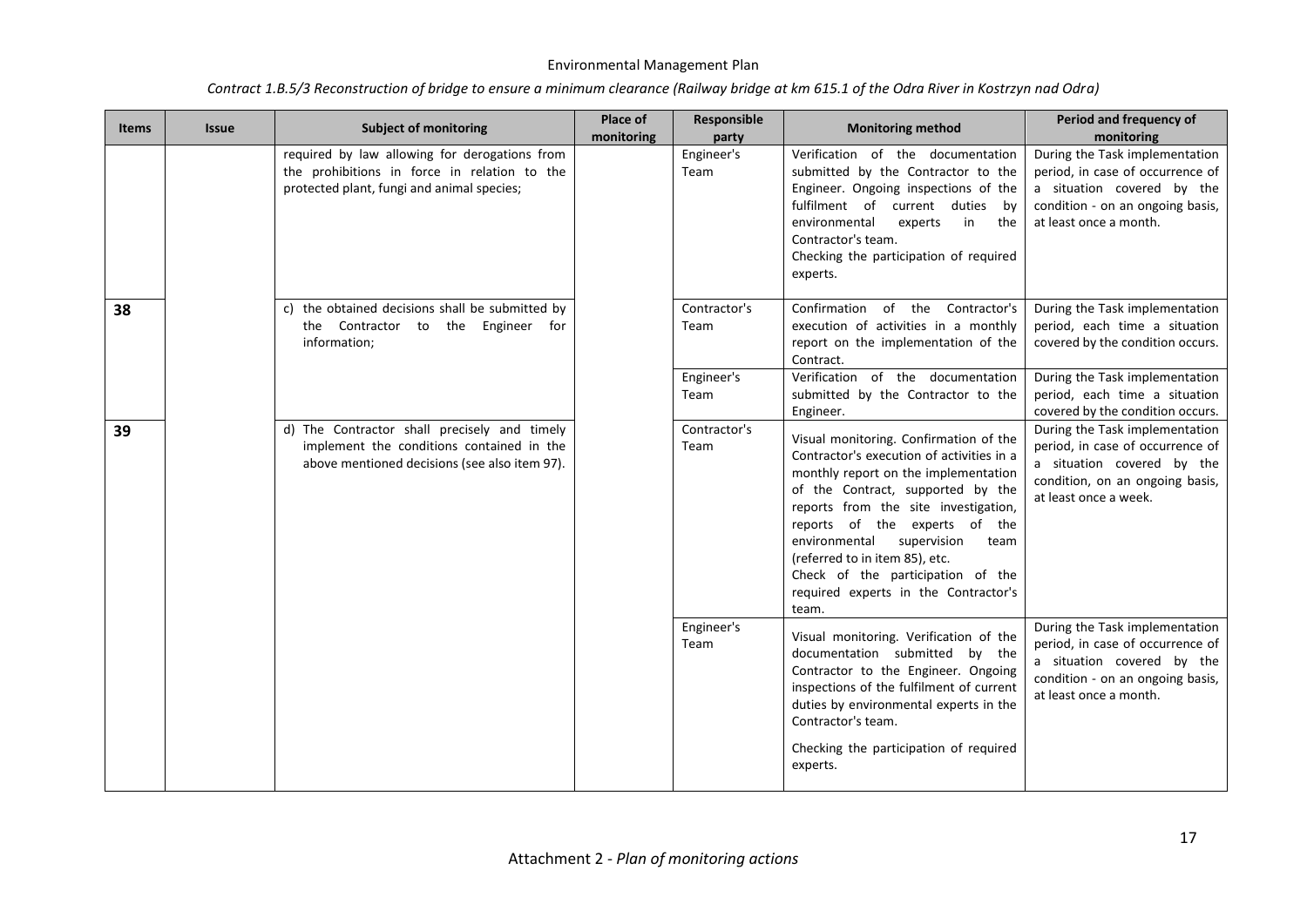Environmental Management Plan

*Contract 1.B.5/3 Reconstruction of bridge to ensure a minimum clearance (Railway bridge at km 615.1 of the Odra River in Kostrzyn nad Odra)*

| Items | Issue | Subject of monitoring | Place of monitoring | Responsible party | Monitoring method | Period and frequency of monitoring |
|---|---|---|---|---|---|---|
| | | required by law allowing for derogations from the prohibitions in force in relation to the protected plant, fungi and animal species; | | Engineer's Team | Verification of the documentation submitted by the Contractor to the Engineer. Ongoing inspections of the fulfilment of current duties by environmental experts in the Contractor's team.<br>Checking the participation of required experts. | During the Task implementation period, in case of occurrence of a situation covered by the condition - on an ongoing basis, at least once a month. |
| **38** | | c) the obtained decisions shall be submitted by the Contractor to the Engineer for information; | | Contractor's Team | Confirmation of the Contractor's execution of activities in a monthly report on the implementation of the Contract. | During the Task implementation period, each time a situation covered by the condition occurs. |
| | | | | Engineer's Team | Verification of the documentation submitted by the Contractor to the Engineer. | During the Task implementation period, each time a situation covered by the condition occurs. |
| **39** | | d) The Contractor shall precisely and timely implement the conditions contained in the above mentioned decisions (see also item 97). | | Contractor's Team | Visual monitoring. Confirmation of the Contractor's execution of activities in a monthly report on the implementation of the Contract, supported by the reports from the site investigation, reports of the experts of the environmental supervision team (referred to in item 85), etc.<br>Check of the participation of the required experts in the Contractor's team. | During the Task implementation period, in case of occurrence of a situation covered by the condition, on an ongoing basis, at least once a week. |
| | | | | Engineer's Team | Visual monitoring. Verification of the documentation submitted by the Contractor to the Engineer. Ongoing inspections of the fulfilment of current duties by environmental experts in the Contractor's team.<br>Checking the participation of required experts. | During the Task implementation period, in case of occurrence of a situation covered by the condition - on an ongoing basis, at least once a month. |

Attachment 2 - *Plan of monitoring actions*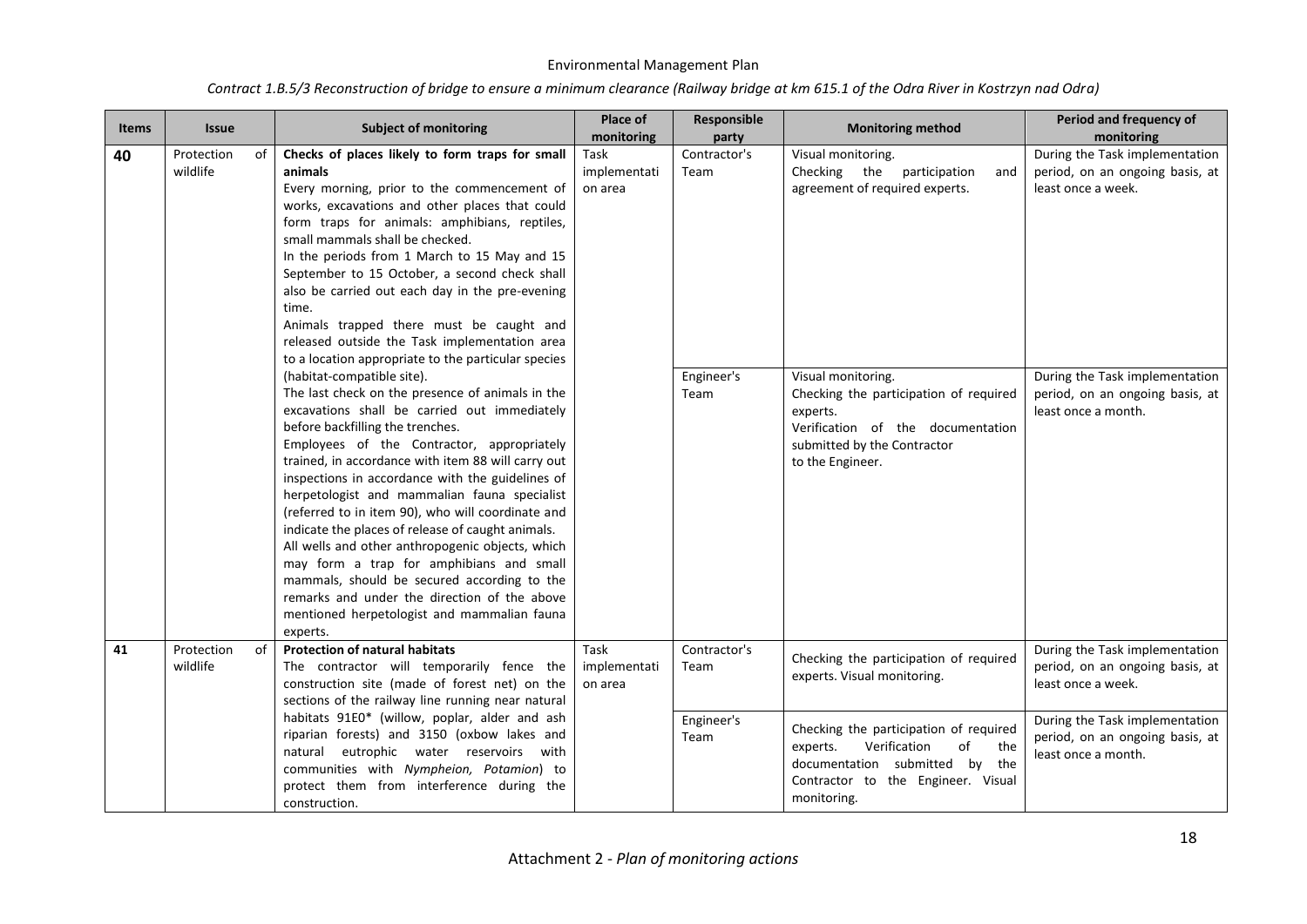Environmental Management Plan

*Contract 1.B.5/3 Reconstruction of bridge to ensure a minimum clearance (Railway bridge at km 615.1 of the Odra River in Kostrzyn nad Odra)*

| Items | Issue | Subject of monitoring | Place of monitoring | Responsible party | Monitoring method | Period and frequency of monitoring |
|---|---|---|---|---|---|---|
| **40** | Protection of wildlife | **Checks of places likely to form traps for small animals**<br>Every morning, prior to the commencement of works, excavations and other places that could form traps for animals: amphibians, reptiles, small mammals shall be checked.<br>In the periods from 1 March to 15 May and 15 September to 15 October, a second check shall also be carried out each day in the pre-evening time.<br>Animals trapped there must be caught and released outside the Task implementation area to a location appropriate to the particular species (habitat-compatible site).<br>The last check on the presence of animals in the excavations shall be carried out immediately before backfilling the trenches.<br>Employees of the Contractor, appropriately trained, in accordance with item 88 will carry out inspections in accordance with the guidelines of herpetologist and mammalian fauna specialist (referred to in item 90), who will coordinate and indicate the places of release of caught animals.<br>All wells and other anthropogenic objects, which may form a trap for amphibians and small mammals, should be secured according to the remarks and under the direction of the above mentioned herpetologist and mammalian fauna experts. | Task implementation area | Contractor's Team | Visual monitoring.<br>Checking the participation and agreement of required experts. | During the Task implementation period, on an ongoing basis, at least once a week. |
| | | | | Engineer's Team | Visual monitoring.<br>Checking the participation of required experts.<br>Verification of the documentation submitted by the Contractor to the Engineer. | During the Task implementation period, on an ongoing basis, at least once a month. |
| **41** | Protection of wildlife | **Protection of natural habitats**<br>The contractor will temporarily fence the construction site (made of forest net) on the sections of the railway line running near natural habitats 91E0* (willow, poplar, alder and ash riparian forests) and 3150 (oxbow lakes and natural eutrophic water reservoirs with communities with *Nympheion, Potamion*) to protect them from interference during the construction. | Task implementation area | Contractor's Team | Checking the participation of required experts. Visual monitoring. | During the Task implementation period, on an ongoing basis, at least once a week. |
| | | | | Engineer's Team | Checking the participation of required experts. Verification of the documentation submitted by the Contractor to the Engineer. Visual monitoring. | During the Task implementation period, on an ongoing basis, at least once a month. |

Attachment 2 - *Plan of monitoring actions*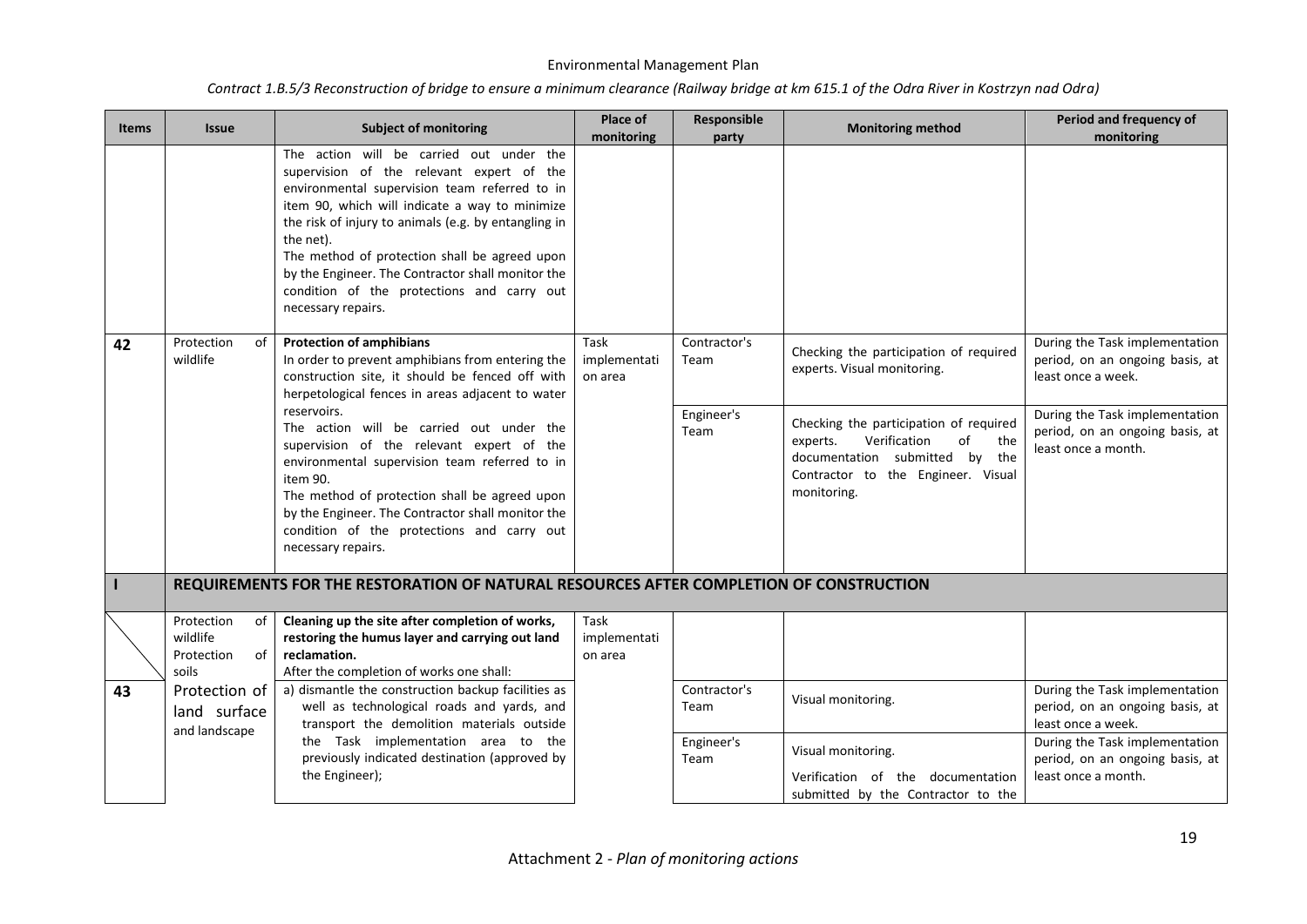| Items | Issue | Subject of monitoring | Place of monitoring | Responsible party | Monitoring method | Period and frequency of monitoring |
|---|---|---|---|---|---|---|
| | | The action will be carried out under the supervision of the relevant expert of the environmental supervision team referred to in item 90, which will indicate a way to minimize the risk of injury to animals (e.g. by entangling in the net). The method of protection shall be agreed upon by the Engineer. The Contractor shall monitor the condition of the protections and carry out necessary repairs. | | | | |
| **42** | Protection of wildlife | **Protection of amphibians** In order to prevent amphibians from entering the construction site, it should be fenced off with herpetological fences in areas adjacent to water reservoirs. The action will be carried out under the supervision of the relevant expert of the environmental supervision team referred to in item 90. The method of protection shall be agreed upon by the Engineer. The Contractor shall monitor the condition of the protections and carry out necessary repairs. | Task implementation area | Contractor's Team | Checking the participation of required experts. Visual monitoring. | During the Task implementation period, on an ongoing basis, at least once a week. |
| | | | | Engineer's Team | Checking the participation of required experts. Verification of the documentation submitted by the Contractor to the Engineer. Visual monitoring. | During the Task implementation period, on an ongoing basis, at least once a month. |
| **I** | **REQUIREMENTS FOR THE RESTORATION OF NATURAL RESOURCES AFTER COMPLETION OF CONSTRUCTION** | | | | | |
| | Protection of wildlife Protection of soils | **Cleaning up the site after completion of works, restoring the humus layer and carrying out land reclamation.** After the completion of works one shall: | Task implementation area | | | |
| **43** | Protection of land surface and landscape | a) dismantle the construction backup facilities as well as technological roads and yards, and transport the demolition materials outside the Task implementation area to the previously indicated destination (approved by the Engineer); | | Contractor's Team | Visual monitoring. | During the Task implementation period, on an ongoing basis, at least once a week. |
| | | | | Engineer's Team | Visual monitoring. Verification of the documentation submitted by the Contractor to the | During the Task implementation period, on an ongoing basis, at least once a month. |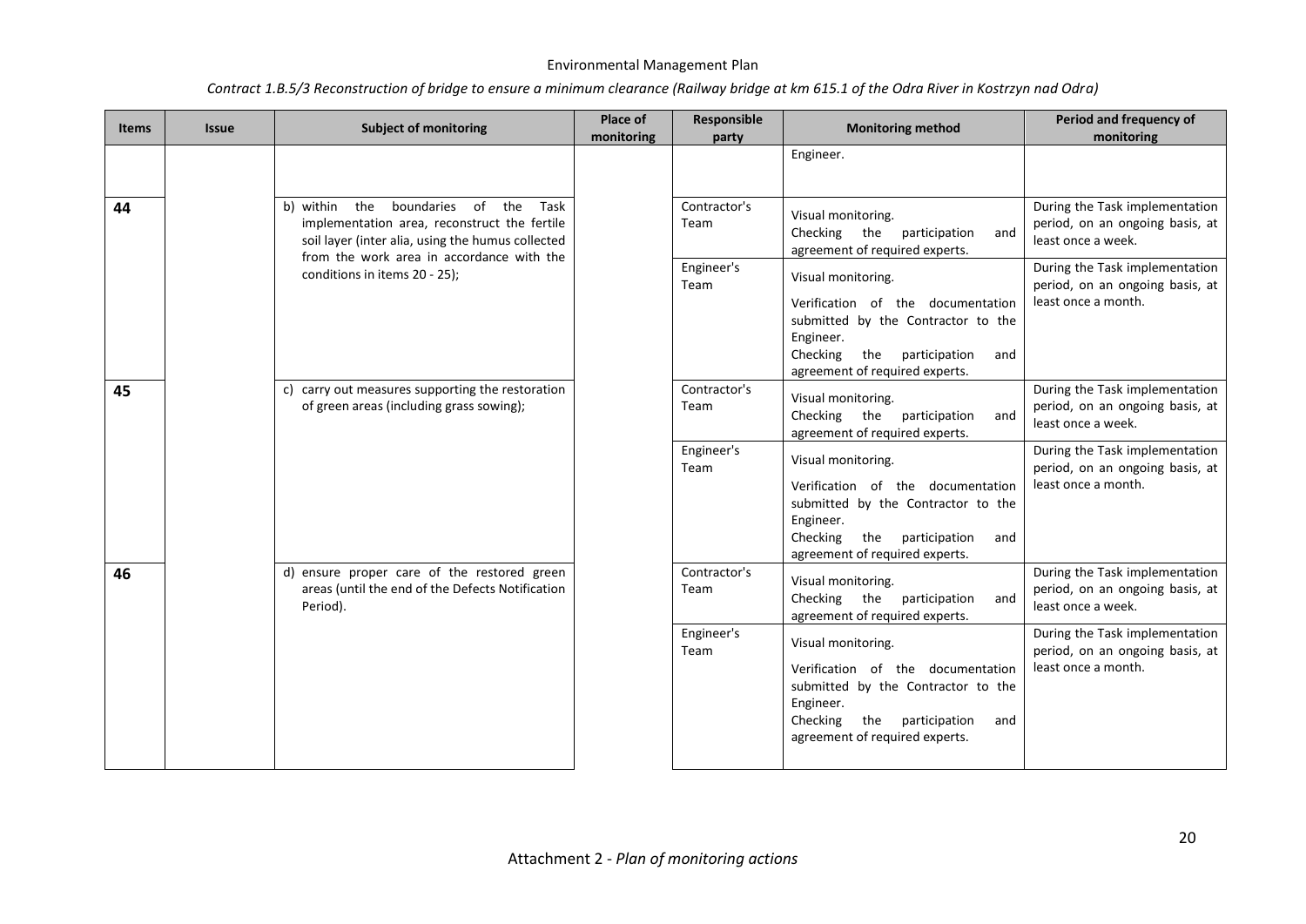| Items | Issue | Subject of monitoring | Place of monitoring | Responsible party | Monitoring method | Period and frequency of monitoring |
|---|---|---|---|---|---|---|
| | | | | | Engineer. | |
| 44 | | b) within the boundaries of the Task implementation area, reconstruct the fertile soil layer (inter alia, using the humus collected from the work area in accordance with the conditions in items 20 - 25); | | Contractor's Team | Visual monitoring. Checking the participation and agreement of required experts. | During the Task implementation period, on an ongoing basis, at least once a week. |
| | | | | Engineer's Team | Visual monitoring. Verification of the documentation submitted by the Contractor to the Engineer. Checking the participation and agreement of required experts. | During the Task implementation period, on an ongoing basis, at least once a month. |
| 45 | | c) carry out measures supporting the restoration of green areas (including grass sowing); | | Contractor's Team | Visual monitoring. Checking the participation and agreement of required experts. | During the Task implementation period, on an ongoing basis, at least once a week. |
| | | | | Engineer's Team | Visual monitoring. Verification of the documentation submitted by the Contractor to the Engineer. Checking the participation and agreement of required experts. | During the Task implementation period, on an ongoing basis, at least once a month. |
| 46 | | d) ensure proper care of the restored green areas (until the end of the Defects Notification Period). | | Contractor's Team | Visual monitoring. Checking the participation and agreement of required experts. | During the Task implementation period, on an ongoing basis, at least once a week. |
| | | | | Engineer's Team | Visual monitoring. Verification of the documentation submitted by the Contractor to the Engineer. Checking the participation and agreement of required experts. | During the Task implementation period, on an ongoing basis, at least once a month. |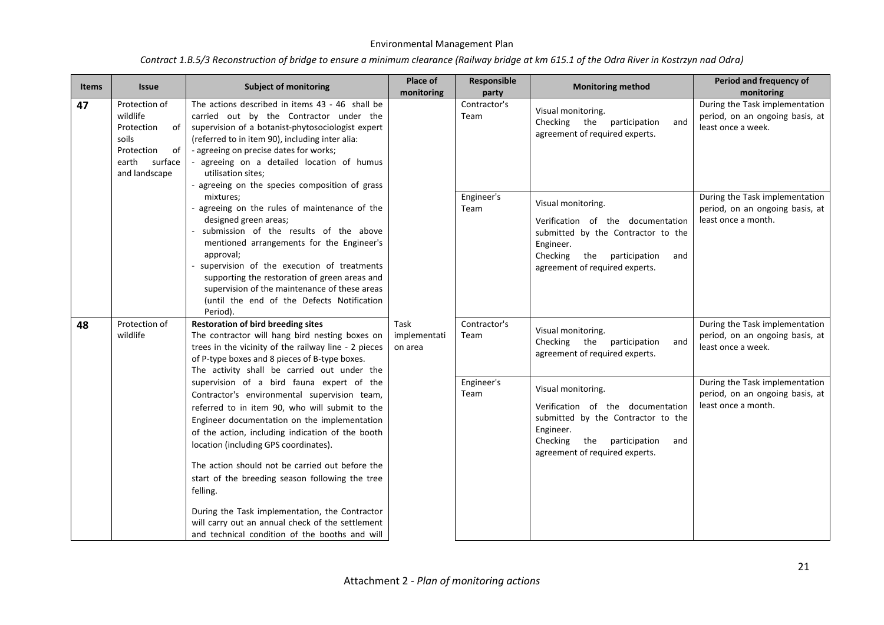Environmental Management Plan

*Contract 1.B.5/3 Reconstruction of bridge to ensure a minimum clearance (Railway bridge at km 615.1 of the Odra River in Kostrzyn nad Odra)*

| Items | Issue | Subject of monitoring | Place of monitoring | Responsible party | Monitoring method | Period and frequency of monitoring |
|---|---|---|---|---|---|---|
| **47** | Protection of wildlife<br>Protection of soils<br>Protection of earth surface and landscape | The actions described in items 43 - 46 shall be carried out by the Contractor under the supervision of a botanist-phytosociologist expert (referred to in item 90), including inter alia:<br>- agreeing on precise dates for works;<br>- agreeing on a detailed location of humus utilisation sites;<br>- agreeing on the species composition of grass mixtures;<br>- agreeing on the rules of maintenance of the designed green areas;<br>- submission of the results of the above mentioned arrangements for the Engineer's approval;<br>- supervision of the execution of treatments supporting the restoration of green areas and supervision of the maintenance of these areas (until the end of the Defects Notification Period). | Task implementation area | Contractor's Team | Visual monitoring.<br>Checking the participation and agreement of required experts. | During the Task implementation period, on an ongoing basis, at least once a week. |
| | | | | Engineer's Team | Visual monitoring.<br>Verification of the documentation submitted by the Contractor to the Engineer.<br>Checking the participation and agreement of required experts. | During the Task implementation period, on an ongoing basis, at least once a month. |
| **48** | Protection of wildlife | **Restoration of bird breeding sites**<br>The contractor will hang bird nesting boxes on trees in the vicinity of the railway line - 2 pieces of P-type boxes and 8 pieces of B-type boxes.<br>The activity shall be carried out under the supervision of a bird fauna expert of the Contractor's environmental supervision team, referred to in item 90, who will submit to the Engineer documentation on the implementation of the action, including indication of the booth location (including GPS coordinates).<br>The action should not be carried out before the start of the breeding season following the tree felling.<br>During the Task implementation, the Contractor will carry out an annual check of the settlement and technical condition of the booths and will | | Contractor's Team | Visual monitoring.<br>Checking the participation and agreement of required experts. | During the Task implementation period, on an ongoing basis, at least once a week. |
| | | | | Engineer's Team | Visual monitoring.<br>Verification of the documentation submitted by the Contractor to the Engineer.<br>Checking the participation and agreement of required experts. | During the Task implementation period, on an ongoing basis, at least once a month. |

Attachment 2 - *Plan of monitoring actions*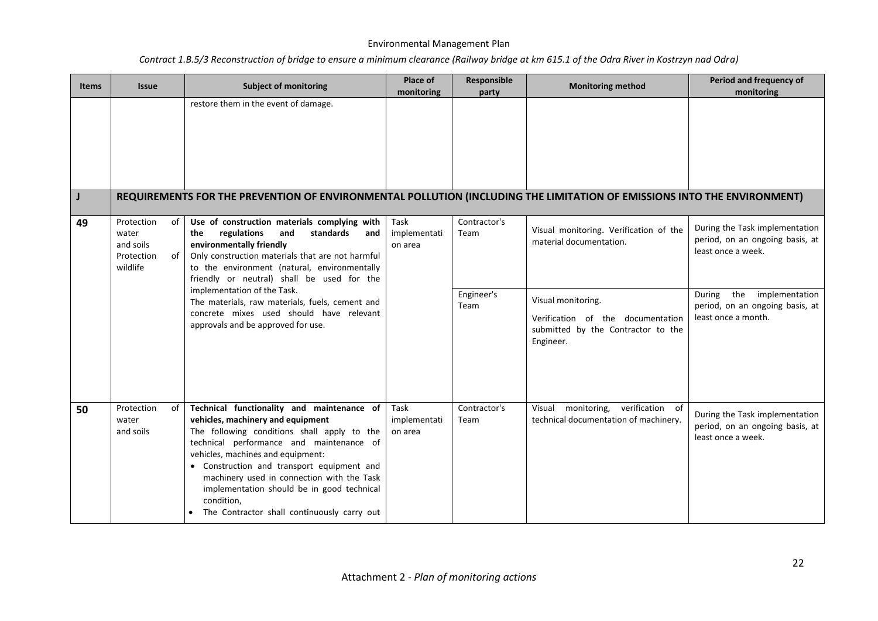| Items | Issue | Subject of monitoring | Place of monitoring | Responsible party | Monitoring method | Period and frequency of monitoring |
|---|---|---|---|---|---|---|
| | | restore them in the event of damage. | | | | |
| **J** | **REQUIREMENTS FOR THE PREVENTION OF ENVIRONMENTAL POLLUTION (INCLUDING THE LIMITATION OF EMISSIONS INTO THE ENVIRONMENT)** | | | | | |
| **49** | Protection of water and soils Protection of wildlife | **Use of construction materials complying with the regulations and standards and environmentally friendly** Only construction materials that are not harmful to the environment (natural, environmentally friendly or neutral) shall be used for the implementation of the Task. The materials, raw materials, fuels, cement and concrete mixes used should have relevant approvals and be approved for use. | Task implementation area | Contractor's Team | Visual monitoring. Verification of the material documentation. | During the Task implementation period, on an ongoing basis, at least once a week. |
| | | | | Engineer's Team | Visual monitoring. Verification of the documentation submitted by the Contractor to the Engineer. | During the implementation period, on an ongoing basis, at least once a month. |
| **50** | Protection of water and soils | **Technical functionality and maintenance of vehicles, machinery and equipment** The following conditions shall apply to the technical performance and maintenance of vehicles, machines and equipment: <br>• Construction and transport equipment and machinery used in connection with the Task implementation should be in good technical condition, <br>• The Contractor shall continuously carry out | Task implementation area | Contractor's Team | Visual monitoring, verification of technical documentation of machinery. | During the Task implementation period, on an ongoing basis, at least once a week. |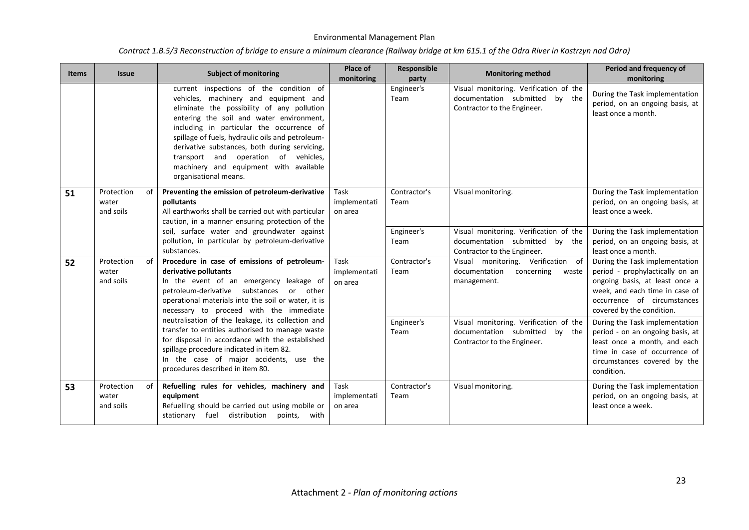| Items | Issue | Subject of monitoring | Place of monitoring | Responsible party | Monitoring method | Period and frequency of monitoring |
|---|---|---|---|---|---|---|
| | | current inspections of the condition of vehicles, machinery and equipment and eliminate the possibility of any pollution entering the soil and water environment, including in particular the occurrence of spillage of fuels, hydraulic oils and petroleum-derivative substances, both during servicing, transport and operation of vehicles, machinery and equipment with available organisational means. | | Engineer's Team | Visual monitoring. Verification of the documentation submitted by the Contractor to the Engineer. | During the Task implementation period, on an ongoing basis, at least once a month. |
| **51** | Protection of water and soils | **Preventing the emission of petroleum-derivative pollutants** All earthworks shall be carried out with particular caution, in a manner ensuring protection of the soil, surface water and groundwater against pollution, in particular by petroleum-derivative substances. | Task implementation area | Contractor's Team | Visual monitoring. | During the Task implementation period, on an ongoing basis, at least once a week. |
| | | | | Engineer's Team | Visual monitoring. Verification of the documentation submitted by the Contractor to the Engineer. | During the Task implementation period, on an ongoing basis, at least once a month. |
| **52** | Protection of water and soils | **Procedure in case of emissions of petroleum-derivative pollutants** In the event of an emergency leakage of petroleum-derivative substances or other operational materials into the soil or water, it is necessary to proceed with the immediate neutralisation of the leakage, its collection and transfer to entities authorised to manage waste for disposal in accordance with the established spillage procedure indicated in item 82. In the case of major accidents, use the procedures described in item 80. | Task implementation area | Contractor's Team | Visual monitoring. Verification of documentation concerning waste management. | During the Task implementation period - prophylactically on an ongoing basis, at least once a week, and each time in case of occurrence of circumstances covered by the condition. |
| | | | | Engineer's Team | Visual monitoring. Verification of the documentation submitted by the Contractor to the Engineer. | During the Task implementation period - on an ongoing basis, at least once a month, and each time in case of occurrence of circumstances covered by the condition. |
| **53** | Protection of water and soils | **Refuelling rules for vehicles, machinery and equipment** Refuelling should be carried out using mobile or stationary fuel distribution points, with | Task implementation area | Contractor's Team | Visual monitoring. | During the Task implementation period, on an ongoing basis, at least once a week. |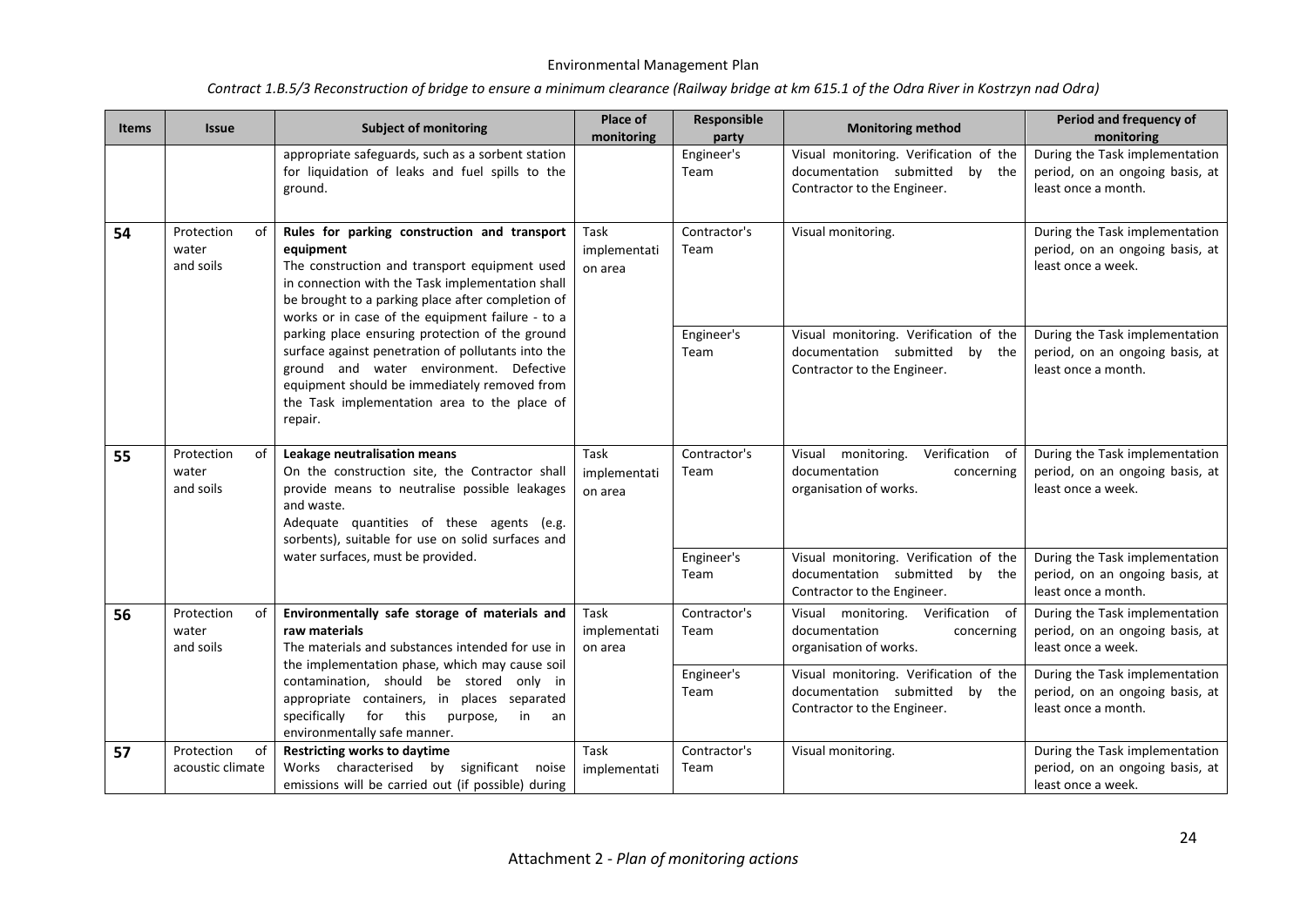| Items | Issue | Subject of monitoring | Place of monitoring | Responsible party | Monitoring method | Period and frequency of monitoring |
|---|---|---|---|---|---|---|
| | | appropriate safeguards, such as a sorbent station for liquidation of leaks and fuel spills to the ground. | | Engineer's Team | Visual monitoring. Verification of the documentation submitted by the Contractor to the Engineer. | During the Task implementation period, on an ongoing basis, at least once a month. |
| 54 | Protection of water and soils | **Rules for parking construction and transport equipment** The construction and transport equipment used in connection with the Task implementation shall be brought to a parking place after completion of works or in case of the equipment failure - to a parking place ensuring protection of the ground surface against penetration of pollutants into the ground and water environment. Defective equipment should be immediately removed from the Task implementation area to the place of repair. | Task implementation area | Contractor's Team | Visual monitoring. | During the Task implementation period, on an ongoing basis, at least once a week. |
| | | | | Engineer's Team | Visual monitoring. Verification of the documentation submitted by the Contractor to the Engineer. | During the Task implementation period, on an ongoing basis, at least once a month. |
| 55 | Protection of water and soils | **Leakage neutralisation means** On the construction site, the Contractor shall provide means to neutralise possible leakages and waste. Adequate quantities of these agents (e.g. sorbents), suitable for use on solid surfaces and water surfaces, must be provided. | Task implementation area | Contractor's Team | Visual monitoring. Verification of documentation concerning organisation of works. | During the Task implementation period, on an ongoing basis, at least once a week. |
| | | | | Engineer's Team | Visual monitoring. Verification of the documentation submitted by the Contractor to the Engineer. | During the Task implementation period, on an ongoing basis, at least once a month. |
| 56 | Protection of water and soils | **Environmentally safe storage of materials and raw materials** The materials and substances intended for use in the implementation phase, which may cause soil contamination, should be stored only in appropriate containers, in places separated specifically for this purpose, in an environmentally safe manner. | Task implementation area | Contractor's Team | Visual monitoring. Verification of documentation concerning organisation of works. | During the Task implementation period, on an ongoing basis, at least once a week. |
| | | | | Engineer's Team | Visual monitoring. Verification of the documentation submitted by the Contractor to the Engineer. | During the Task implementation period, on an ongoing basis, at least once a month. |
| 57 | Protection of acoustic climate | **Restricting works to daytime** Works characterised by significant noise emissions will be carried out (if possible) during | Task implementati | Contractor's Team | Visual monitoring. | During the Task implementation period, on an ongoing basis, at least once a week. |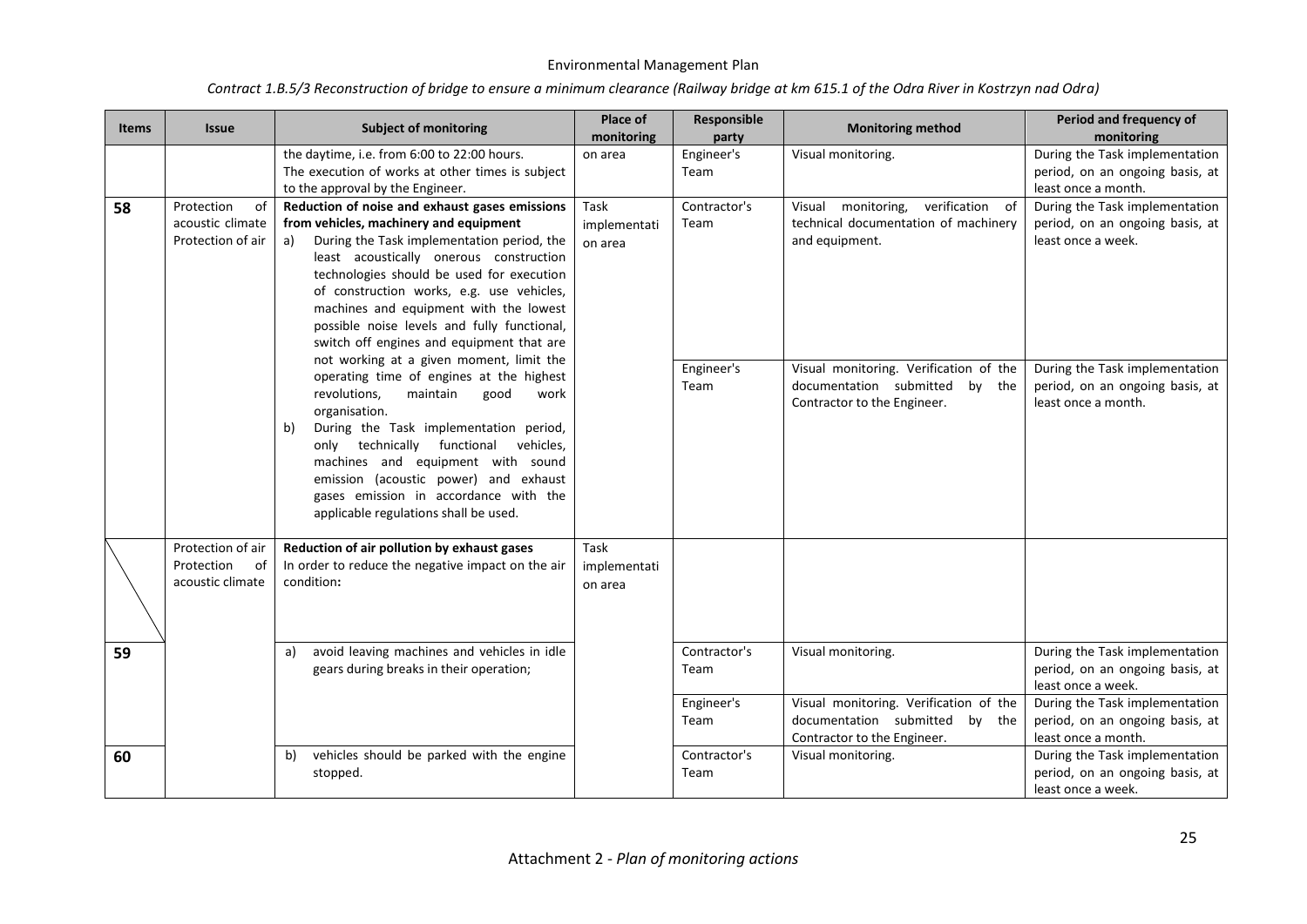| Items | Issue | Subject of monitoring | Place of monitoring | Responsible party | Monitoring method | Period and frequency of monitoring |
|---|---|---|---|---|---|---|
| | | the daytime, i.e. from 6:00 to 22:00 hours. The execution of works at other times is subject to the approval by the Engineer. | on area | Engineer's Team | Visual monitoring. | During the Task implementation period, on an ongoing basis, at least once a month. |
| 58 | Protection of acoustic climate Protection of air | **Reduction of noise and exhaust gases emissions from vehicles, machinery and equipment** a) During the Task implementation period, the least acoustically onerous construction technologies should be used for execution of construction works, e.g. use vehicles, machines and equipment with the lowest possible noise levels and fully functional, switch off engines and equipment that are not working at a given moment, limit the operating time of engines at the highest revolutions, maintain good work organisation. b) During the Task implementation period, only technically functional vehicles, machines and equipment with sound emission (acoustic power) and exhaust gases emission in accordance with the applicable regulations shall be used. | Task implementation area | Contractor's Team | Visual monitoring, verification of technical documentation of machinery and equipment. | During the Task implementation period, on an ongoing basis, at least once a week. |
| | | | | Engineer's Team | Visual monitoring. Verification of the documentation submitted by the Contractor to the Engineer. | During the Task implementation period, on an ongoing basis, at least once a month. |
| | Protection of air Protection of acoustic climate | **Reduction of air pollution by exhaust gases** In order to reduce the negative impact on the air condition**:** | Task implementation area | | | |
| 59 | | a) avoid leaving machines and vehicles in idle gears during breaks in their operation; | | Contractor's Team | Visual monitoring. | During the Task implementation period, on an ongoing basis, at least once a week. |
| | | | | Engineer's Team | Visual monitoring. Verification of the documentation submitted by the Contractor to the Engineer. | During the Task implementation period, on an ongoing basis, at least once a month. |
| 60 | | b) vehicles should be parked with the engine stopped. | | Contractor's Team | Visual monitoring. | During the Task implementation period, on an ongoing basis, at least once a week. |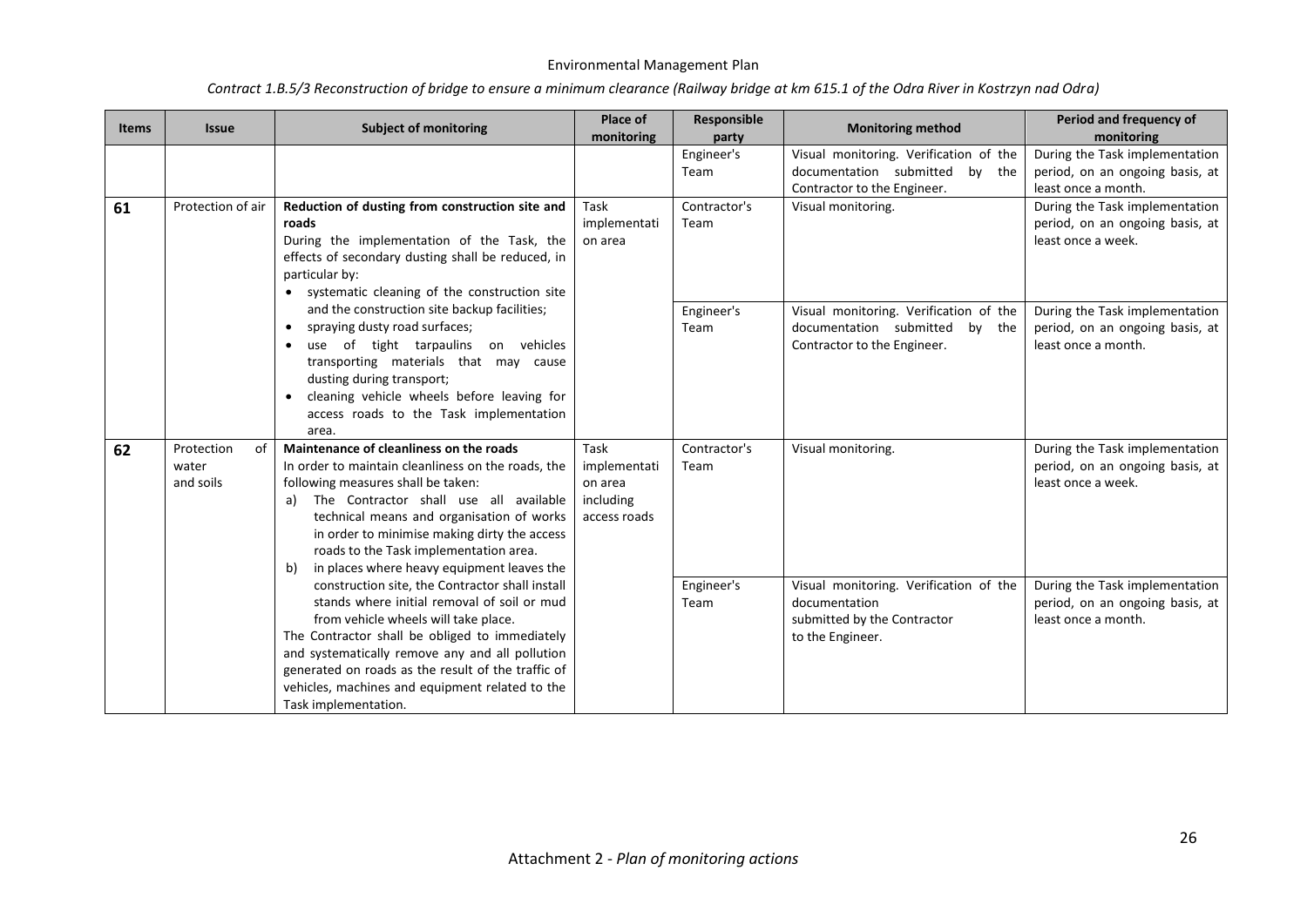| Items | Issue | Subject of monitoring | Place of monitoring | Responsible party | Monitoring method | Period and frequency of monitoring |
|---|---|---|---|---|---|---|
| | | | | Engineer's Team | Visual monitoring. Verification of the documentation submitted by the Contractor to the Engineer. | During the Task implementation period, on an ongoing basis, at least once a month. |
| **61** | Protection of air | **Reduction of dusting from construction site and roads**<br>During the implementation of the Task, the effects of secondary dusting shall be reduced, in particular by:<br>• systematic cleaning of the construction site and the construction site backup facilities;<br>• spraying dusty road surfaces;<br>• use of tight tarpaulins on vehicles transporting materials that may cause dusting during transport;<br>• cleaning vehicle wheels before leaving for access roads to the Task implementation area. | Task implementation area | Contractor's Team | Visual monitoring. | During the Task implementation period, on an ongoing basis, at least once a week. |
| | | | | Engineer's Team | Visual monitoring. Verification of the documentation submitted by the Contractor to the Engineer. | During the Task implementation period, on an ongoing basis, at least once a month. |
| **62** | Protection of water and soils | **Maintenance of cleanliness on the roads**<br>In order to maintain cleanliness on the roads, the following measures shall be taken:<br>a) The Contractor shall use all available technical means and organisation of works in order to minimise making dirty the access roads to the Task implementation area.<br>b) in places where heavy equipment leaves the construction site, the Contractor shall install stands where initial removal of soil or mud from vehicle wheels will take place.<br>The Contractor shall be obliged to immediately and systematically remove any and all pollution generated on roads as the result of the traffic of vehicles, machines and equipment related to the Task implementation. | Task implementation area including access roads | Contractor's Team | Visual monitoring. | During the Task implementation period, on an ongoing basis, at least once a week. |
| | | | | Engineer's Team | Visual monitoring. Verification of the documentation submitted by the Contractor to the Engineer. | During the Task implementation period, on an ongoing basis, at least once a month. |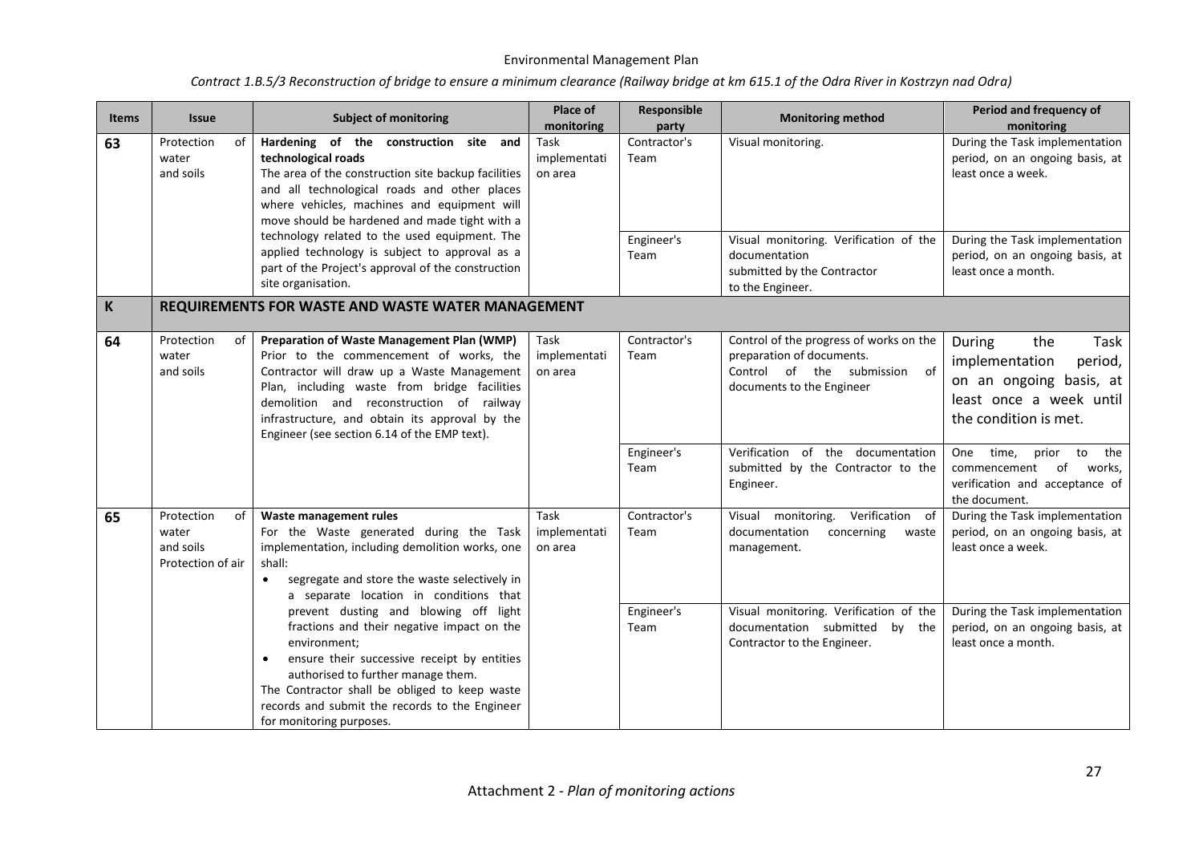| Items | Issue | Subject of monitoring | Place of monitoring | Responsible party | Monitoring method | Period and frequency of monitoring |
|---|---|---|---|---|---|---|
| **63** | Protection of water and soils | **Hardening of the construction site and technological roads**<br>The area of the construction site backup facilities and all technological roads and other places where vehicles, machines and equipment will move should be hardened and made tight with a technology related to the used equipment. The applied technology is subject to approval as a part of the Project's approval of the construction site organisation. | Task implementation area | Contractor's Team | Visual monitoring. | During the Task implementation period, on an ongoing basis, at least once a week. |
| | | | | Engineer's Team | Visual monitoring. Verification of the documentation submitted by the Contractor to the Engineer. | During the Task implementation period, on an ongoing basis, at least once a month. |
| **K** | **REQUIREMENTS FOR WASTE AND WASTE WATER MANAGEMENT** | | | | | |
| **64** | Protection of water and soils | **Preparation of Waste Management Plan (WMP)**<br>Prior to the commencement of works, the Contractor will draw up a Waste Management Plan, including waste from bridge facilities demolition and reconstruction of railway infrastructure, and obtain its approval by the Engineer (see section 6.14 of the EMP text). | Task implementation area | Contractor's Team | Control of the progress of works on the preparation of documents.<br>Control of the submission of documents to the Engineer | During the Task implementation period, on an ongoing basis, at least once a week until the condition is met. |
| | | | | Engineer's Team | Verification of the documentation submitted by the Contractor to the Engineer. | One time, prior to the commencement of works, verification and acceptance of the document. |
| **65** | Protection of water and soils<br>Protection of air | **Waste management rules**<br>For the Waste generated during the Task implementation, including demolition works, one shall:<br>• segregate and store the waste selectively in a separate location in conditions that prevent dusting and blowing off light fractions and their negative impact on the environment;<br>• ensure their successive receipt by entities authorised to further manage them.<br>The Contractor shall be obliged to keep waste records and submit the records to the Engineer for monitoring purposes. | Task implementation area | Contractor's Team | Visual monitoring. Verification of documentation concerning waste management. | During the Task implementation period, on an ongoing basis, at least once a week. |
| | | | | Engineer's Team | Visual monitoring. Verification of the documentation submitted by the Contractor to the Engineer. | During the Task implementation period, on an ongoing basis, at least once a month. |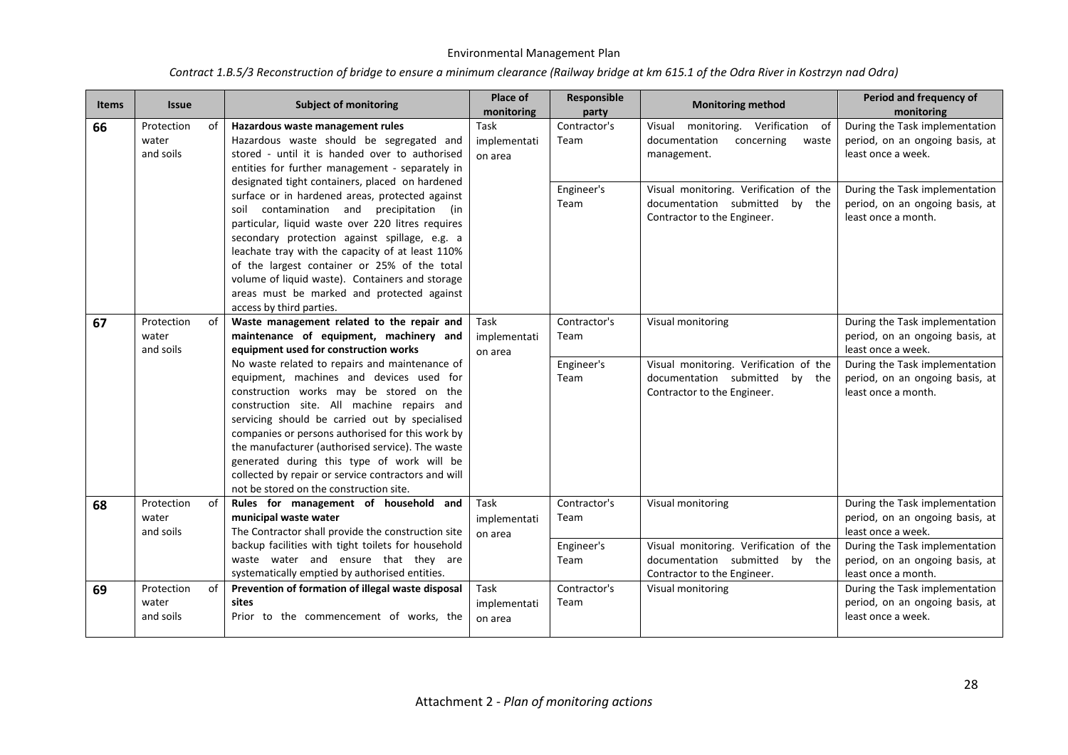| Items | Issue | Subject of monitoring | Place of monitoring | Responsible party | Monitoring method | Period and frequency of monitoring |
|---|---|---|---|---|---|---|
| 66 | Protection of water and soils | **Hazardous waste management rules** Hazardous waste should be segregated and stored - until it is handed over to authorised entities for further management - separately in designated tight containers, placed on hardened surface or in hardened areas, protected against soil contamination and precipitation (in particular, liquid waste over 220 litres requires secondary protection against spillage, e.g. a leachate tray with the capacity of at least 110% of the largest container or 25% of the total volume of liquid waste). Containers and storage areas must be marked and protected against access by third parties. | Task implementation area | Contractor's Team | Visual monitoring. Verification of documentation concerning waste management. | During the Task implementation period, on an ongoing basis, at least once a week. |
| | | | | Engineer's Team | Visual monitoring. Verification of the documentation submitted by the Contractor to the Engineer. | During the Task implementation period, on an ongoing basis, at least once a month. |
| 67 | Protection of water and soils | **Waste management related to the repair and maintenance of equipment, machinery and equipment used for construction works** No waste related to repairs and maintenance of equipment, machines and devices used for construction works may be stored on the construction site. All machine repairs and servicing should be carried out by specialised companies or persons authorised for this work by the manufacturer (authorised service). The waste generated during this type of work will be collected by repair or service contractors and will not be stored on the construction site. | Task implementation area | Contractor's Team | Visual monitoring | During the Task implementation period, on an ongoing basis, at least once a week. |
| | | | | Engineer's Team | Visual monitoring. Verification of the documentation submitted by the Contractor to the Engineer. | During the Task implementation period, on an ongoing basis, at least once a month. |
| 68 | Protection of water and soils | **Rules for management of household and municipal waste water** The Contractor shall provide the construction site backup facilities with tight toilets for household waste water and ensure that they are systematically emptied by authorised entities. | Task implementation area | Contractor's Team | Visual monitoring | During the Task implementation period, on an ongoing basis, at least once a week. |
| | | | | Engineer's Team | Visual monitoring. Verification of the documentation submitted by the Contractor to the Engineer. | During the Task implementation period, on an ongoing basis, at least once a month. |
| 69 | Protection of water and soils | **Prevention of formation of illegal waste disposal sites** Prior to the commencement of works, the | Task implementation area | Contractor's Team | Visual monitoring | During the Task implementation period, on an ongoing basis, at least once a week. |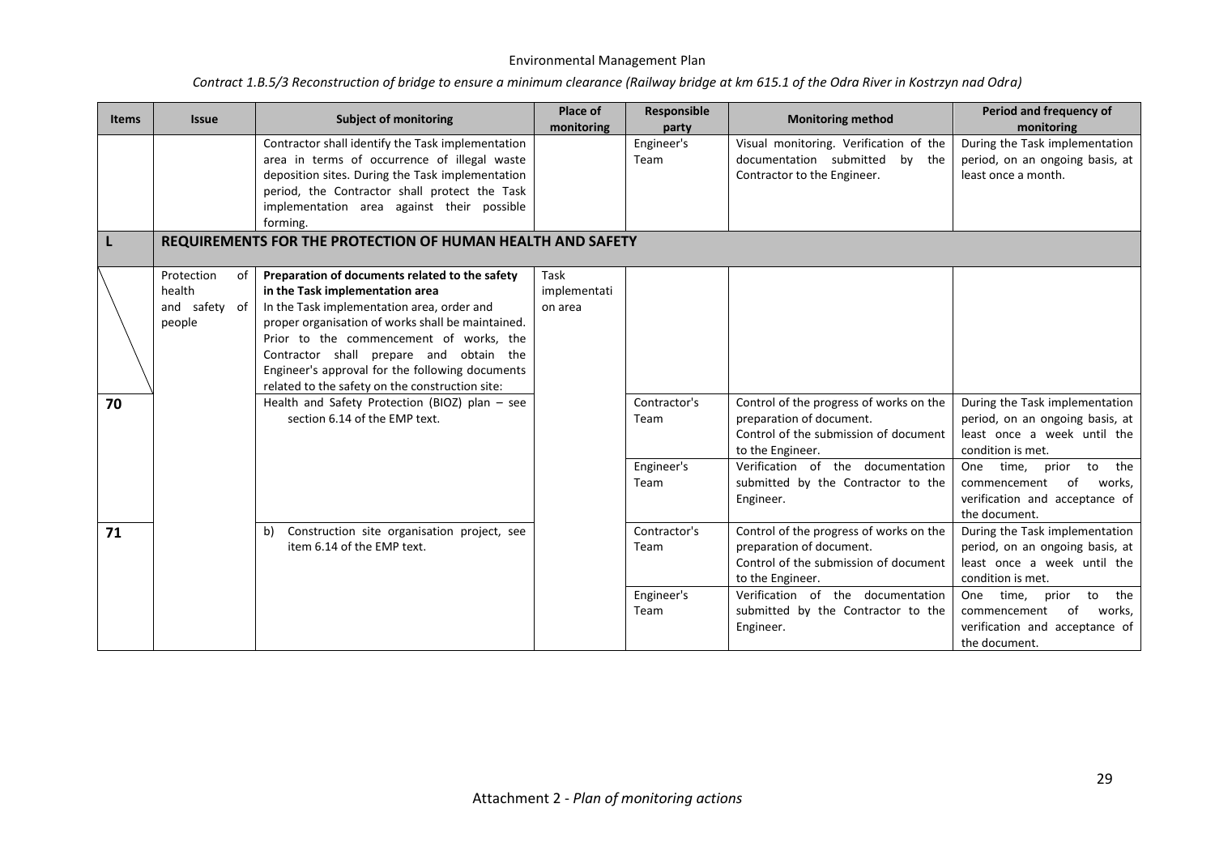| Items | Issue | Subject of monitoring | Place of monitoring | Responsible party | Monitoring method | Period and frequency of monitoring |
|---|---|---|---|---|---|---|
| | | Contractor shall identify the Task implementation area in terms of occurrence of illegal waste deposition sites. During the Task implementation period, the Contractor shall protect the Task implementation area against their possible forming. | | Engineer's Team | Visual monitoring. Verification of the documentation submitted by the Contractor to the Engineer. | During the Task implementation period, on an ongoing basis, at least once a month. |
| **L** | **REQUIREMENTS FOR THE PROTECTION OF HUMAN HEALTH AND SAFETY** | | | | | |
| | Protection of health and safety of people | **Preparation of documents related to the safety in the Task implementation area** In the Task implementation area, order and proper organisation of works shall be maintained. Prior to the commencement of works, the Contractor shall prepare and obtain the Engineer's approval for the following documents related to the safety on the construction site: | Task implementation area | | | |
| **70** | | Health and Safety Protection (BIOZ) plan – see section 6.14 of the EMP text. | | Contractor's Team | Control of the progress of works on the preparation of document. Control of the submission of document to the Engineer. | During the Task implementation period, on an ongoing basis, at least once a week until the condition is met. |
| | | | | Engineer's Team | Verification of the documentation submitted by the Contractor to the Engineer. | One time, prior to the commencement of works, verification and acceptance of the document. |
| **71** | | b) Construction site organisation project, see item 6.14 of the EMP text. | | Contractor's Team | Control of the progress of works on the preparation of document. Control of the submission of document to the Engineer. | During the Task implementation period, on an ongoing basis, at least once a week until the condition is met. |
| | | | | Engineer's Team | Verification of the documentation submitted by the Contractor to the Engineer. | One time, prior to the commencement of works, verification and acceptance of the document. |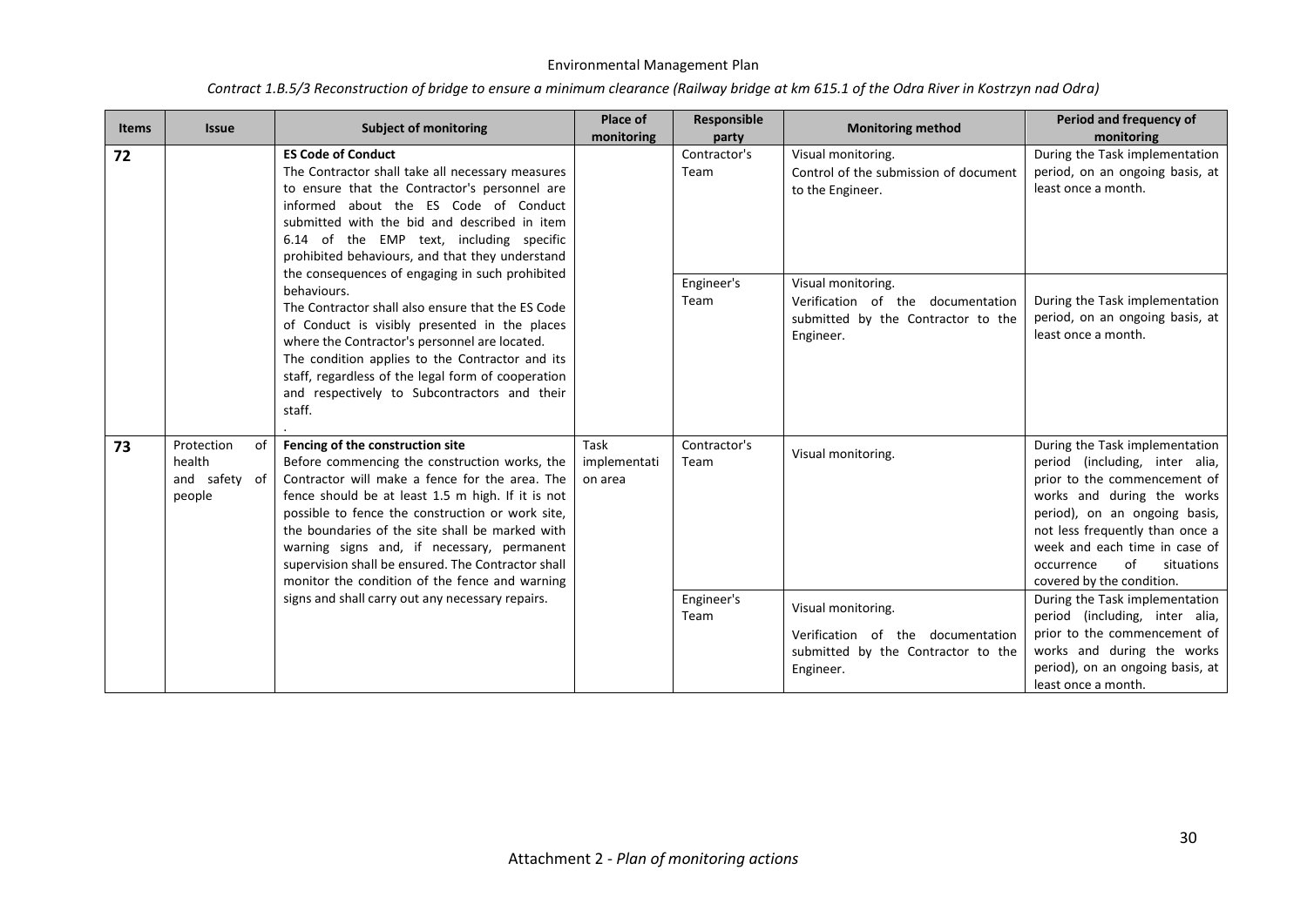| Items | Issue | Subject of monitoring | Place of monitoring | Responsible party | Monitoring method | Period and frequency of monitoring |
|---|---|---|---|---|---|---|
| 72 | | **ES Code of Conduct**<br>The Contractor shall take all necessary measures to ensure that the Contractor's personnel are informed about the ES Code of Conduct submitted with the bid and described in item 6.14 of the EMP text, including specific prohibited behaviours, and that they understand the consequences of engaging in such prohibited behaviours.<br>The Contractor shall also ensure that the ES Code of Conduct is visibly presented in the places where the Contractor's personnel are located.<br>The condition applies to the Contractor and its staff, regardless of the legal form of cooperation and respectively to Subcontractors and their staff.<br>. | | Contractor's Team | Visual monitoring.<br>Control of the submission of document to the Engineer. | During the Task implementation period, on an ongoing basis, at least once a month. |
| | | | | Engineer's Team | Visual monitoring.<br>Verification of the documentation submitted by the Contractor to the Engineer. | During the Task implementation period, on an ongoing basis, at least once a month. |
| 73 | Protection of health and safety of people | **Fencing of the construction site**<br>Before commencing the construction works, the Contractor will make a fence for the area. The fence should be at least 1.5 m high. If it is not possible to fence the construction or work site, the boundaries of the site shall be marked with warning signs and, if necessary, permanent supervision shall be ensured. The Contractor shall monitor the condition of the fence and warning signs and shall carry out any necessary repairs. | Task implementation area | Contractor's Team | Visual monitoring. | During the Task implementation period (including, inter alia, prior to the commencement of works and during the works period), on an ongoing basis, not less frequently than once a week and each time in case of occurrence of situations covered by the condition. |
| | | | | Engineer's Team | Visual monitoring.<br>Verification of the documentation submitted by the Contractor to the Engineer. | During the Task implementation period (including, inter alia, prior to the commencement of works and during the works period), on an ongoing basis, at least once a month. |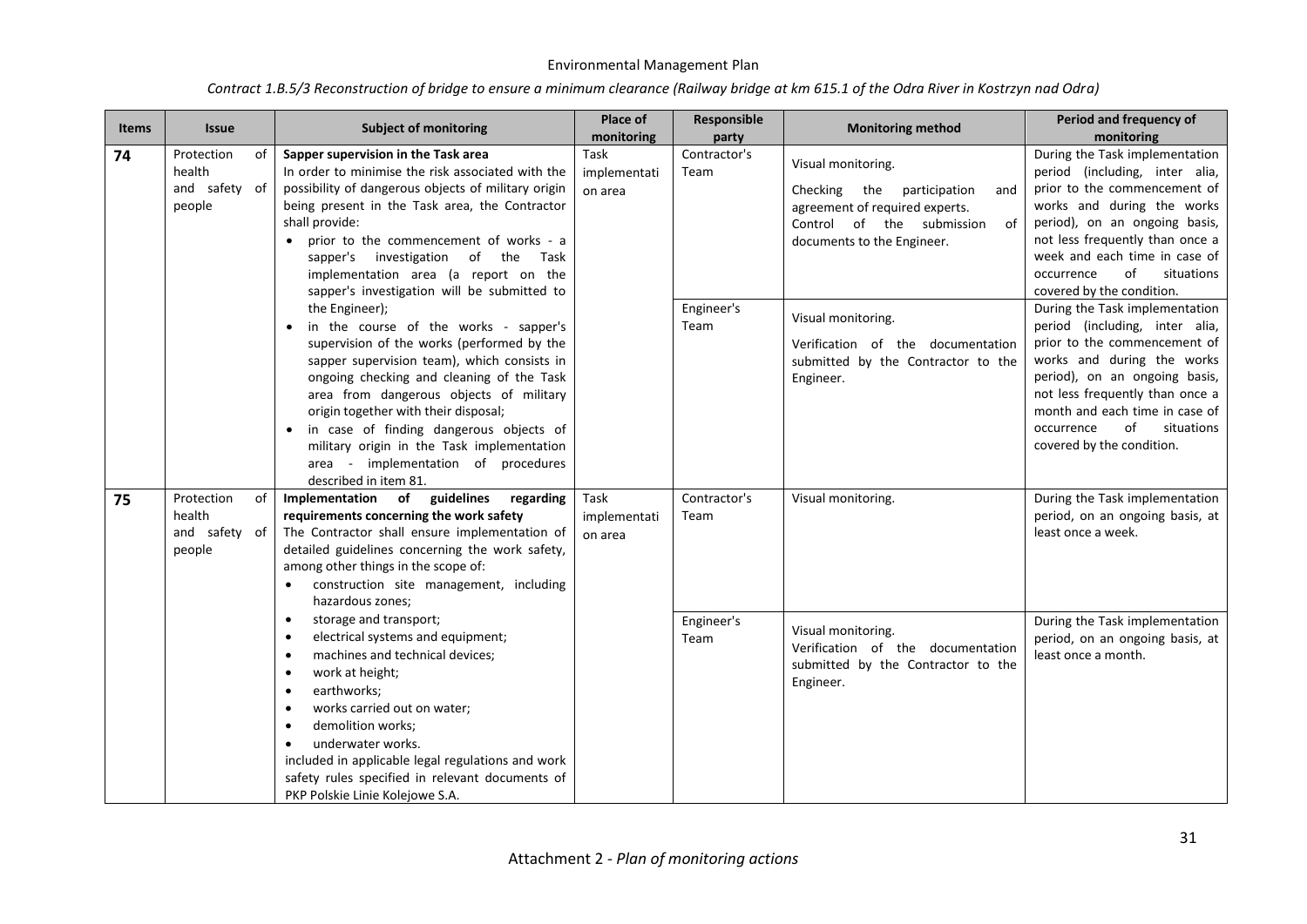| Items | Issue | Subject of monitoring | Place of monitoring | Responsible party | Monitoring method | Period and frequency of monitoring |
| --- | --- | --- | --- | --- | --- | --- |
| **74** | Protection of health and safety of people | **Sapper supervision in the Task area**<br>In order to minimise the risk associated with the possibility of dangerous objects of military origin being present in the Task area, the Contractor shall provide:<br>• prior to the commencement of works - a sapper's investigation of the Task implementation area (a report on the sapper's investigation will be submitted to the Engineer);<br>• in the course of the works - sapper's supervision of the works (performed by the sapper supervision team), which consists in ongoing checking and cleaning of the Task area from dangerous objects of military origin together with their disposal;<br>• in case of finding dangerous objects of military origin in the Task implementation area - implementation of procedures described in item 81. | Task implementation area | Contractor's Team | Visual monitoring.<br>Checking the participation and agreement of required experts.<br>Control of the submission of documents to the Engineer. | During the Task implementation period (including, inter alia, prior to the commencement of works and during the works period), on an ongoing basis, not less frequently than once a week and each time in case of occurrence of situations covered by the condition. |
| | | | | Engineer's Team | Visual monitoring.<br>Verification of the documentation submitted by the Contractor to the Engineer. | During the Task implementation period (including, inter alia, prior to the commencement of works and during the works period), on an ongoing basis, not less frequently than once a month and each time in case of occurrence of situations covered by the condition. |
| **75** | Protection of health and safety of people | **Implementation of guidelines regarding requirements concerning the work safety**<br>The Contractor shall ensure implementation of detailed guidelines concerning the work safety, among other things in the scope of:<br>• construction site management, including hazardous zones;<br>• storage and transport;<br>• electrical systems and equipment;<br>• machines and technical devices;<br>• work at height;<br>• earthworks;<br>• works carried out on water;<br>• demolition works;<br>• underwater works.<br>included in applicable legal regulations and work safety rules specified in relevant documents of PKP Polskie Linie Kolejowe S.A. | Task implementation area | Contractor's Team | Visual monitoring. | During the Task implementation period, on an ongoing basis, at least once a week. |
| | | | | Engineer's Team | Visual monitoring.<br>Verification of the documentation submitted by the Contractor to the Engineer. | During the Task implementation period, on an ongoing basis, at least once a month. |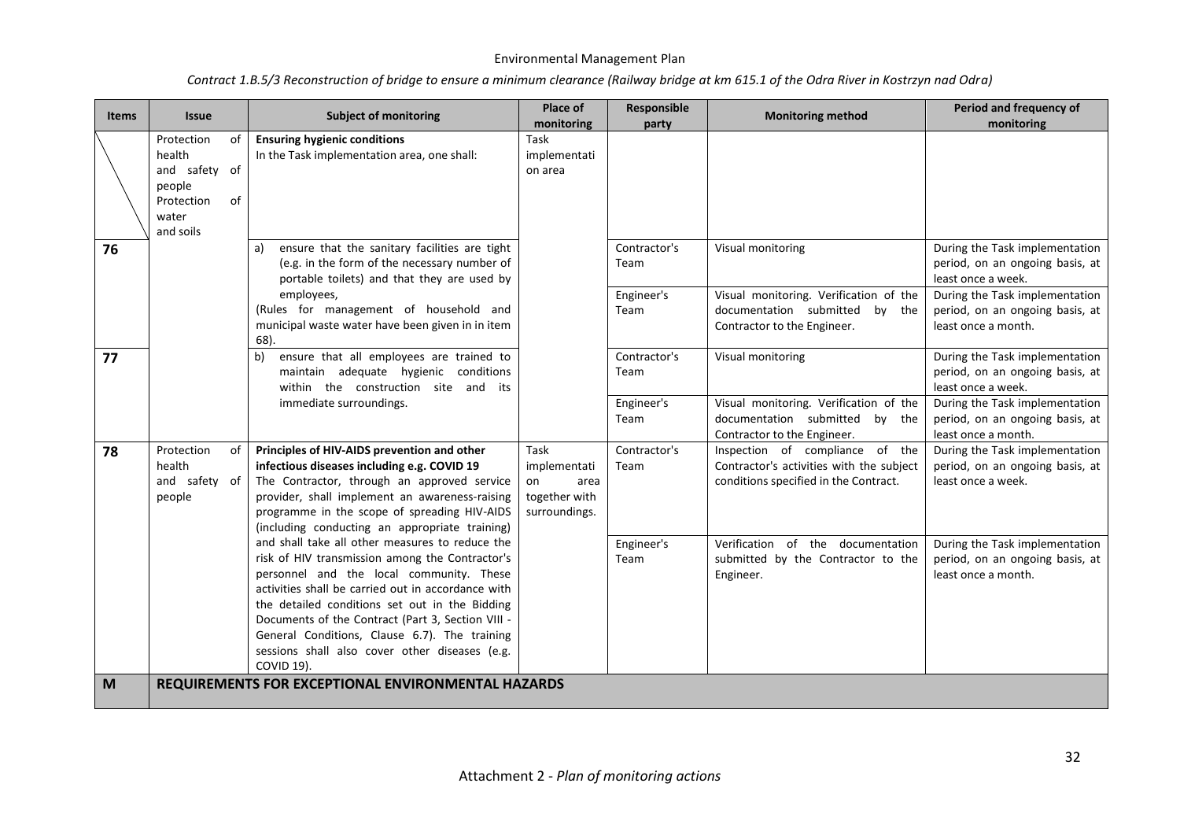| Items | Issue | Subject of monitoring | Place of monitoring | Responsible party | Monitoring method | Period and frequency of monitoring |
|---|---|---|---|---|---|---|
| | Protection of health and safety of people<br>Protection of water and soils | **Ensuring hygienic conditions**<br>In the Task implementation area, one shall: | Task implementation area | | | |
| 76 | | a) ensure that the sanitary facilities are tight (e.g. in the form of the necessary number of portable toilets) and that they are used by employees,<br>(Rules for management of household and municipal waste water have been given in in item 68). | | Contractor's Team | Visual monitoring | During the Task implementation period, on an ongoing basis, at least once a week. |
| | | | | Engineer's Team | Visual monitoring. Verification of the documentation submitted by the Contractor to the Engineer. | During the Task implementation period, on an ongoing basis, at least once a month. |
| 77 | | b) ensure that all employees are trained to maintain adequate hygienic conditions within the construction site and its immediate surroundings. | | Contractor's Team | Visual monitoring | During the Task implementation period, on an ongoing basis, at least once a week. |
| | | | | Engineer's Team | Visual monitoring. Verification of the documentation submitted by the Contractor to the Engineer. | During the Task implementation period, on an ongoing basis, at least once a month. |
| 78 | Protection of health and safety of people | **Principles of HIV-AIDS prevention and other infectious diseases including e.g. COVID 19**<br>The Contractor, through an approved service provider, shall implement an awareness-raising programme in the scope of spreading HIV-AIDS (including conducting an appropriate training) and shall take all other measures to reduce the risk of HIV transmission among the Contractor's personnel and the local community. These activities shall be carried out in accordance with the detailed conditions set out in the Bidding Documents of the Contract (Part 3, Section VIII - General Conditions, Clause 6.7). The training sessions shall also cover other diseases (e.g. COVID 19). | Task implementation area together with surroundings. | Contractor's Team | Inspection of compliance of the Contractor's activities with the subject conditions specified in the Contract. | During the Task implementation period, on an ongoing basis, at least once a week. |
| | | | | Engineer's Team | Verification of the documentation submitted by the Contractor to the Engineer. | During the Task implementation period, on an ongoing basis, at least once a month. |
| **M** | **REQUIREMENTS FOR EXCEPTIONAL ENVIRONMENTAL HAZARDS** | | | | | |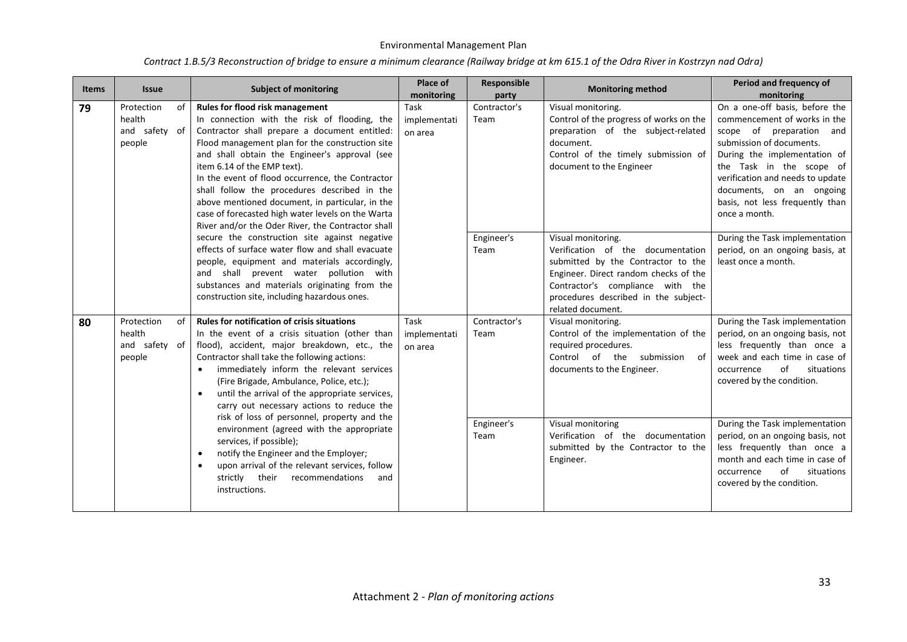| Items | Issue | Subject of monitoring | Place of monitoring | Responsible party | Monitoring method | Period and frequency of monitoring |
|---|---|---|---|---|---|---|
| **79** | Protection of health and safety of people | **Rules for flood risk management**<br>In connection with the risk of flooding, the Contractor shall prepare a document entitled: Flood management plan for the construction site and shall obtain the Engineer's approval (see item 6.14 of the EMP text).<br>In the event of flood occurrence, the Contractor shall follow the procedures described in the above mentioned document, in particular, in the case of forecasted high water levels on the Warta River and/or the Oder River, the Contractor shall secure the construction site against negative effects of surface water flow and shall evacuate people, equipment and materials accordingly, and shall prevent water pollution with substances and materials originating from the construction site, including hazardous ones. | Task implementation area | Contractor's Team | Visual monitoring.<br>Control of the progress of works on the preparation of the subject-related document.<br>Control of the timely submission of document to the Engineer | On a one-off basis, before the commencement of works in the scope of preparation and submission of documents.<br>During the implementation of the Task in the scope of verification and needs to update documents, on an ongoing basis, not less frequently than once a month. |
| | | | | Engineer's Team | Visual monitoring.<br>Verification of the documentation submitted by the Contractor to the Engineer. Direct random checks of the Contractor's compliance with the procedures described in the subject-related document. | During the Task implementation period, on an ongoing basis, at least once a month. |
| **80** | Protection of health and safety of people | **Rules for notification of crisis situations**<br>In the event of a crisis situation (other than flood), accident, major breakdown, etc., the Contractor shall take the following actions:<br>• immediately inform the relevant services (Fire Brigade, Ambulance, Police, etc.);<br>• until the arrival of the appropriate services, carry out necessary actions to reduce the risk of loss of personnel, property and the environment (agreed with the appropriate services, if possible);<br>• notify the Engineer and the Employer;<br>• upon arrival of the relevant services, follow strictly their recommendations and instructions. | Task implementation area | Contractor's Team | Visual monitoring.<br>Control of the implementation of the required procedures.<br>Control of the submission of documents to the Engineer. | During the Task implementation period, on an ongoing basis, not less frequently than once a week and each time in case of occurrence of situations covered by the condition. |
| | | | | Engineer's Team | Visual monitoring<br>Verification of the documentation submitted by the Contractor to the Engineer. | During the Task implementation period, on an ongoing basis, not less frequently than once a month and each time in case of occurrence of situations covered by the condition. |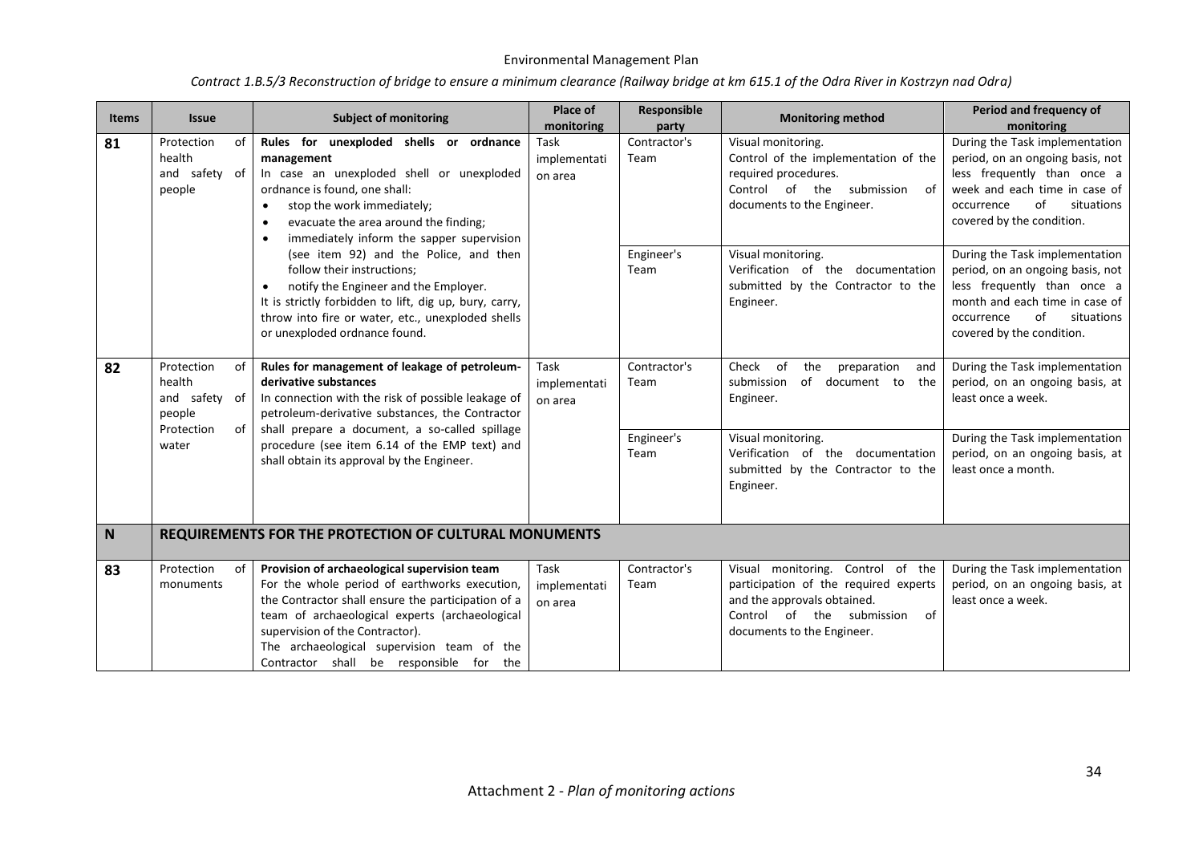| Items | Issue | Subject of monitoring | Place of monitoring | Responsible party | Monitoring method | Period and frequency of monitoring |
|---|---|---|---|---|---|---|
| **81** | Protection of health and safety of people | **Rules for unexploded shells or ordnance management**<br>In case an unexploded shell or unexploded ordnance is found, one shall:<br>• stop the work immediately;<br>• evacuate the area around the finding;<br>• immediately inform the sapper supervision (see item 92) and the Police, and then follow their instructions;<br>• notify the Engineer and the Employer.<br>It is strictly forbidden to lift, dig up, bury, carry, throw into fire or water, etc., unexploded shells or unexploded ordnance found. | Task implementation area | Contractor's Team | Visual monitoring.<br>Control of the implementation of the required procedures.<br>Control of the submission of documents to the Engineer. | During the Task implementation period, on an ongoing basis, not less frequently than once a week and each time in case of occurrence of situations covered by the condition. |
| | | | | Engineer's Team | Visual monitoring.<br>Verification of the documentation submitted by the Contractor to the Engineer. | During the Task implementation period, on an ongoing basis, not less frequently than once a month and each time in case of occurrence of situations covered by the condition. |
| **82** | Protection of health and safety of people<br>Protection of water | **Rules for management of leakage of petroleum-derivative substances**<br>In connection with the risk of possible leakage of petroleum-derivative substances, the Contractor shall prepare a document, a so-called spillage procedure (see item 6.14 of the EMP text) and shall obtain its approval by the Engineer. | Task implementation area | Contractor's Team | Check of the preparation and submission of document to the Engineer. | During the Task implementation period, on an ongoing basis, at least once a week. |
| | | | | Engineer's Team | Visual monitoring.<br>Verification of the documentation submitted by the Contractor to the Engineer. | During the Task implementation period, on an ongoing basis, at least once a month. |
| **N** | **REQUIREMENTS FOR THE PROTECTION OF CULTURAL MONUMENTS** | | | | | |
| **83** | Protection of monuments | **Provision of archaeological supervision team**<br>For the whole period of earthworks execution, the Contractor shall ensure the participation of a team of archaeological experts (archaeological supervision of the Contractor).<br>The archaeological supervision team of the Contractor shall be responsible for the | Task implementation area | Contractor's Team | Visual monitoring. Control of the participation of the required experts and the approvals obtained.<br>Control of the submission of documents to the Engineer. | During the Task implementation period, on an ongoing basis, at least once a week. |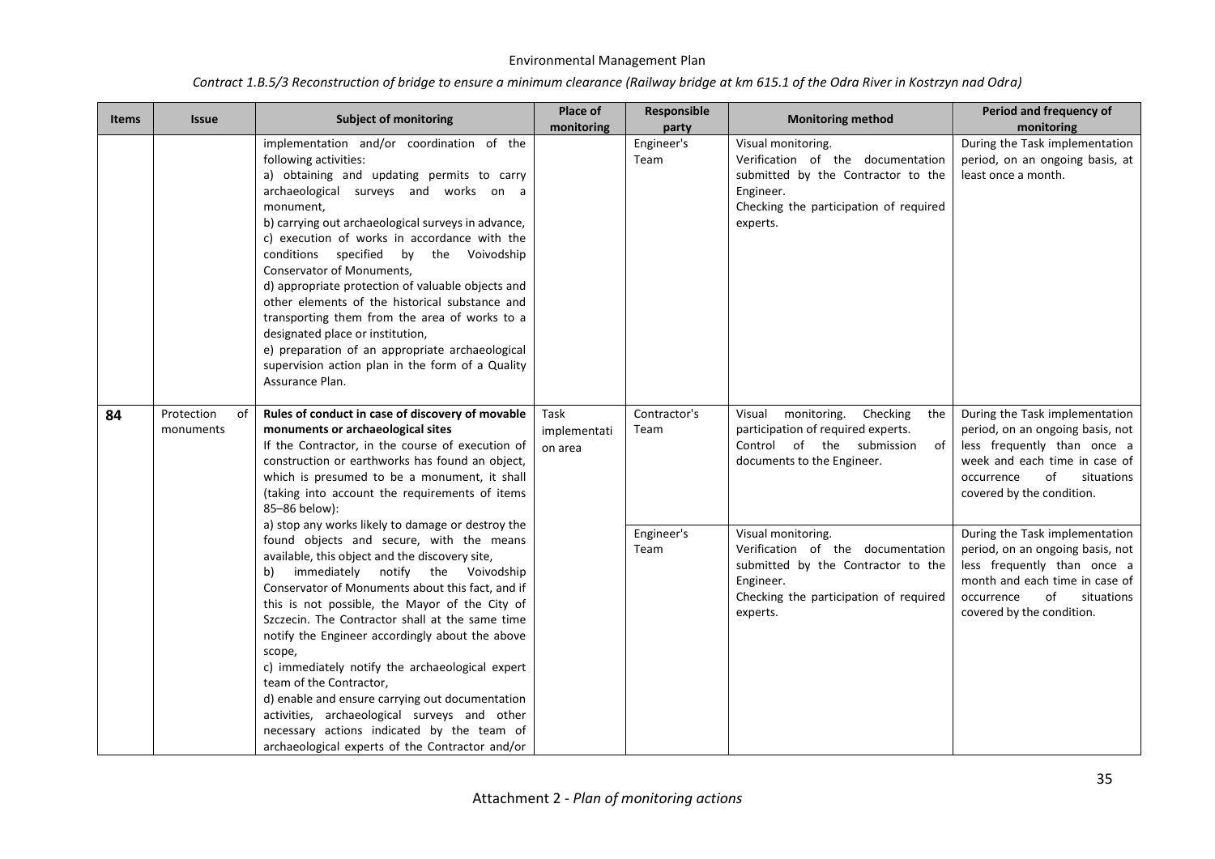Environmental Management Plan

*Contract 1.B.5/3 Reconstruction of bridge to ensure a minimum clearance (Railway bridge at km 615.1 of the Odra River in Kostrzyn nad Odra)*

| Items | Issue | Subject of monitoring | Place of monitoring | Responsible party | Monitoring method | Period and frequency of monitoring |
|---|---|---|---|---|---|---|
| | | implementation and/or coordination of the following activities:<br>a) obtaining and updating permits to carry archaeological surveys and works on a monument,<br>b) carrying out archaeological surveys in advance,<br>c) execution of works in accordance with the conditions specified by the Voivodship Conservator of Monuments,<br>d) appropriate protection of valuable objects and other elements of the historical substance and transporting them from the area of works to a designated place or institution,<br>e) preparation of an appropriate archaeological supervision action plan in the form of a Quality Assurance Plan. | | Engineer's Team | Visual monitoring.<br>Verification of the documentation submitted by the Contractor to the Engineer.<br>Checking the participation of required experts. | During the Task implementation period, on an ongoing basis, at least once a month. |
| **84** | Protection of monuments | **Rules of conduct in case of discovery of movable monuments or archaeological sites**<br>If the Contractor, in the course of execution of construction or earthworks has found an object, which is presumed to be a monument, it shall (taking into account the requirements of items 85–86 below):<br>a) stop any works likely to damage or destroy the found objects and secure, with the means available, this object and the discovery site,<br>b) immediately notify the Voivodship Conservator of Monuments about this fact, and if this is not possible, the Mayor of the City of Szczecin. The Contractor shall at the same time notify the Engineer accordingly about the above scope,<br>c) immediately notify the archaeological expert team of the Contractor,<br>d) enable and ensure carrying out documentation activities, archaeological surveys and other necessary actions indicated by the team of archaeological experts of the Contractor and/or | Task implementation area | Contractor's Team | Visual monitoring. Checking the participation of required experts.<br>Control of the submission of documents to the Engineer. | During the Task implementation period, on an ongoing basis, not less frequently than once a week and each time in case of occurrence of situations covered by the condition. |
| | | | | Engineer's Team | Visual monitoring.<br>Verification of the documentation submitted by the Contractor to the Engineer.<br>Checking the participation of required experts. | During the Task implementation period, on an ongoing basis, not less frequently than once a month and each time in case of occurrence of situations covered by the condition. |

Attachment 2 - *Plan of monitoring actions*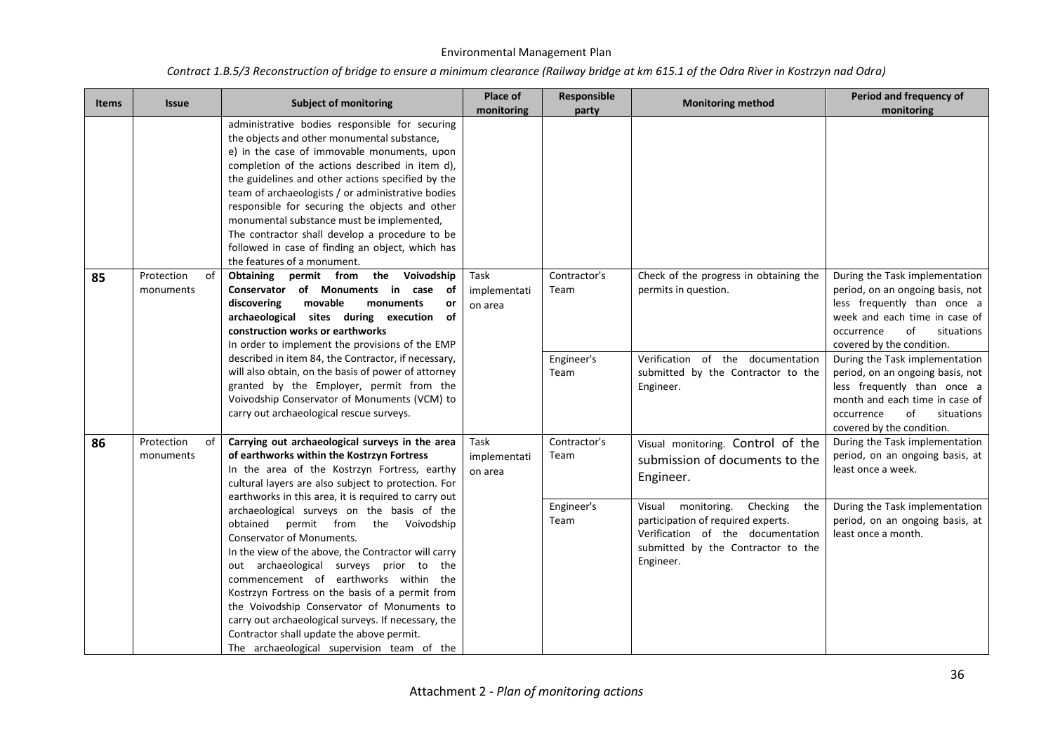| Items | Issue | Subject of monitoring | Place of monitoring | Responsible party | Monitoring method | Period and frequency of monitoring |
|---|---|---|---|---|---|---|
| | | administrative bodies responsible for securing the objects and other monumental substance,<br>e) in the case of immovable monuments, upon completion of the actions described in item d), the guidelines and other actions specified by the team of archaeologists / or administrative bodies responsible for securing the objects and other monumental substance must be implemented,<br>The contractor shall develop a procedure to be followed in case of finding an object, which has the features of a monument. | | | | |
| **85** | Protection of monuments | **Obtaining permit from the Voivodship Conservator of Monuments in case of discovering movable monuments or archaeological sites during execution of construction works or earthworks**<br>In order to implement the provisions of the EMP described in item 84, the Contractor, if necessary, will also obtain, on the basis of power of attorney granted by the Employer, permit from the Voivodship Conservator of Monuments (VCM) to carry out archaeological rescue surveys. | Task implementation area | Contractor's Team | Check of the progress in obtaining the permits in question. | During the Task implementation period, on an ongoing basis, not less frequently than once a week and each time in case of occurrence of situations covered by the condition. |
| | | | | Engineer's Team | Verification of the documentation submitted by the Contractor to the Engineer. | During the Task implementation period, on an ongoing basis, not less frequently than once a month and each time in case of occurrence of situations covered by the condition. |
| **86** | Protection of monuments | **Carrying out archaeological surveys in the area of earthworks within the Kostrzyn Fortress**<br>In the area of the Kostrzyn Fortress, earthy cultural layers are also subject to protection. For earthworks in this area, it is required to carry out archaeological surveys on the basis of the obtained permit from the Voivodship Conservator of Monuments.<br>In the view of the above, the Contractor will carry out archaeological surveys prior to the commencement of earthworks within the Kostrzyn Fortress on the basis of a permit from the Voivodship Conservator of Monuments to carry out archaeological surveys. If necessary, the Contractor shall update the above permit.<br>The archaeological supervision team of the | Task implementation area | Contractor's Team | Visual monitoring. Control of the submission of documents to the Engineer. | During the Task implementation period, on an ongoing basis, at least once a week. |
| | | | | Engineer's Team | Visual monitoring. Checking the participation of required experts. Verification of the documentation submitted by the Contractor to the Engineer. | During the Task implementation period, on an ongoing basis, at least once a month. |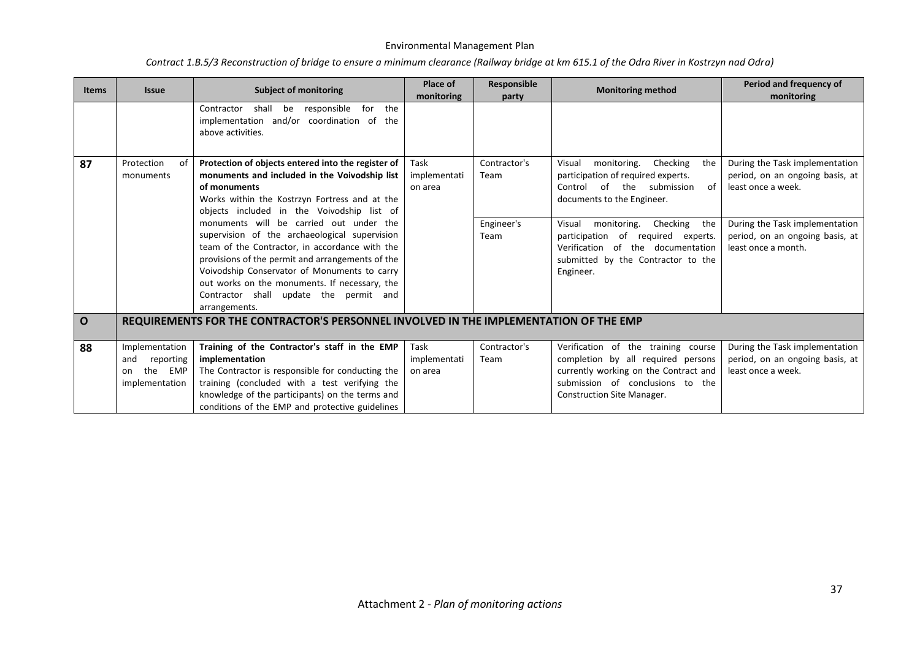| Items | Issue | Subject of monitoring | Place of monitoring | Responsible party | Monitoring method | Period and frequency of monitoring |
|---|---|---|---|---|---|---|
| | | Contractor shall be responsible for the implementation and/or coordination of the above activities. | | | | |
| **87** | Protection of monuments | **Protection of objects entered into the register of monuments and included in the Voivodship list of monuments**<br>Works within the Kostrzyn Fortress and at the objects included in the Voivodship list of monuments will be carried out under the supervision of the archaeological supervision team of the Contractor, in accordance with the provisions of the permit and arrangements of the Voivodship Conservator of Monuments to carry out works on the monuments. If necessary, the Contractor shall update the permit and arrangements. | Task implementation area | Contractor's Team | Visual monitoring. Checking the participation of required experts. Control of the submission of documents to the Engineer. | During the Task implementation period, on an ongoing basis, at least once a week. |
| | | | | Engineer's Team | Visual monitoring. Checking the participation of required experts. Verification of the documentation submitted by the Contractor to the Engineer. | During the Task implementation period, on an ongoing basis, at least once a month. |
| **O** | **REQUIREMENTS FOR THE CONTRACTOR'S PERSONNEL INVOLVED IN THE IMPLEMENTATION OF THE EMP** | | | | | |
| **88** | Implementation and reporting on the EMP implementation | **Training of the Contractor's staff in the EMP implementation**<br>The Contractor is responsible for conducting the training (concluded with a test verifying the knowledge of the participants) on the terms and conditions of the EMP and protective guidelines | Task implementation area | Contractor's Team | Verification of the training course completion by all required persons currently working on the Contract and submission of conclusions to the Construction Site Manager. | During the Task implementation period, on an ongoing basis, at least once a week. |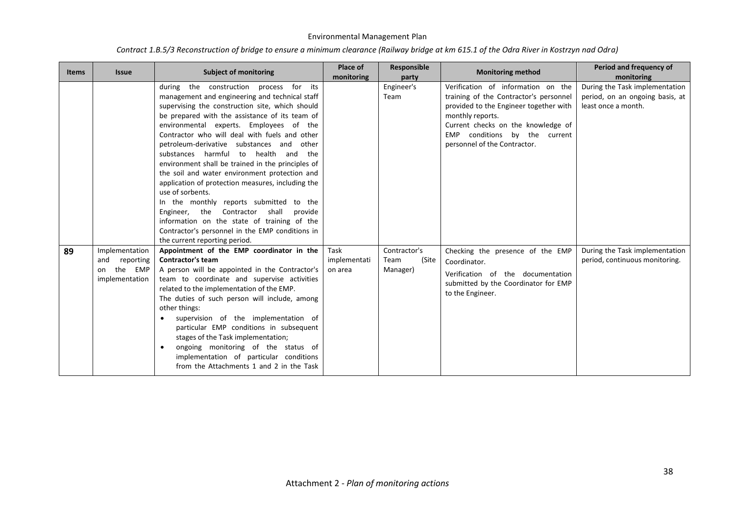| Items | Issue | Subject of monitoring | Place of monitoring | Responsible party | Monitoring method | Period and frequency of monitoring |
|---|---|---|---|---|---|---|
| | | during the construction process for its management and engineering and technical staff supervising the construction site, which should be prepared with the assistance of its team of environmental experts. Employees of the Contractor who will deal with fuels and other petroleum-derivative substances and other substances harmful to health and the environment shall be trained in the principles of the soil and water environment protection and application of protection measures, including the use of sorbents.<br>In the monthly reports submitted to the Engineer, the Contractor shall provide information on the state of training of the Contractor's personnel in the EMP conditions in the current reporting period. | | Engineer's Team | Verification of information on the training of the Contractor's personnel provided to the Engineer together with monthly reports.<br>Current checks on the knowledge of EMP conditions by the current personnel of the Contractor. | During the Task implementation period, on an ongoing basis, at least once a month. |
| **89** | Implementation and reporting on the EMP implementation | **Appointment of the EMP coordinator in the Contractor's team**<br>A person will be appointed in the Contractor's team to coordinate and supervise activities related to the implementation of the EMP.<br>The duties of such person will include, among other things:<br>• supervision of the implementation of particular EMP conditions in subsequent stages of the Task implementation;<br>• ongoing monitoring of the status of implementation of particular conditions from the Attachments 1 and 2 in the Task | Task implementation area | Contractor's Team (Site Manager) | Checking the presence of the EMP Coordinator.<br>Verification of the documentation submitted by the Coordinator for EMP to the Engineer. | During the Task implementation period, continuous monitoring. |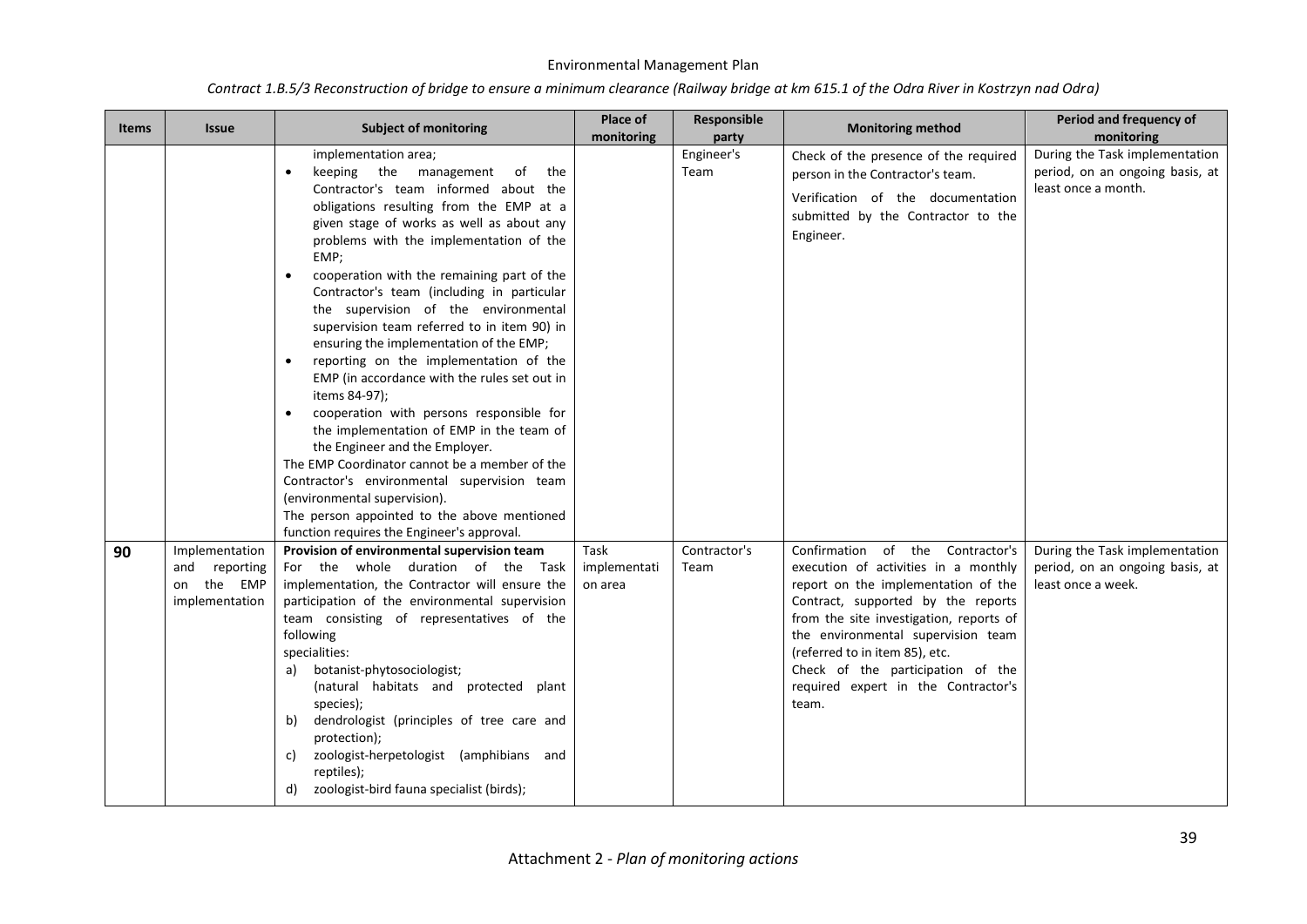Environmental Management Plan

*Contract 1.B.5/3 Reconstruction of bridge to ensure a minimum clearance (Railway bridge at km 615.1 of the Odra River in Kostrzyn nad Odra)*

| Items | Issue | Subject of monitoring | Place of monitoring | Responsible party | Monitoring method | Period and frequency of monitoring |
|---|---|---|---|---|---|---|
| | | implementation area;<br>• keeping the management of the Contractor's team informed about the obligations resulting from the EMP at a given stage of works as well as about any problems with the implementation of the EMP;<br>• cooperation with the remaining part of the Contractor's team (including in particular the supervision of the environmental supervision team referred to in item 90) in ensuring the implementation of the EMP;<br>• reporting on the implementation of the EMP (in accordance with the rules set out in items 84-97);<br>• cooperation with persons responsible for the implementation of EMP in the team of the Engineer and the Employer.<br>The EMP Coordinator cannot be a member of the Contractor's environmental supervision team (environmental supervision).<br>The person appointed to the above mentioned function requires the Engineer's approval. | | Engineer's Team | Check of the presence of the required person in the Contractor's team.<br>Verification of the documentation submitted by the Contractor to the Engineer. | During the Task implementation period, on an ongoing basis, at least once a month. |
| **90** | Implementation and reporting on the EMP implementation | **Provision of environmental supervision team**<br>For the whole duration of the Task implementation, the Contractor will ensure the participation of the environmental supervision team consisting of representatives of the following specialities:<br>a) botanist-phytosociologist; (natural habitats and protected plant species);<br>b) dendrologist (principles of tree care and protection);<br>c) zoologist-herpetologist (amphibians and reptiles);<br>d) zoologist-bird fauna specialist (birds); | Task implementation area | Contractor's Team | Confirmation of the Contractor's execution of activities in a monthly report on the implementation of the Contract, supported by the reports from the site investigation, reports of the environmental supervision team (referred to in item 85), etc.<br>Check of the participation of the required expert in the Contractor's team. | During the Task implementation period, on an ongoing basis, at least once a week. |

Attachment 2 - *Plan of monitoring actions*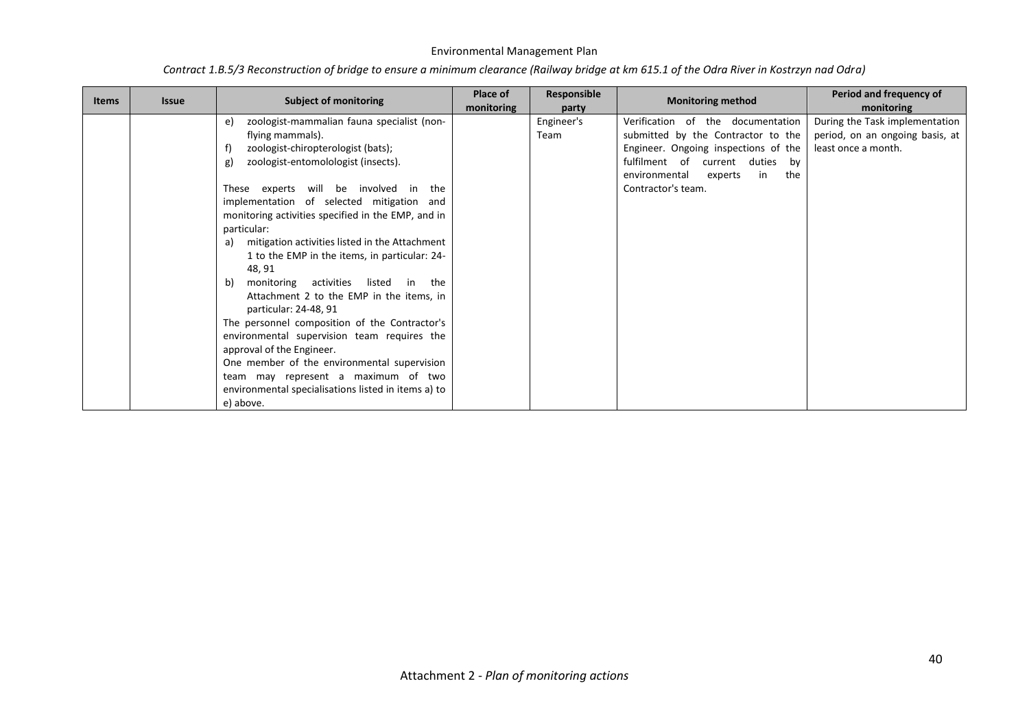| Items | Issue | Subject of monitoring | Place of monitoring | Responsible party | Monitoring method | Period and frequency of monitoring |
|---|---|---|---|---|---|---|
| | | e) zoologist-mammalian fauna specialist (non-flying mammals).<br>f) zoologist-chiropterologist (bats);<br>g) zoologist-entomolologist (insects).<br><br>These experts will be involved in the implementation of selected mitigation and monitoring activities specified in the EMP, and in particular:<br>a) mitigation activities listed in the Attachment 1 to the EMP in the items, in particular: 24-48, 91<br>b) monitoring activities listed in the Attachment 2 to the EMP in the items, in particular: 24-48, 91<br>The personnel composition of the Contractor's environmental supervision team requires the approval of the Engineer.<br>One member of the environmental supervision team may represent a maximum of two environmental specialisations listed in items a) to e) above. | | Engineer's Team | Verification of the documentation submitted by the Contractor to the Engineer. Ongoing inspections of the fulfilment of current duties by environmental experts in the Contractor's team. | During the Task implementation period, on an ongoing basis, at least once a month. |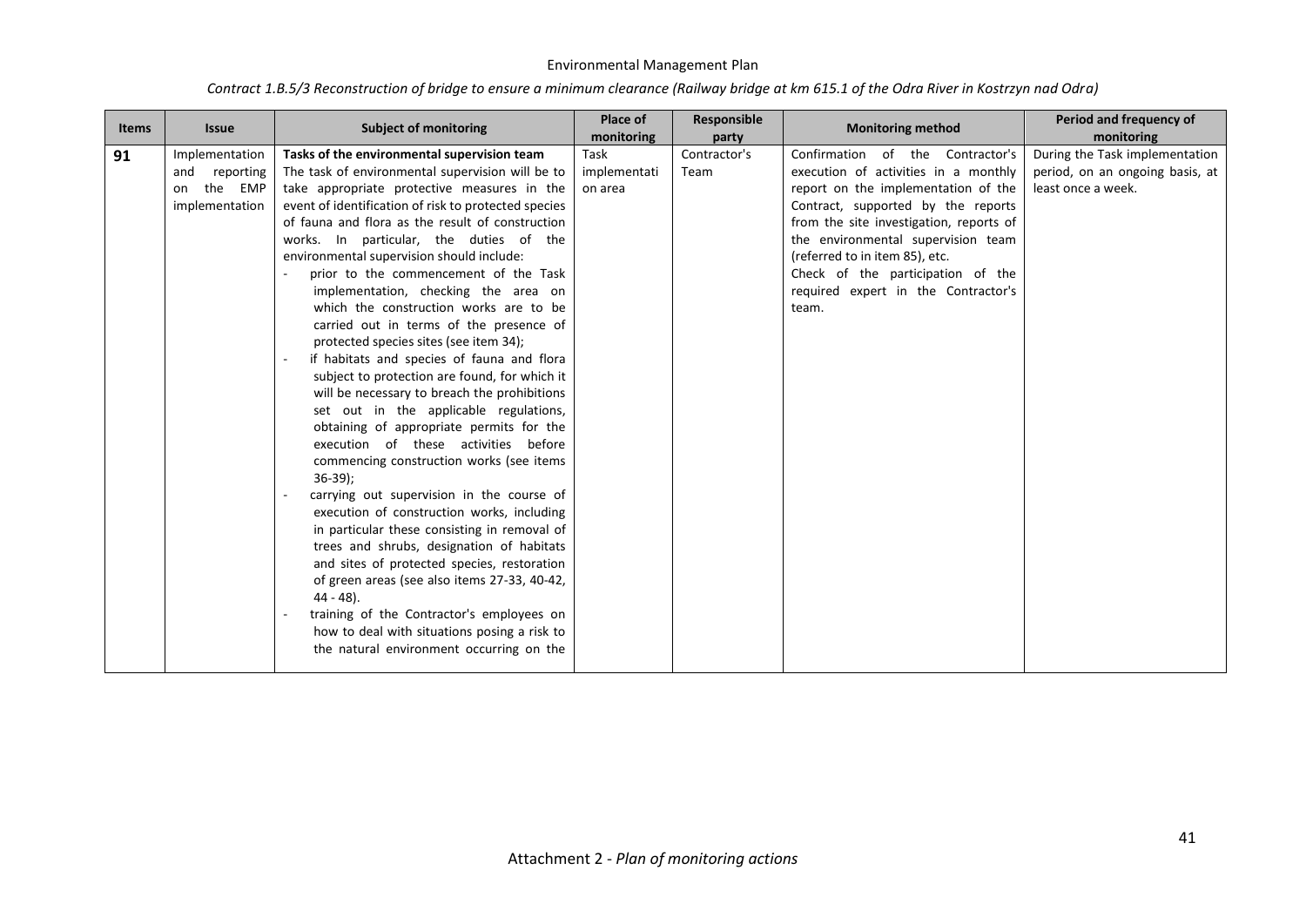| Items | Issue | Subject of monitoring | Place of monitoring | Responsible party | Monitoring method | Period and frequency of monitoring |
|---|---|---|---|---|---|---|
| **91** | Implementation and reporting on the EMP implementation | **Tasks of the environmental supervision team** The task of environmental supervision will be to take appropriate protective measures in the event of identification of risk to protected species of fauna and flora as the result of construction works. In particular, the duties of the environmental supervision should include: <br>- prior to the commencement of the Task implementation, checking the area on which the construction works are to be carried out in terms of the presence of protected species sites (see item 34); <br>- if habitats and species of fauna and flora subject to protection are found, for which it will be necessary to breach the prohibitions set out in the applicable regulations, obtaining of appropriate permits for the execution of these activities before commencing construction works (see items 36-39); <br>- carrying out supervision in the course of execution of construction works, including in particular these consisting in removal of trees and shrubs, designation of habitats and sites of protected species, restoration of green areas (see also items 27-33, 40-42, 44 - 48). <br>- training of the Contractor's employees on how to deal with situations posing a risk to the natural environment occurring on the | Task implementation area | Contractor's Team | Confirmation of the Contractor's execution of activities in a monthly report on the implementation of the Contract, supported by the reports from the site investigation, reports of the environmental supervision team (referred to in item 85), etc. <br>Check of the participation of the required expert in the Contractor's team. | During the Task implementation period, on an ongoing basis, at least once a week. |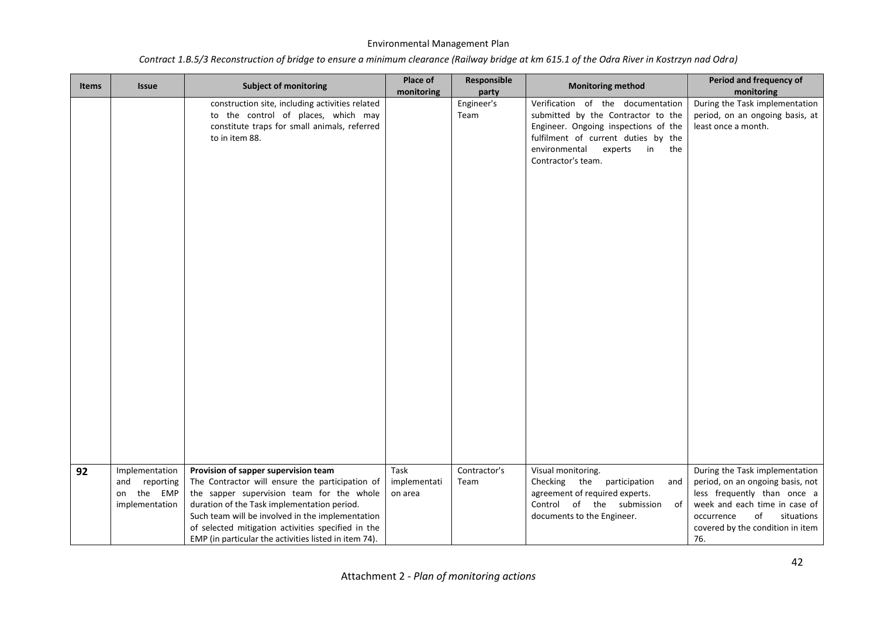| Items | Issue | Subject of monitoring | Place of monitoring | Responsible party | Monitoring method | Period and frequency of monitoring |
|---|---|---|---|---|---|---|
| | | construction site, including activities related to the control of places, which may constitute traps for small animals, referred to in item 88. | | Engineer's Team | Verification of the documentation submitted by the Contractor to the Engineer. Ongoing inspections of the fulfilment of current duties by the environmental experts in the Contractor's team. | During the Task implementation period, on an ongoing basis, at least once a month. |
| **92** | Implementation and reporting on the EMP implementation | **Provision of sapper supervision team** The Contractor will ensure the participation of the sapper supervision team for the whole duration of the Task implementation period. Such team will be involved in the implementation of selected mitigation activities specified in the EMP (in particular the activities listed in item 74). | Task implementation area | Contractor's Team | Visual monitoring. Checking the participation and agreement of required experts. Control of the submission of documents to the Engineer. | During the Task implementation period, on an ongoing basis, not less frequently than once a week and each time in case of occurrence of situations covered by the condition in item 76. |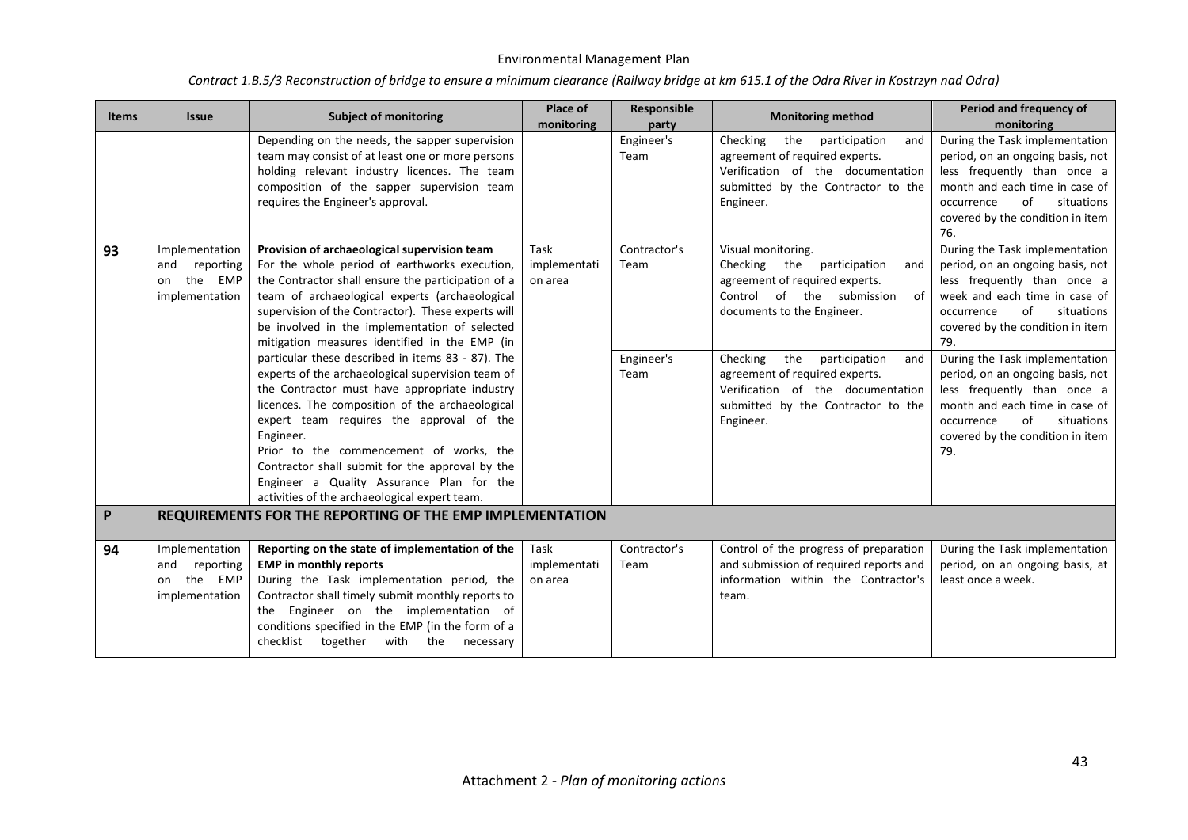| Items | Issue | Subject of monitoring | Place of monitoring | Responsible party | Monitoring method | Period and frequency of monitoring |
|---|---|---|---|---|---|---|
| | | Depending on the needs, the sapper supervision team may consist of at least one or more persons holding relevant industry licences. The team composition of the sapper supervision team requires the Engineer's approval. | | Engineer's Team | Checking the participation and agreement of required experts. Verification of the documentation submitted by the Contractor to the Engineer. | During the Task implementation period, on an ongoing basis, not less frequently than once a month and each time in case of occurrence of situations covered by the condition in item 76. |
| **93** | Implementation and reporting on the EMP implementation | **Provision of archaeological supervision team** For the whole period of earthworks execution, the Contractor shall ensure the participation of a team of archaeological experts (archaeological supervision of the Contractor). These experts will be involved in the implementation of selected mitigation measures identified in the EMP (in particular these described in items 83 - 87). The experts of the archaeological supervision team of the Contractor must have appropriate industry licences. The composition of the archaeological expert team requires the approval of the Engineer. Prior to the commencement of works, the Contractor shall submit for the approval by the Engineer a Quality Assurance Plan for the activities of the archaeological expert team. | Task implementati on area | Contractor's Team | Visual monitoring. Checking the participation and agreement of required experts. Control of the submission of documents to the Engineer. | During the Task implementation period, on an ongoing basis, not less frequently than once a week and each time in case of occurrence of situations covered by the condition in item 79. |
| | | | | Engineer's Team | Checking the participation and agreement of required experts. Verification of the documentation submitted by the Contractor to the Engineer. | During the Task implementation period, on an ongoing basis, not less frequently than once a month and each time in case of occurrence of situations covered by the condition in item 79. |
| **P** | **REQUIREMENTS FOR THE REPORTING OF THE EMP IMPLEMENTATION** | | | | | |
| **94** | Implementation and reporting on the EMP implementation | **Reporting on the state of implementation of the EMP in monthly reports** During the Task implementation period, the Contractor shall timely submit monthly reports to the Engineer on the implementation of conditions specified in the EMP (in the form of a checklist together with the necessary | Task implementati on area | Contractor's Team | Control of the progress of preparation and submission of required reports and information within the Contractor's team. | During the Task implementation period, on an ongoing basis, at least once a week. |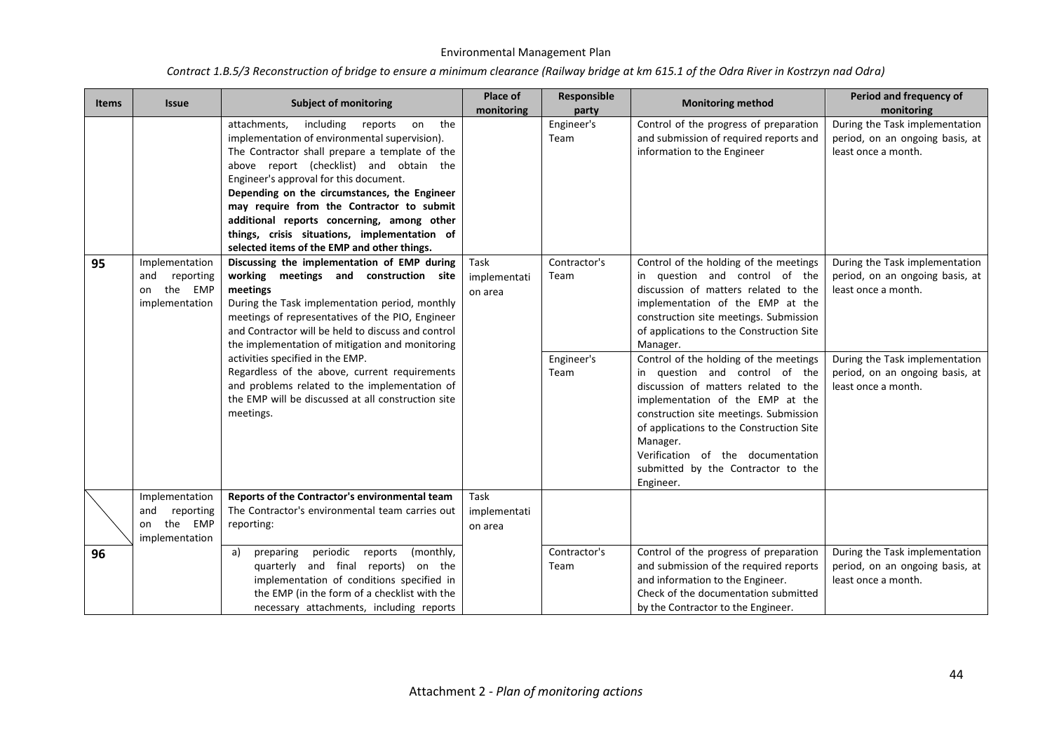| Items | Issue | Subject of monitoring | Place of monitoring | Responsible party | Monitoring method | Period and frequency of monitoring |
|---|---|---|---|---|---|---|
| | | attachments, including reports on the implementation of environmental supervision). The Contractor shall prepare a template of the above report (checklist) and obtain the Engineer's approval for this document. **Depending on the circumstances, the Engineer may require from the Contractor to submit additional reports concerning, among other things, crisis situations, implementation of selected items of the EMP and other things.** | | Engineer's Team | Control of the progress of preparation and submission of required reports and information to the Engineer | During the Task implementation period, on an ongoing basis, at least once a month. |
| 95 | Implementation and reporting on the EMP implementation | **Discussing the implementation of EMP during working meetings and construction site meetings** During the Task implementation period, monthly meetings of representatives of the PIO, Engineer and Contractor will be held to discuss and control the implementation of mitigation and monitoring activities specified in the EMP. Regardless of the above, current requirements and problems related to the implementation of the EMP will be discussed at all construction site meetings. | Task implementation area | Contractor's Team | Control of the holding of the meetings in question and control of the discussion of matters related to the implementation of the EMP at the construction site meetings. Submission of applications to the Construction Site Manager. | During the Task implementation period, on an ongoing basis, at least once a month. |
| | | | | Engineer's Team | Control of the holding of the meetings in question and control of the discussion of matters related to the implementation of the EMP at the construction site meetings. Submission of applications to the Construction Site Manager. Verification of the documentation submitted by the Contractor to the Engineer. | During the Task implementation period, on an ongoing basis, at least once a month. |
| | Implementation and reporting on the EMP implementation | **Reports of the Contractor's environmental team** The Contractor's environmental team carries out reporting: | Task implementation area | | | |
| 96 | | a) preparing periodic reports (monthly, quarterly and final reports) on the implementation of conditions specified in the EMP (in the form of a checklist with the necessary attachments, including reports | | Contractor's Team | Control of the progress of preparation and submission of the required reports and information to the Engineer. Check of the documentation submitted by the Contractor to the Engineer. | During the Task implementation period, on an ongoing basis, at least once a month. |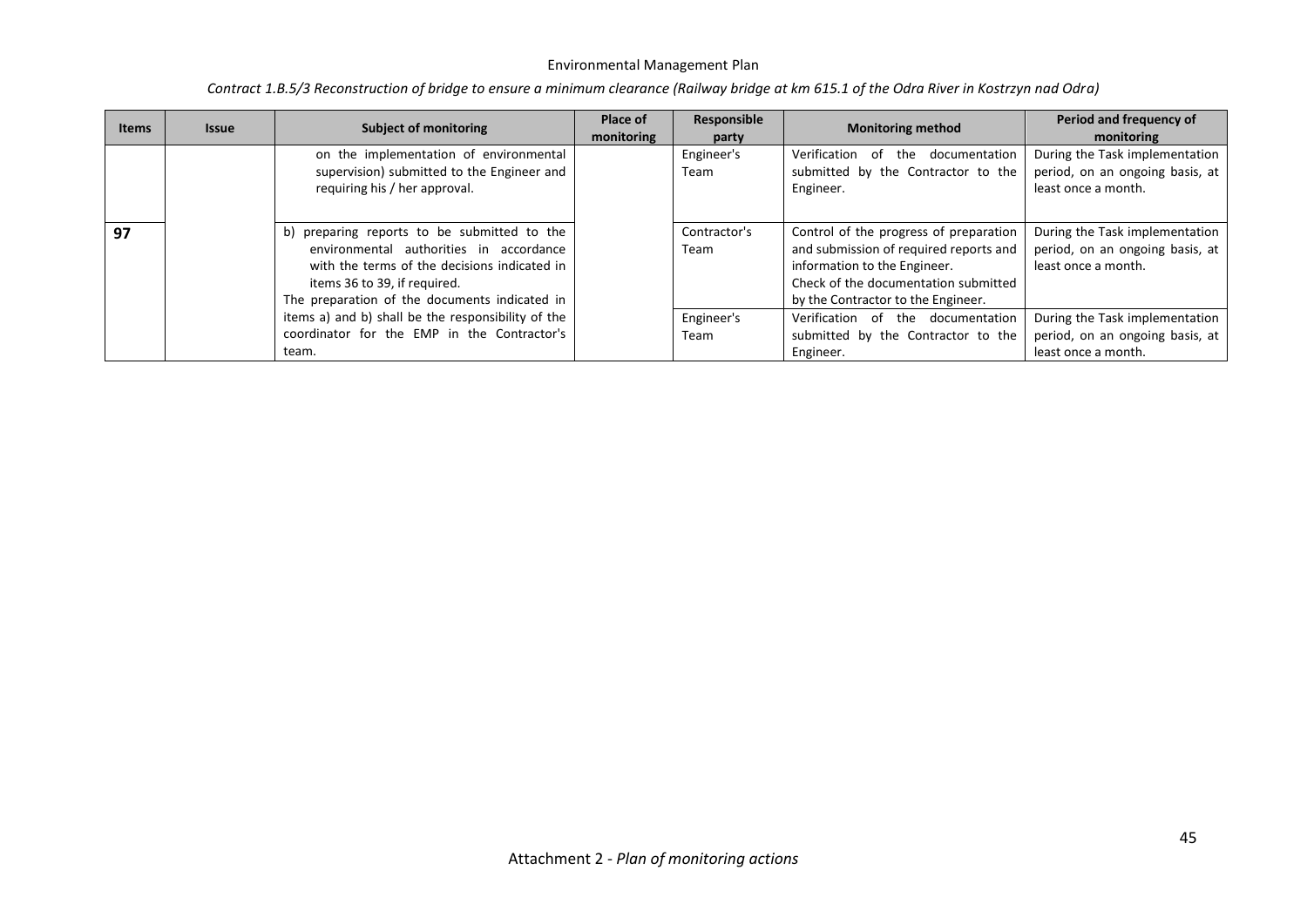| Items | Issue | Subject of monitoring | Place of monitoring | Responsible party | Monitoring method | Period and frequency of monitoring |
|---|---|---|---|---|---|---|
| | | on the implementation of environmental supervision) submitted to the Engineer and requiring his / her approval. | | Engineer's Team | Verification of the documentation submitted by the Contractor to the Engineer. | During the Task implementation period, on an ongoing basis, at least once a month. |
| **97** | | b) preparing reports to be submitted to the environmental authorities in accordance with the terms of the decisions indicated in items 36 to 39, if required.<br>The preparation of the documents indicated in items a) and b) shall be the responsibility of the coordinator for the EMP in the Contractor's team. | | Contractor's Team | Control of the progress of preparation and submission of required reports and information to the Engineer.<br>Check of the documentation submitted by the Contractor to the Engineer. | During the Task implementation period, on an ongoing basis, at least once a month. |
| | | | | Engineer's Team | Verification of the documentation submitted by the Contractor to the Engineer. | During the Task implementation period, on an ongoing basis, at least once a month. |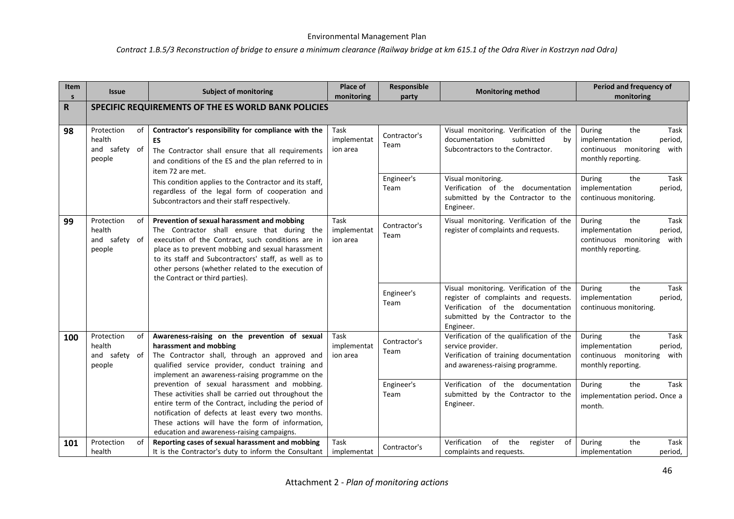| Items | Issue | Subject of monitoring | Place of monitoring | Responsible party | Monitoring method | Period and frequency of monitoring |
|---|---|---|---|---|---|---|
| **R** | **SPECIFIC REQUIREMENTS OF THE ES WORLD BANK POLICIES** | | | | | |
| **98** | Protection of health and safety of people | **Contractor's responsibility for compliance with the ES** The Contractor shall ensure that all requirements and conditions of the ES and the plan referred to in item 72 are met. This condition applies to the Contractor and its staff, regardless of the legal form of cooperation and Subcontractors and their staff respectively. | Task implementation area | Contractor's Team | Visual monitoring. Verification of the documentation submitted by Subcontractors to the Contractor. | During the Task implementation period, continuous monitoring with monthly reporting. |
| | | | | Engineer's Team | Visual monitoring. Verification of the documentation submitted by the Contractor to the Engineer. | During the Task implementation period, continuous monitoring. |
| **99** | Protection of health and safety of people | **Prevention of sexual harassment and mobbing** The Contractor shall ensure that during the execution of the Contract, such conditions are in place as to prevent mobbing and sexual harassment to its staff and Subcontractors' staff, as well as to other persons (whether related to the execution of the Contract or third parties). | Task implementation area | Contractor's Team | Visual monitoring. Verification of the register of complaints and requests. | During the Task implementation period, continuous monitoring with monthly reporting. |
| | | | | Engineer's Team | Visual monitoring. Verification of the register of complaints and requests. Verification of the documentation submitted by the Contractor to the Engineer. | During the Task implementation period, continuous monitoring. |
| **100** | Protection of health and safety of people | **Awareness-raising on the prevention of sexual harassment and mobbing** The Contractor shall, through an approved and qualified service provider, conduct training and implement an awareness-raising programme on the prevention of sexual harassment and mobbing. These activities shall be carried out throughout the entire term of the Contract, including the period of notification of defects at least every two months. These actions will have the form of information, education and awareness-raising campaigns. | Task implementation area | Contractor's Team | Verification of the qualification of the service provider. Verification of training documentation and awareness-raising programme. | During the Task implementation period, continuous monitoring with monthly reporting. |
| | | | | Engineer's Team | Verification of the documentation submitted by the Contractor to the Engineer. | During the Task implementation period. Once a month. |
| **101** | Protection of health | **Reporting cases of sexual harassment and mobbing** It is the Contractor's duty to inform the Consultant | Task implementat | Contractor's | Verification of the register of complaints and requests. | During the Task implementation period, |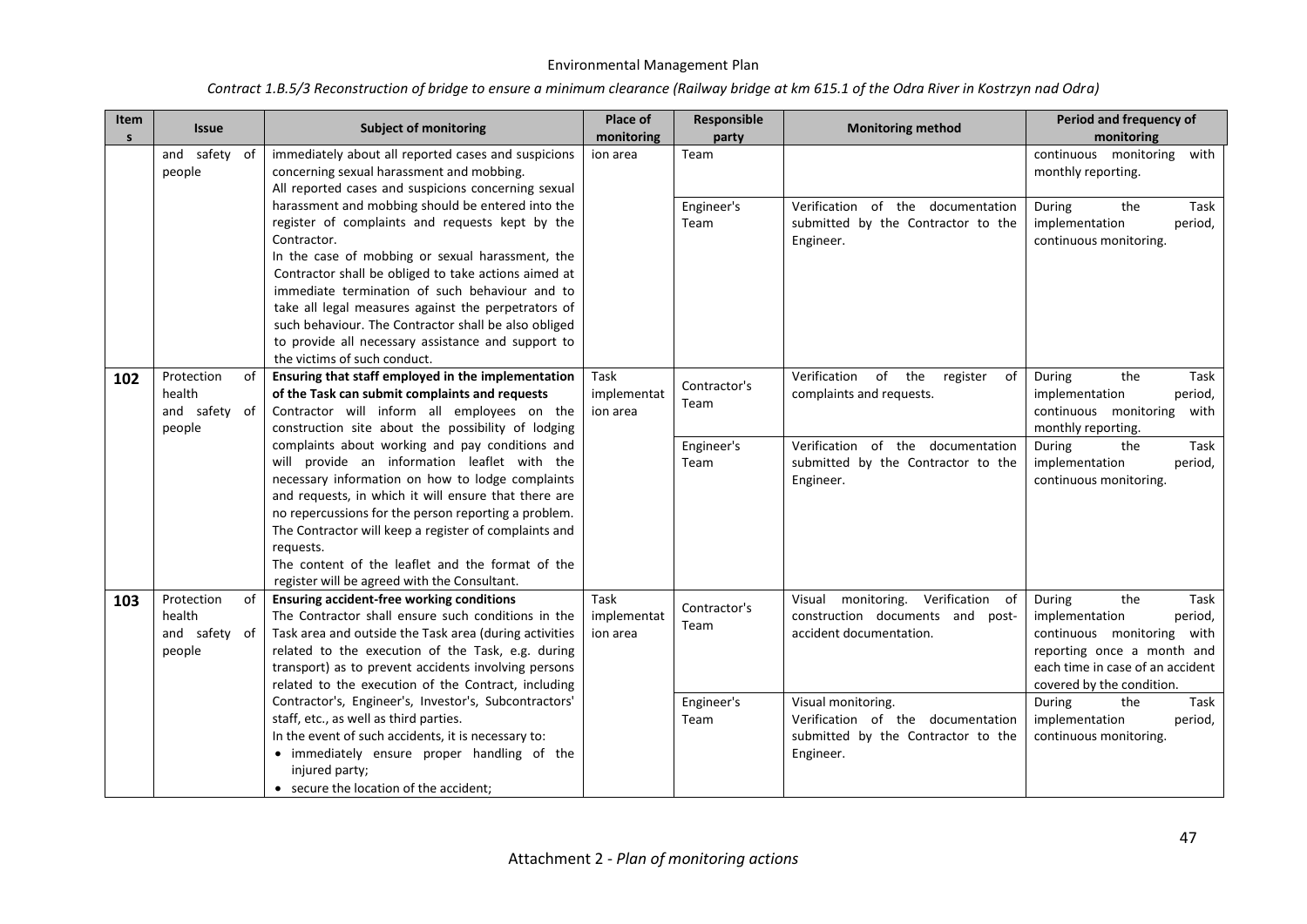Environmental Management Plan

*Contract 1.B.5/3 Reconstruction of bridge to ensure a minimum clearance (Railway bridge at km 615.1 of the Odra River in Kostrzyn nad Odra)*

| Items | Issue | Subject of monitoring | Place of monitoring | Responsible party | Monitoring method | Period and frequency of monitoring |
|---|---|---|---|---|---|---|
| | and safety of people | immediately about all reported cases and suspicions concerning sexual harassment and mobbing. All reported cases and suspicions concerning sexual harassment and mobbing should be entered into the register of complaints and requests kept by the Contractor. In the case of mobbing or sexual harassment, the Contractor shall be obliged to take actions aimed at immediate termination of such behaviour and to take all legal measures against the perpetrators of such behaviour. The Contractor shall be also obliged to provide all necessary assistance and support to the victims of such conduct. | ion area | Team | | continuous monitoring with monthly reporting. |
| | | | | Engineer's Team | Verification of the documentation submitted by the Contractor to the Engineer. | During the Task implementation period, continuous monitoring. |
| **102** | Protection of health and safety of people | **Ensuring that staff employed in the implementation of the Task can submit complaints and requests** Contractor will inform all employees on the construction site about the possibility of lodging complaints about working and pay conditions and will provide an information leaflet with the necessary information on how to lodge complaints and requests, in which it will ensure that there are no repercussions for the person reporting a problem. The Contractor will keep a register of complaints and requests. The content of the leaflet and the format of the register will be agreed with the Consultant. | Task implementation area | Contractor's Team | Verification of the register of complaints and requests. | During the Task implementation period, continuous monitoring with monthly reporting. |
| | | | | Engineer's Team | Verification of the documentation submitted by the Contractor to the Engineer. | During the Task implementation period, continuous monitoring. |
| **103** | Protection of health and safety of people | **Ensuring accident-free working conditions** The Contractor shall ensure such conditions in the Task area and outside the Task area (during activities related to the execution of the Task, e.g. during transport) as to prevent accidents involving persons related to the execution of the Contract, including Contractor's, Engineer's, Investor's, Subcontractors' staff, etc., as well as third parties. In the event of such accidents, it is necessary to: <br>• immediately ensure proper handling of the injured party; <br>• secure the location of the accident; | Task implementation area | Contractor's Team | Visual monitoring. Verification of construction documents and post-accident documentation. | During the Task implementation period, continuous monitoring with reporting once a month and each time in case of an accident covered by the condition. |
| | | | | Engineer's Team | Visual monitoring. Verification of the documentation submitted by the Contractor to the Engineer. | During the Task implementation period, continuous monitoring. |

Attachment 2 - *Plan of monitoring actions*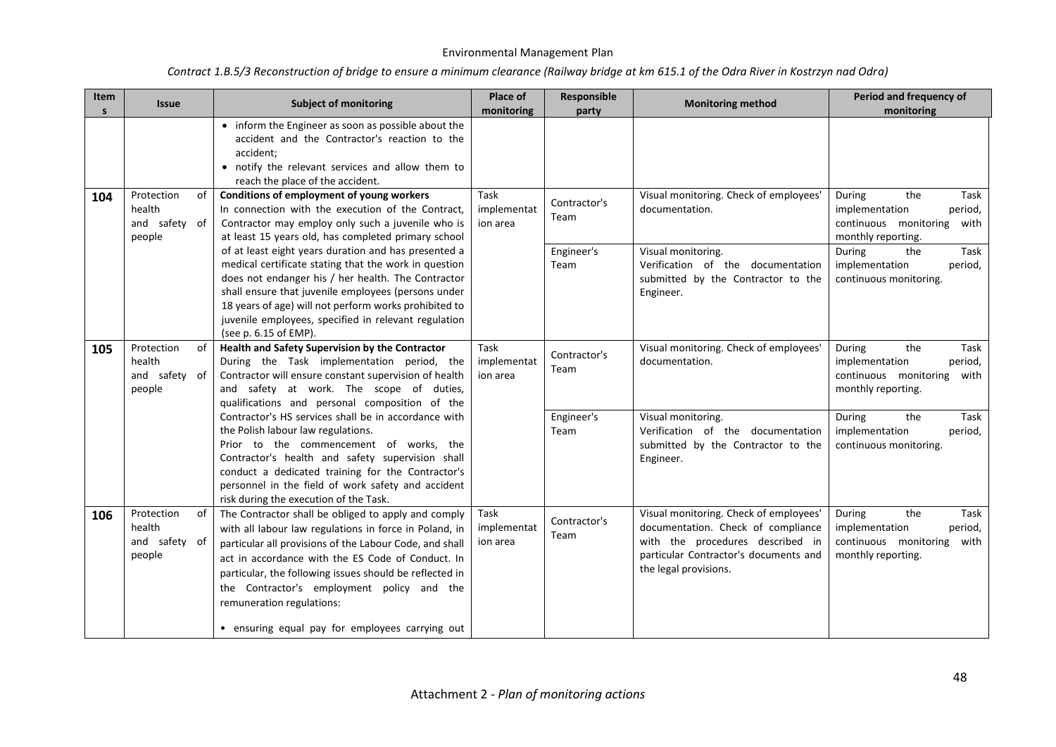| Items | Issue | Subject of monitoring | Place of monitoring | Responsible party | Monitoring method | Period and frequency of monitoring |
|---|---|---|---|---|---|---|
| | | • inform the Engineer as soon as possible about the accident and the Contractor's reaction to the accident;<br>• notify the relevant services and allow them to reach the place of the accident. | | | | |
| **104** | Protection of health and safety of people | **Conditions of employment of young workers**<br>In connection with the execution of the Contract, Contractor may employ only such a juvenile who is at least 15 years old, has completed primary school of at least eight years duration and has presented a medical certificate stating that the work in question does not endanger his / her health. The Contractor shall ensure that juvenile employees (persons under 18 years of age) will not perform works prohibited to juvenile employees, specified in relevant regulation (see p. 6.15 of EMP). | Task implementation area | Contractor's Team | Visual monitoring. Check of employees' documentation. | During the Task implementation period, continuous monitoring with monthly reporting. |
| | | | | Engineer's Team | Visual monitoring.<br>Verification of the documentation submitted by the Contractor to the Engineer. | During the Task implementation period, continuous monitoring. |
| **105** | Protection of health and safety of people | **Health and Safety Supervision by the Contractor**<br>During the Task implementation period, the Contractor will ensure constant supervision of health and safety at work. The scope of duties, qualifications and personal composition of the Contractor's HS services shall be in accordance with the Polish labour law regulations.<br>Prior to the commencement of works, the Contractor's health and safety supervision shall conduct a dedicated training for the Contractor's personnel in the field of work safety and accident risk during the execution of the Task. | Task implementation area | Contractor's Team | Visual monitoring. Check of employees' documentation. | During the Task implementation period, continuous monitoring with monthly reporting. |
| | | | | Engineer's Team | Visual monitoring.<br>Verification of the documentation submitted by the Contractor to the Engineer. | During the Task implementation period, continuous monitoring. |
| **106** | Protection of health and safety of people | The Contractor shall be obliged to apply and comply with all labour law regulations in force in Poland, in particular all provisions of the Labour Code, and shall act in accordance with the ES Code of Conduct. In particular, the following issues should be reflected in the Contractor's employment policy and the remuneration regulations:<br><br>• ensuring equal pay for employees carrying out | Task implementation area | Contractor's Team | Visual monitoring. Check of employees' documentation. Check of compliance with the procedures described in particular Contractor's documents and the legal provisions. | During the Task implementation period, continuous monitoring with monthly reporting. |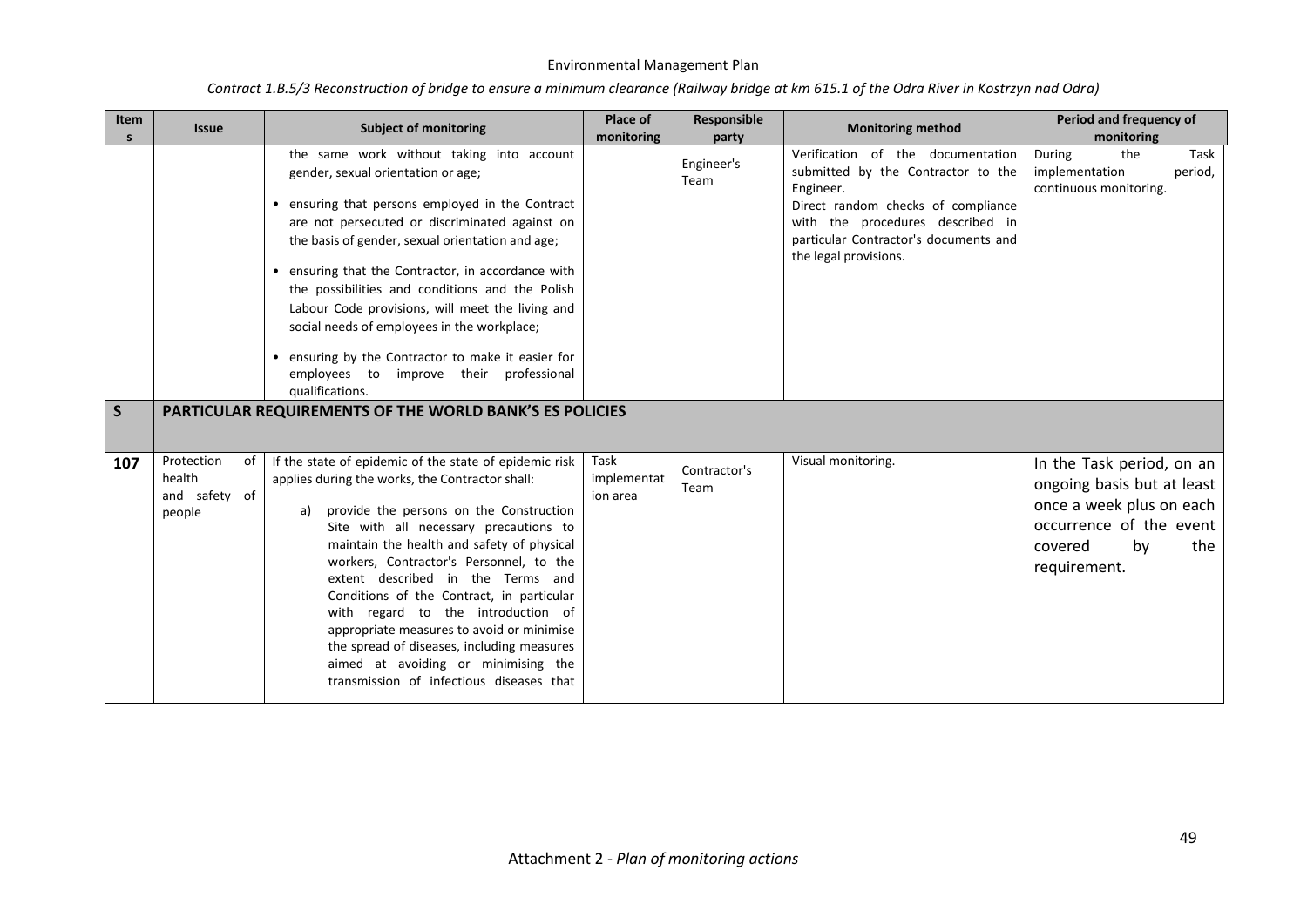| Items | Issue | Subject of monitoring | Place of monitoring | Responsible party | Monitoring method | Period and frequency of monitoring |
|---|---|---|---|---|---|---|
| | | the same work without taking into account gender, sexual orientation or age;<br>• ensuring that persons employed in the Contract are not persecuted or discriminated against on the basis of gender, sexual orientation and age;<br>• ensuring that the Contractor, in accordance with the possibilities and conditions and the Polish Labour Code provisions, will meet the living and social needs of employees in the workplace;<br>• ensuring by the Contractor to make it easier for employees to improve their professional qualifications. | | Engineer's Team | Verification of the documentation submitted by the Contractor to the Engineer.<br>Direct random checks of compliance with the procedures described in particular Contractor's documents and the legal provisions. | During the Task implementation period, continuous monitoring. |
| **S** | **PARTICULAR REQUIREMENTS OF THE WORLD BANK'S ES POLICIES** | | | | | |
| **107** | Protection of health and safety of people | If the state of epidemic of the state of epidemic risk applies during the works, the Contractor shall:<br>a) provide the persons on the Construction Site with all necessary precautions to maintain the health and safety of physical workers, Contractor's Personnel, to the extent described in the Terms and Conditions of the Contract, in particular with regard to the introduction of appropriate measures to avoid or minimise the spread of diseases, including measures aimed at avoiding or minimising the transmission of infectious diseases that | Task implementation area | Contractor's Team | Visual monitoring. | In the Task period, on an ongoing basis but at least once a week plus on each occurrence of the event covered by the requirement. |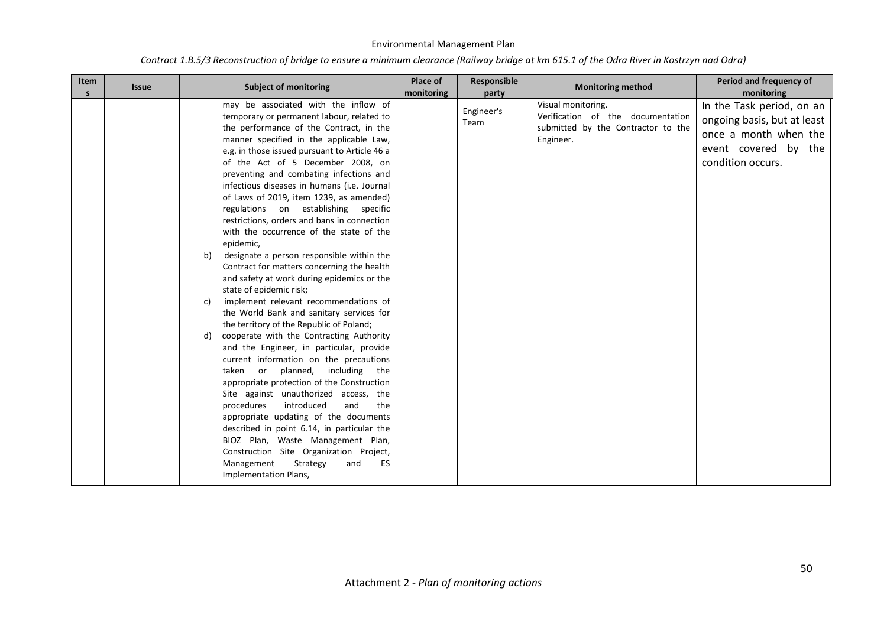Environmental Management Plan

*Contract 1.B.5/3 Reconstruction of bridge to ensure a minimum clearance (Railway bridge at km 615.1 of the Odra River in Kostrzyn nad Odra)*

| Items | Issue | Subject of monitoring | Place of monitoring | Responsible party | Monitoring method | Period and frequency of monitoring |
|---|---|---|---|---|---|---|
| | | may be associated with the inflow of temporary or permanent labour, related to the performance of the Contract, in the manner specified in the applicable Law, e.g. in those issued pursuant to Article 46 a of the Act of 5 December 2008, on preventing and combating infections and infectious diseases in humans (i.e. Journal of Laws of 2019, item 1239, as amended) regulations on establishing specific restrictions, orders and bans in connection with the occurrence of the state of the epidemic,<br>b) designate a person responsible within the Contract for matters concerning the health and safety at work during epidemics or the state of epidemic risk;<br>c) implement relevant recommendations of the World Bank and sanitary services for the territory of the Republic of Poland;<br>d) cooperate with the Contracting Authority and the Engineer, in particular, provide current information on the precautions taken or planned, including the appropriate protection of the Construction Site against unauthorized access, the procedures introduced and the appropriate updating of the documents described in point 6.14, in particular the BIOZ Plan, Waste Management Plan, Construction Site Organization Project, Management Strategy and ES Implementation Plans, | | Engineer's Team | Visual monitoring.<br>Verification of the documentation submitted by the Contractor to the Engineer. | In the Task period, on an ongoing basis, but at least once a month when the event covered by the condition occurs. |

Attachment 2 - *Plan of monitoring actions*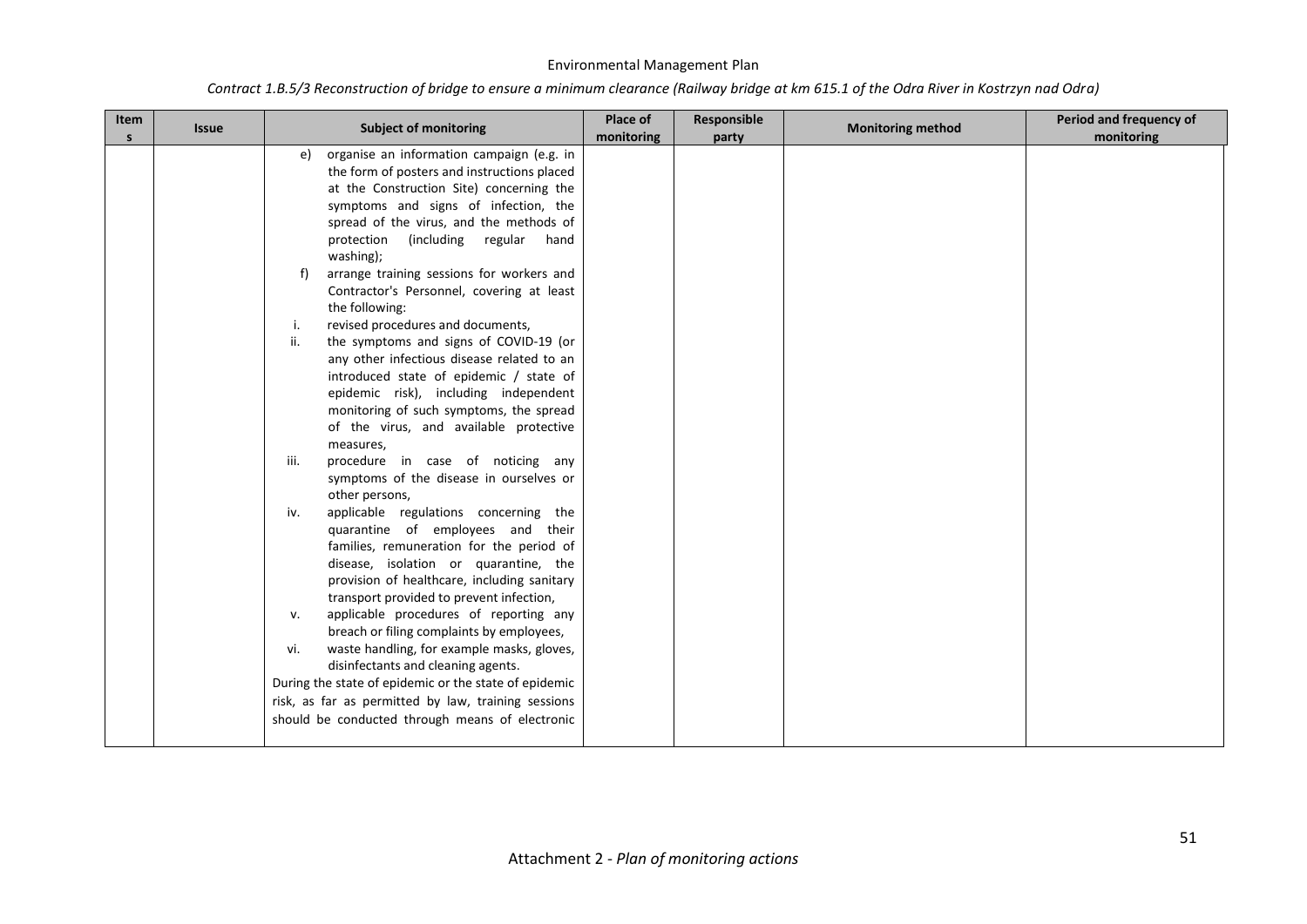| Items | Issue | Subject of monitoring | Place of monitoring | Responsible party | Monitoring method | Period and frequency of monitoring |
|---|---|---|---|---|---|---|
| | | e) organise an information campaign (e.g. in the form of posters and instructions placed at the Construction Site) concerning the symptoms and signs of infection, the spread of the virus, and the methods of protection (including regular hand washing);<br>f) arrange training sessions for workers and Contractor's Personnel, covering at least the following:<br>i. revised procedures and documents,<br>ii. the symptoms and signs of COVID-19 (or any other infectious disease related to an introduced state of epidemic / state of epidemic risk), including independent monitoring of such symptoms, the spread of the virus, and available protective measures,<br>iii. procedure in case of noticing any symptoms of the disease in ourselves or other persons,<br>iv. applicable regulations concerning the quarantine of employees and their families, remuneration for the period of disease, isolation or quarantine, the provision of healthcare, including sanitary transport provided to prevent infection,<br>v. applicable procedures of reporting any breach or filing complaints by employees,<br>vi. waste handling, for example masks, gloves, disinfectants and cleaning agents.<br>During the state of epidemic or the state of epidemic risk, as far as permitted by law, training sessions should be conducted through means of electronic | | | | |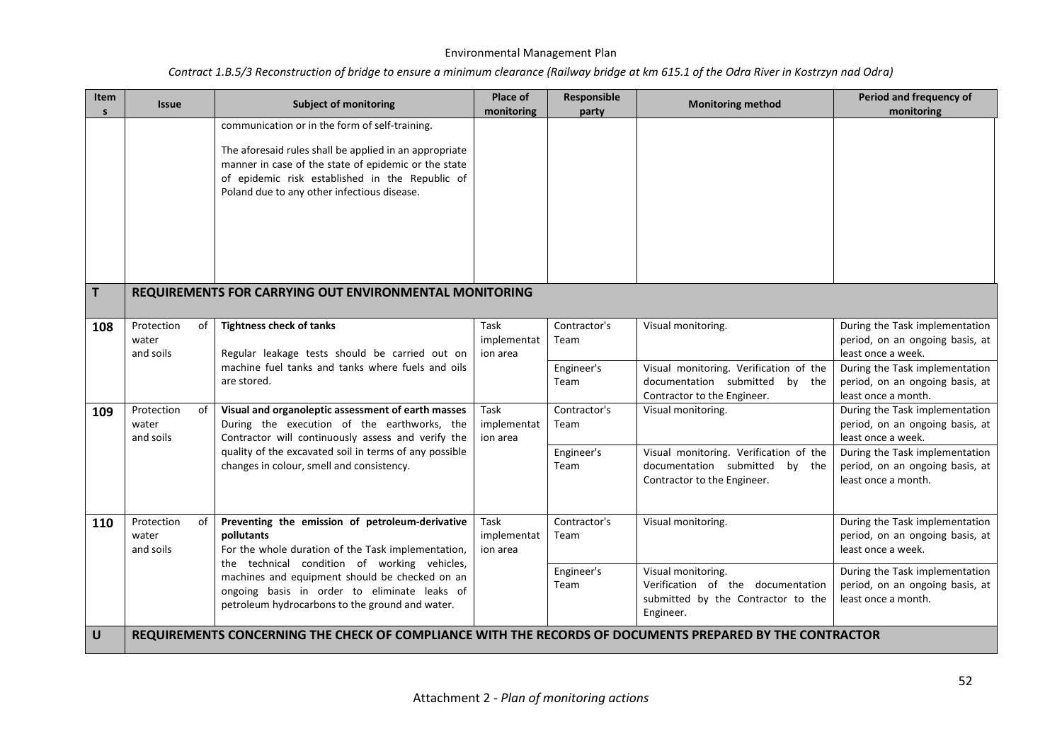| Items | Issue | Subject of monitoring | Place of monitoring | Responsible party | Monitoring method | Period and frequency of monitoring |
|---|---|---|---|---|---|---|
| | | communication or in the form of self-training.<br><br>The aforesaid rules shall be applied in an appropriate manner in case of the state of epidemic or the state of epidemic risk established in the Republic of Poland due to any other infectious disease. | | | | |
| **T** | **REQUIREMENTS FOR CARRYING OUT ENVIRONMENTAL MONITORING** | | | | | |
| **108** | Protection of water and soils | **Tightness check of tanks**<br><br>Regular leakage tests should be carried out on machine fuel tanks and tanks where fuels and oils are stored. | Task implementation area | Contractor's Team | Visual monitoring. | During the Task implementation period, on an ongoing basis, at least once a week. |
| | | | | Engineer's Team | Visual monitoring. Verification of the documentation submitted by the Contractor to the Engineer. | During the Task implementation period, on an ongoing basis, at least once a month. |
| **109** | Protection of water and soils | **Visual and organoleptic assessment of earth masses**<br>During the execution of the earthworks, the Contractor will continuously assess and verify the quality of the excavated soil in terms of any possible changes in colour, smell and consistency. | Task implementation area | Contractor's Team | Visual monitoring. | During the Task implementation period, on an ongoing basis, at least once a week. |
| | | | | Engineer's Team | Visual monitoring. Verification of the documentation submitted by the Contractor to the Engineer. | During the Task implementation period, on an ongoing basis, at least once a month. |
| **110** | Protection of water and soils | **Preventing the emission of petroleum-derivative pollutants**<br>For the whole duration of the Task implementation, the technical condition of working vehicles, machines and equipment should be checked on an ongoing basis in order to eliminate leaks of petroleum hydrocarbons to the ground and water. | Task implementation area | Contractor's Team | Visual monitoring. | During the Task implementation period, on an ongoing basis, at least once a week. |
| | | | | Engineer's Team | Visual monitoring.<br>Verification of the documentation submitted by the Contractor to the Engineer. | During the Task implementation period, on an ongoing basis, at least once a month. |
| **U** | **REQUIREMENTS CONCERNING THE CHECK OF COMPLIANCE WITH THE RECORDS OF DOCUMENTS PREPARED BY THE CONTRACTOR** | | | | | |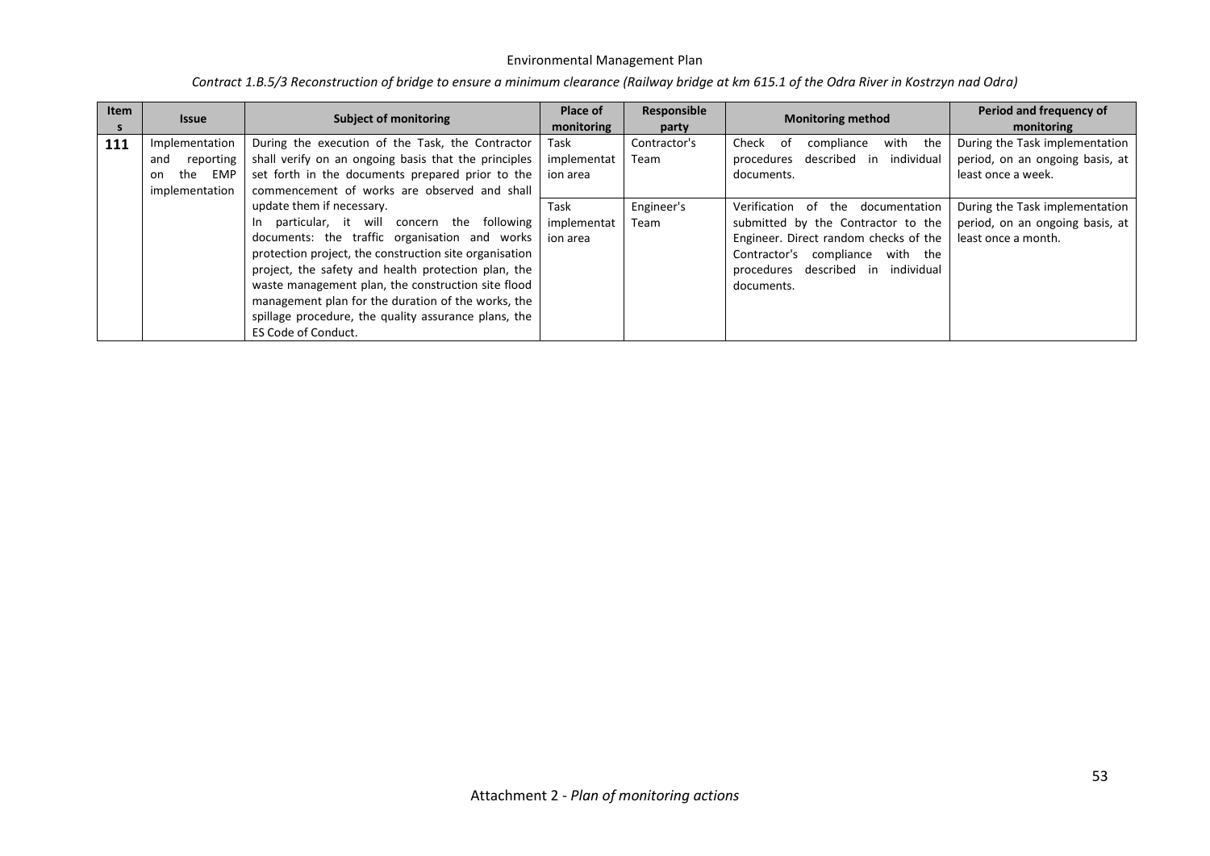| Items | Issue | Subject of monitoring | Place of monitoring | Responsible party | Monitoring method | Period and frequency of monitoring |
|---|---|---|---|---|---|---|
| 111 | Implementation and reporting on the EMP implementation | During the execution of the Task, the Contractor shall verify on an ongoing basis that the principles set forth in the documents prepared prior to the commencement of works are observed and shall update them if necessary. In particular, it will concern the following documents: the traffic organisation and works protection project, the construction site organisation project, the safety and health protection plan, the waste management plan, the construction site flood management plan for the duration of the works, the spillage procedure, the quality assurance plans, the ES Code of Conduct. | Task implementation area | Contractor's Team | Check of compliance with the procedures described in individual documents. | During the Task implementation period, on an ongoing basis, at least once a week. |
| | | | Task implementation area | Engineer's Team | Verification of the documentation submitted by the Contractor to the Engineer. Direct random checks of the Contractor's compliance with the procedures described in individual documents. | During the Task implementation period, on an ongoing basis, at least once a month. |